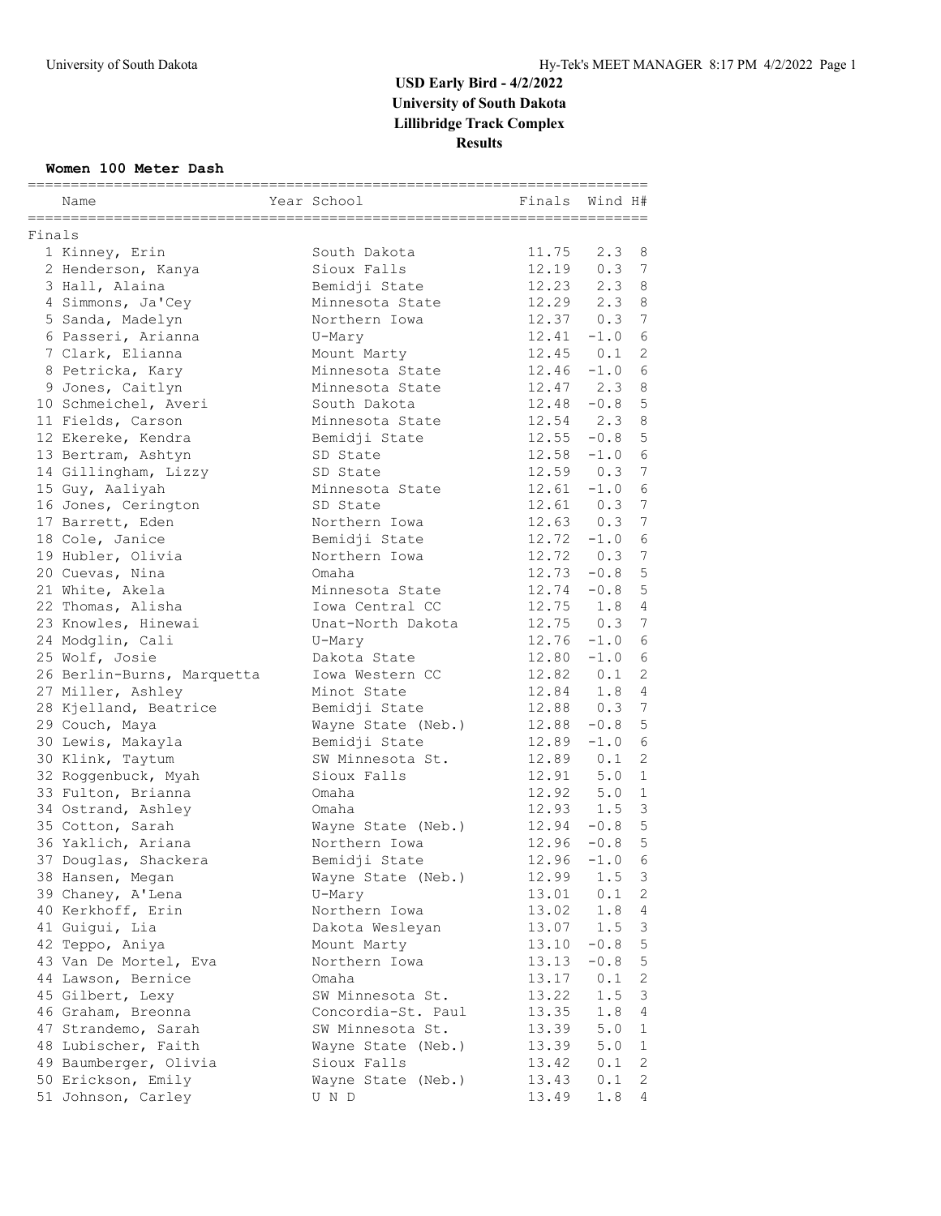# USD Early Bird - 4/2/2022
## University of South Dakota
## Lillibridge Track Complex
## Results

### Women 100 Meter Dash

**Finals**

| | Name | Year | School | Finals | Wind | H# |
|---|---|---|---|---|---|---|
| 1 | Kinney, Erin | | South Dakota | 11.75 | 2.3 | 8 |
| 2 | Henderson, Kanya | | Sioux Falls | 12.19 | 0.3 | 7 |
| 3 | Hall, Alaina | | Bemidji State | 12.23 | 2.3 | 8 |
| 4 | Simmons, Ja'Cey | | Minnesota State | 12.29 | 2.3 | 8 |
| 5 | Sanda, Madelyn | | Northern Iowa | 12.37 | 0.3 | 7 |
| 6 | Passeri, Arianna | | U-Mary | 12.41 | -1.0 | 6 |
| 7 | Clark, Elianna | | Mount Marty | 12.45 | 0.1 | 2 |
| 8 | Petricka, Kary | | Minnesota State | 12.46 | -1.0 | 6 |
| 9 | Jones, Caitlyn | | Minnesota State | 12.47 | 2.3 | 8 |
| 10 | Schmeichel, Averi | | South Dakota | 12.48 | -0.8 | 5 |
| 11 | Fields, Carson | | Minnesota State | 12.54 | 2.3 | 8 |
| 12 | Ekereke, Kendra | | Bemidji State | 12.55 | -0.8 | 5 |
| 13 | Bertram, Ashtyn | | SD State | 12.58 | -1.0 | 6 |
| 14 | Gillingham, Lizzy | | SD State | 12.59 | 0.3 | 7 |
| 15 | Guy, Aaliyah | | Minnesota State | 12.61 | -1.0 | 6 |
| 16 | Jones, Cerington | | SD State | 12.61 | 0.3 | 7 |
| 17 | Barrett, Eden | | Northern Iowa | 12.63 | 0.3 | 7 |
| 18 | Cole, Janice | | Bemidji State | 12.72 | -1.0 | 6 |
| 19 | Hubler, Olivia | | Northern Iowa | 12.72 | 0.3 | 7 |
| 20 | Cuevas, Nina | | Omaha | 12.73 | -0.8 | 5 |
| 21 | White, Akela | | Minnesota State | 12.74 | -0.8 | 5 |
| 22 | Thomas, Alisha | | Iowa Central CC | 12.75 | 1.8 | 4 |
| 23 | Knowles, Hinewai | | Unat-North Dakota | 12.75 | 0.3 | 7 |
| 24 | Modglin, Cali | | U-Mary | 12.76 | -1.0 | 6 |
| 25 | Wolf, Josie | | Dakota State | 12.80 | -1.0 | 6 |
| 26 | Berlin-Burns, Marquetta | | Iowa Western CC | 12.82 | 0.1 | 2 |
| 27 | Miller, Ashley | | Minot State | 12.84 | 1.8 | 4 |
| 28 | Kjelland, Beatrice | | Bemidji State | 12.88 | 0.3 | 7 |
| 29 | Couch, Maya | | Wayne State (Neb.) | 12.88 | -0.8 | 5 |
| 30 | Lewis, Makayla | | Bemidji State | 12.89 | -1.0 | 6 |
| 30 | Klink, Taytum | | SW Minnesota St. | 12.89 | 0.1 | 2 |
| 32 | Roggenbuck, Myah | | Sioux Falls | 12.91 | 5.0 | 1 |
| 33 | Fulton, Brianna | | Omaha | 12.92 | 5.0 | 1 |
| 34 | Ostrand, Ashley | | Omaha | 12.93 | 1.5 | 3 |
| 35 | Cotton, Sarah | | Wayne State (Neb.) | 12.94 | -0.8 | 5 |
| 36 | Yaklich, Ariana | | Northern Iowa | 12.96 | -0.8 | 5 |
| 37 | Douglas, Shackera | | Bemidji State | 12.96 | -1.0 | 6 |
| 38 | Hansen, Megan | | Wayne State (Neb.) | 12.99 | 1.5 | 3 |
| 39 | Chaney, A'Lena | | U-Mary | 13.01 | 0.1 | 2 |
| 40 | Kerkhoff, Erin | | Northern Iowa | 13.02 | 1.8 | 4 |
| 41 | Guigui, Lia | | Dakota Wesleyan | 13.07 | 1.5 | 3 |
| 42 | Teppo, Aniya | | Mount Marty | 13.10 | -0.8 | 5 |
| 43 | Van De Mortel, Eva | | Northern Iowa | 13.13 | -0.8 | 5 |
| 44 | Lawson, Bernice | | Omaha | 13.17 | 0.1 | 2 |
| 45 | Gilbert, Lexy | | SW Minnesota St. | 13.22 | 1.5 | 3 |
| 46 | Graham, Breonna | | Concordia-St. Paul | 13.35 | 1.8 | 4 |
| 47 | Strandemo, Sarah | | SW Minnesota St. | 13.39 | 5.0 | 1 |
| 48 | Lubischer, Faith | | Wayne State (Neb.) | 13.39 | 5.0 | 1 |
| 49 | Baumberger, Olivia | | Sioux Falls | 13.42 | 0.1 | 2 |
| 50 | Erickson, Emily | | Wayne State (Neb.) | 13.43 | 0.1 | 2 |
| 51 | Johnson, Carley | | U N D | 13.49 | 1.8 | 4 |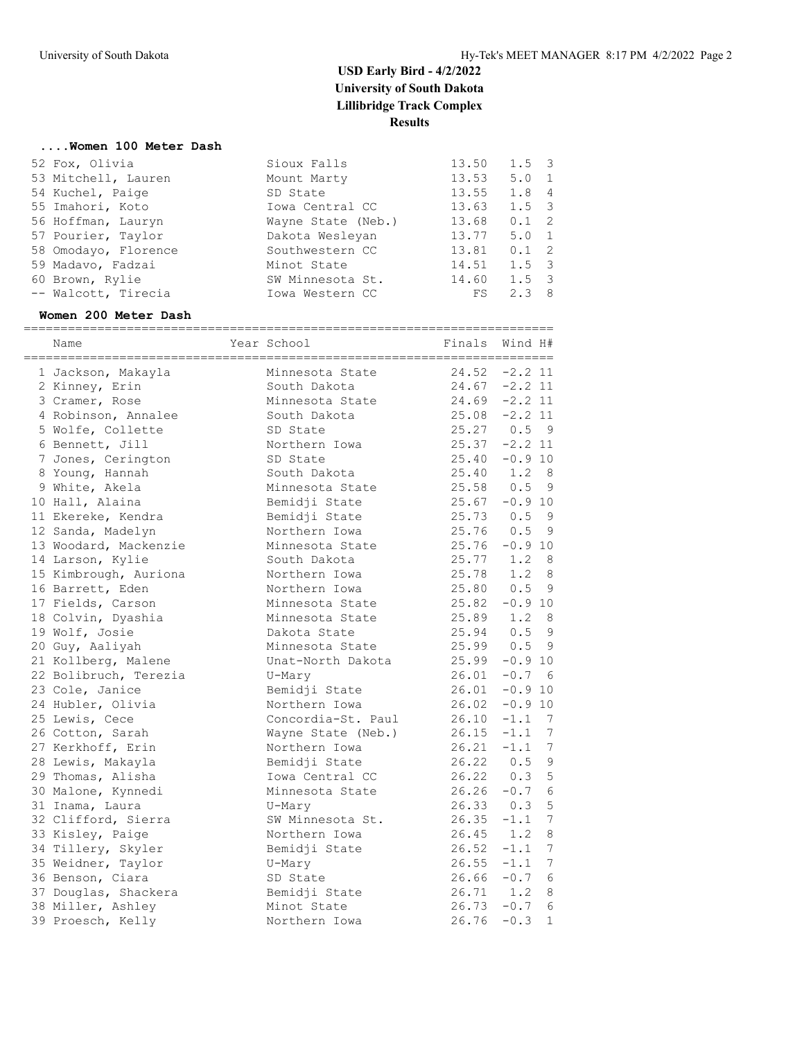# USD Early Bird - 4/2/2022
## University of South Dakota
## Lillibridge Track Complex
## Results

### ....Women 100 Meter Dash

| Place | Name | Year | School | Finals | Wind | H# |
|---|---|---|---|---|---|---|
| 52 | Fox, Olivia | | Sioux Falls | 13.50 | 1.5 | 3 |
| 53 | Mitchell, Lauren | | Mount Marty | 13.53 | 5.0 | 1 |
| 54 | Kuchel, Paige | | SD State | 13.55 | 1.8 | 4 |
| 55 | Imahori, Koto | | Iowa Central CC | 13.63 | 1.5 | 3 |
| 56 | Hoffman, Lauryn | | Wayne State (Neb.) | 13.68 | 0.1 | 2 |
| 57 | Pourier, Taylor | | Dakota Wesleyan | 13.77 | 5.0 | 1 |
| 58 | Omodayo, Florence | | Southwestern CC | 13.81 | 0.1 | 2 |
| 59 | Madavo, Fadzai | | Minot State | 14.51 | 1.5 | 3 |
| 60 | Brown, Rylie | | SW Minnesota St. | 14.60 | 1.5 | 3 |
| -- | Walcott, Tirecia | | Iowa Western CC | FS | 2.3 | 8 |

### Women 200 Meter Dash

| Place | Name | Year | School | Finals | Wind | H# |
|---|---|---|---|---|---|---|
| 1 | Jackson, Makayla | | Minnesota State | 24.52 | -2.2 | 11 |
| 2 | Kinney, Erin | | South Dakota | 24.67 | -2.2 | 11 |
| 3 | Cramer, Rose | | Minnesota State | 24.69 | -2.2 | 11 |
| 4 | Robinson, Annalee | | South Dakota | 25.08 | -2.2 | 11 |
| 5 | Wolfe, Collette | | SD State | 25.27 | 0.5 | 9 |
| 6 | Bennett, Jill | | Northern Iowa | 25.37 | -2.2 | 11 |
| 7 | Jones, Cerington | | SD State | 25.40 | -0.9 | 10 |
| 8 | Young, Hannah | | South Dakota | 25.40 | 1.2 | 8 |
| 9 | White, Akela | | Minnesota State | 25.58 | 0.5 | 9 |
| 10 | Hall, Alaina | | Bemidji State | 25.67 | -0.9 | 10 |
| 11 | Ekereke, Kendra | | Bemidji State | 25.73 | 0.5 | 9 |
| 12 | Sanda, Madelyn | | Northern Iowa | 25.76 | 0.5 | 9 |
| 13 | Woodard, Mackenzie | | Minnesota State | 25.76 | -0.9 | 10 |
| 14 | Larson, Kylie | | South Dakota | 25.77 | 1.2 | 8 |
| 15 | Kimbrough, Auriona | | Northern Iowa | 25.78 | 1.2 | 8 |
| 16 | Barrett, Eden | | Northern Iowa | 25.80 | 0.5 | 9 |
| 17 | Fields, Carson | | Minnesota State | 25.82 | -0.9 | 10 |
| 18 | Colvin, Dyashia | | Minnesota State | 25.89 | 1.2 | 8 |
| 19 | Wolf, Josie | | Dakota State | 25.94 | 0.5 | 9 |
| 20 | Guy, Aaliyah | | Minnesota State | 25.99 | 0.5 | 9 |
| 21 | Kollberg, Malene | | Unat-North Dakota | 25.99 | -0.9 | 10 |
| 22 | Bolibruch, Terezia | | U-Mary | 26.01 | -0.7 | 6 |
| 23 | Cole, Janice | | Bemidji State | 26.01 | -0.9 | 10 |
| 24 | Hubler, Olivia | | Northern Iowa | 26.02 | -0.9 | 10 |
| 25 | Lewis, Cece | | Concordia-St. Paul | 26.10 | -1.1 | 7 |
| 26 | Cotton, Sarah | | Wayne State (Neb.) | 26.15 | -1.1 | 7 |
| 27 | Kerkhoff, Erin | | Northern Iowa | 26.21 | -1.1 | 7 |
| 28 | Lewis, Makayla | | Bemidji State | 26.22 | 0.5 | 9 |
| 29 | Thomas, Alisha | | Iowa Central CC | 26.22 | 0.3 | 5 |
| 30 | Malone, Kynnedi | | Minnesota State | 26.26 | -0.7 | 6 |
| 31 | Inama, Laura | | U-Mary | 26.33 | 0.3 | 5 |
| 32 | Clifford, Sierra | | SW Minnesota St. | 26.35 | -1.1 | 7 |
| 33 | Kisley, Paige | | Northern Iowa | 26.45 | 1.2 | 8 |
| 34 | Tillery, Skyler | | Bemidji State | 26.52 | -1.1 | 7 |
| 35 | Weidner, Taylor | | U-Mary | 26.55 | -1.1 | 7 |
| 36 | Benson, Ciara | | SD State | 26.66 | -0.7 | 6 |
| 37 | Douglas, Shackera | | Bemidji State | 26.71 | 1.2 | 8 |
| 38 | Miller, Ashley | | Minot State | 26.73 | -0.7 | 6 |
| 39 | Proesch, Kelly | | Northern Iowa | 26.76 | -0.3 | 1 |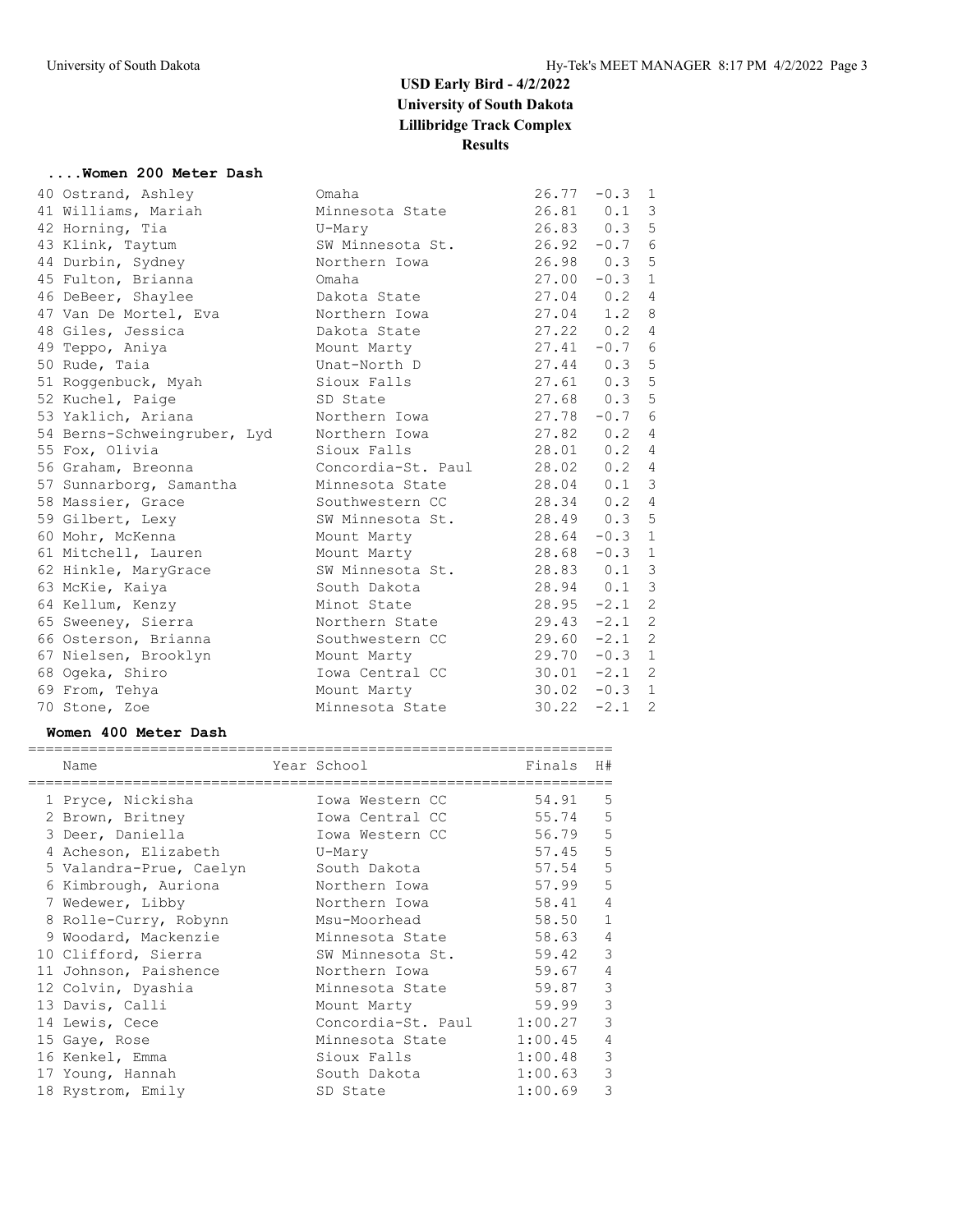# USD Early Bird - 4/2/2022
## University of South Dakota
## Lillibridge Track Complex
## Results

### ....Women 200 Meter Dash

| Place | Name | School | Finals | Wind | H# |
|---|---|---|---|---|---|
| 40 | Ostrand, Ashley | Omaha | 26.77 | -0.3 | 1 |
| 41 | Williams, Mariah | Minnesota State | 26.81 | 0.1 | 3 |
| 42 | Horning, Tia | U-Mary | 26.83 | 0.3 | 5 |
| 43 | Klink, Taytum | SW Minnesota St. | 26.92 | -0.7 | 6 |
| 44 | Durbin, Sydney | Northern Iowa | 26.98 | 0.3 | 5 |
| 45 | Fulton, Brianna | Omaha | 27.00 | -0.3 | 1 |
| 46 | DeBeer, Shaylee | Dakota State | 27.04 | 0.2 | 4 |
| 47 | Van De Mortel, Eva | Northern Iowa | 27.04 | 1.2 | 8 |
| 48 | Giles, Jessica | Dakota State | 27.22 | 0.2 | 4 |
| 49 | Teppo, Aniya | Mount Marty | 27.41 | -0.7 | 6 |
| 50 | Rude, Taia | Unat-North D | 27.44 | 0.3 | 5 |
| 51 | Roggenbuck, Myah | Sioux Falls | 27.61 | 0.3 | 5 |
| 52 | Kuchel, Paige | SD State | 27.68 | 0.3 | 5 |
| 53 | Yaklich, Ariana | Northern Iowa | 27.78 | -0.7 | 6 |
| 54 | Berns-Schweingruber, Lyd | Northern Iowa | 27.82 | 0.2 | 4 |
| 55 | Fox, Olivia | Sioux Falls | 28.01 | 0.2 | 4 |
| 56 | Graham, Breonna | Concordia-St. Paul | 28.02 | 0.2 | 4 |
| 57 | Sunnarborg, Samantha | Minnesota State | 28.04 | 0.1 | 3 |
| 58 | Massier, Grace | Southwestern CC | 28.34 | 0.2 | 4 |
| 59 | Gilbert, Lexy | SW Minnesota St. | 28.49 | 0.3 | 5 |
| 60 | Mohr, McKenna | Mount Marty | 28.64 | -0.3 | 1 |
| 61 | Mitchell, Lauren | Mount Marty | 28.68 | -0.3 | 1 |
| 62 | Hinkle, MaryGrace | SW Minnesota St. | 28.83 | 0.1 | 3 |
| 63 | McKie, Kaiya | South Dakota | 28.94 | 0.1 | 3 |
| 64 | Kellum, Kenzy | Minot State | 28.95 | -2.1 | 2 |
| 65 | Sweeney, Sierra | Northern State | 29.43 | -2.1 | 2 |
| 66 | Osterson, Brianna | Southwestern CC | 29.60 | -2.1 | 2 |
| 67 | Nielsen, Brooklyn | Mount Marty | 29.70 | -0.3 | 1 |
| 68 | Ogeka, Shiro | Iowa Central CC | 30.01 | -2.1 | 2 |
| 69 | From, Tehya | Mount Marty | 30.02 | -0.3 | 1 |
| 70 | Stone, Zoe | Minnesota State | 30.22 | -2.1 | 2 |

### Women 400 Meter Dash

| Place | Name | Year | School | Finals | H# |
|---|---|---|---|---|---|
| 1 | Pryce, Nickisha | | Iowa Western CC | 54.91 | 5 |
| 2 | Brown, Britney | | Iowa Central CC | 55.74 | 5 |
| 3 | Deer, Daniella | | Iowa Western CC | 56.79 | 5 |
| 4 | Acheson, Elizabeth | | U-Mary | 57.45 | 5 |
| 5 | Valandra-Prue, Caelyn | | South Dakota | 57.54 | 5 |
| 6 | Kimbrough, Auriona | | Northern Iowa | 57.99 | 5 |
| 7 | Wedewer, Libby | | Northern Iowa | 58.41 | 4 |
| 8 | Rolle-Curry, Robynn | | Msu-Moorhead | 58.50 | 1 |
| 9 | Woodard, Mackenzie | | Minnesota State | 58.63 | 4 |
| 10 | Clifford, Sierra | | SW Minnesota St. | 59.42 | 3 |
| 11 | Johnson, Paishence | | Northern Iowa | 59.67 | 4 |
| 12 | Colvin, Dyashia | | Minnesota State | 59.87 | 3 |
| 13 | Davis, Calli | | Mount Marty | 59.99 | 3 |
| 14 | Lewis, Cece | | Concordia-St. Paul | 1:00.27 | 3 |
| 15 | Gaye, Rose | | Minnesota State | 1:00.45 | 4 |
| 16 | Kenkel, Emma | | Sioux Falls | 1:00.48 | 3 |
| 17 | Young, Hannah | | South Dakota | 1:00.63 | 3 |
| 18 | Rystrom, Emily | | SD State | 1:00.69 | 3 |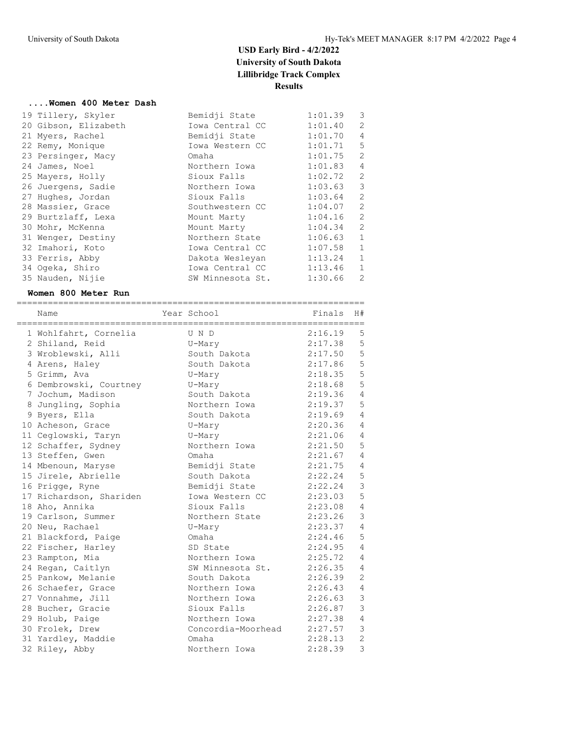# USD Early Bird - 4/2/2022
## University of South Dakota
## Lillibridge Track Complex
## Results

### ....Women 400 Meter Dash

| Place | Name | School | Finals | H# |
|---|---|---|---|---|
| 19 | Tillery, Skyler | Bemidji State | 1:01.39 | 3 |
| 20 | Gibson, Elizabeth | Iowa Central CC | 1:01.40 | 2 |
| 21 | Myers, Rachel | Bemidji State | 1:01.70 | 4 |
| 22 | Remy, Monique | Iowa Western CC | 1:01.71 | 5 |
| 23 | Persinger, Macy | Omaha | 1:01.75 | 2 |
| 24 | James, Noel | Northern Iowa | 1:01.83 | 4 |
| 25 | Mayers, Holly | Sioux Falls | 1:02.72 | 2 |
| 26 | Juergens, Sadie | Northern Iowa | 1:03.63 | 3 |
| 27 | Hughes, Jordan | Sioux Falls | 1:03.64 | 2 |
| 28 | Massier, Grace | Southwestern CC | 1:04.07 | 2 |
| 29 | Burtzlaff, Lexa | Mount Marty | 1:04.16 | 2 |
| 30 | Mohr, McKenna | Mount Marty | 1:04.34 | 2 |
| 31 | Wenger, Destiny | Northern State | 1:06.63 | 1 |
| 32 | Imahori, Koto | Iowa Central CC | 1:07.58 | 1 |
| 33 | Ferris, Abby | Dakota Wesleyan | 1:13.24 | 1 |
| 34 | Ogeka, Shiro | Iowa Central CC | 1:13.46 | 1 |
| 35 | Nauden, Nijie | SW Minnesota St. | 1:30.66 | 2 |

### Women 800 Meter Run

| Place | Name | Year School | Finals | H# |
|---|---|---|---|---|
| 1 | Wohlfahrt, Cornelia | U N D | 2:16.19 | 5 |
| 2 | Shiland, Reid | U-Mary | 2:17.38 | 5 |
| 3 | Wroblewski, Alli | South Dakota | 2:17.50 | 5 |
| 4 | Arens, Haley | South Dakota | 2:17.86 | 5 |
| 5 | Grimm, Ava | U-Mary | 2:18.35 | 5 |
| 6 | Dembrowski, Courtney | U-Mary | 2:18.68 | 5 |
| 7 | Jochum, Madison | South Dakota | 2:19.36 | 4 |
| 8 | Jungling, Sophia | Northern Iowa | 2:19.37 | 5 |
| 9 | Byers, Ella | South Dakota | 2:19.69 | 4 |
| 10 | Acheson, Grace | U-Mary | 2:20.36 | 4 |
| 11 | Ceglowski, Taryn | U-Mary | 2:21.06 | 4 |
| 12 | Schaffer, Sydney | Northern Iowa | 2:21.50 | 5 |
| 13 | Steffen, Gwen | Omaha | 2:21.67 | 4 |
| 14 | Mbenoun, Maryse | Bemidji State | 2:21.75 | 4 |
| 15 | Jirele, Abrielle | South Dakota | 2:22.24 | 5 |
| 16 | Prigge, Ryne | Bemidji State | 2:22.24 | 3 |
| 17 | Richardson, Shariden | Iowa Western CC | 2:23.03 | 5 |
| 18 | Aho, Annika | Sioux Falls | 2:23.08 | 4 |
| 19 | Carlson, Summer | Northern State | 2:23.26 | 3 |
| 20 | Neu, Rachael | U-Mary | 2:23.37 | 4 |
| 21 | Blackford, Paige | Omaha | 2:24.46 | 5 |
| 22 | Fischer, Harley | SD State | 2:24.95 | 4 |
| 23 | Rampton, Mia | Northern Iowa | 2:25.72 | 4 |
| 24 | Regan, Caitlyn | SW Minnesota St. | 2:26.35 | 4 |
| 25 | Pankow, Melanie | South Dakota | 2:26.39 | 2 |
| 26 | Schaefer, Grace | Northern Iowa | 2:26.43 | 4 |
| 27 | Vonnahme, Jill | Northern Iowa | 2:26.63 | 3 |
| 28 | Bucher, Gracie | Sioux Falls | 2:26.87 | 3 |
| 29 | Holub, Paige | Northern Iowa | 2:27.38 | 4 |
| 30 | Frolek, Drew | Concordia-Moorhead | 2:27.57 | 3 |
| 31 | Yardley, Maddie | Omaha | 2:28.13 | 2 |
| 32 | Riley, Abby | Northern Iowa | 2:28.39 | 3 |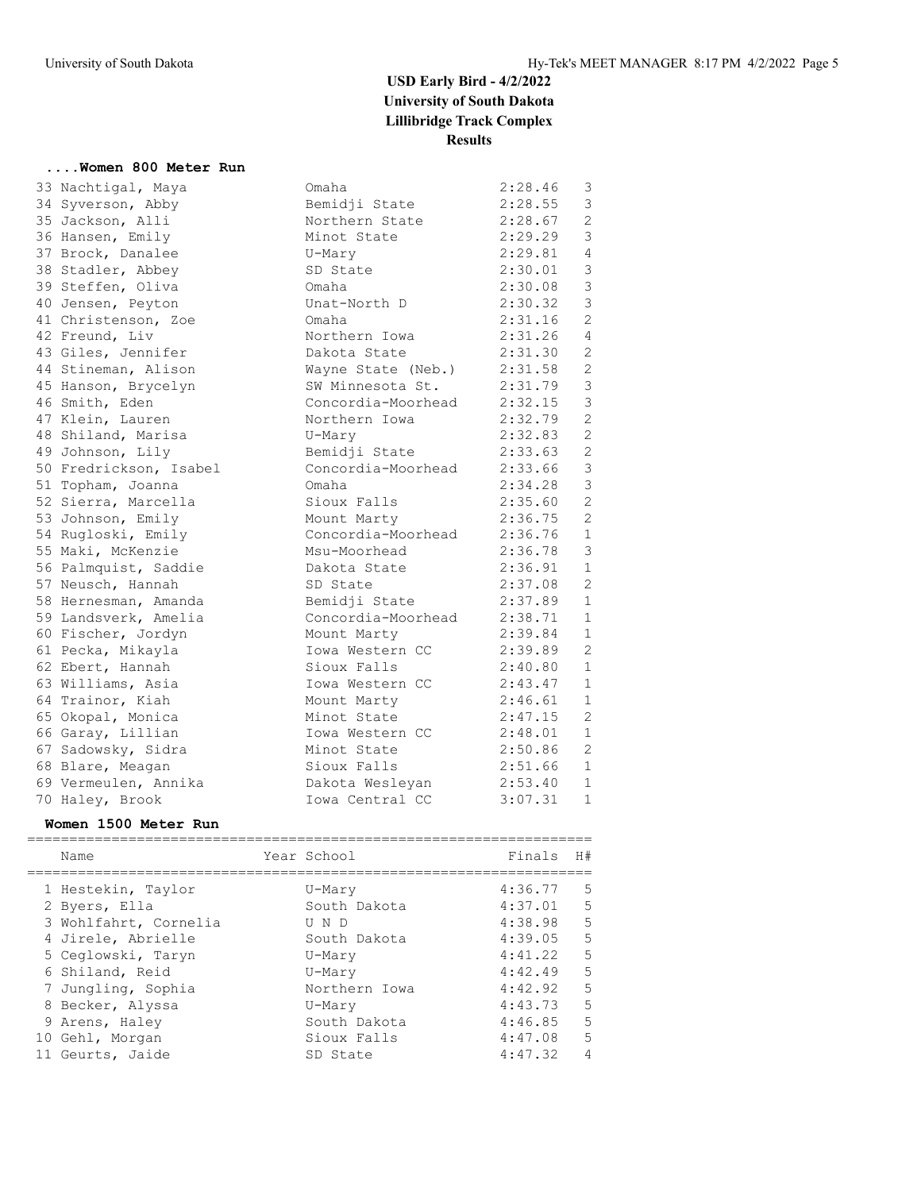# USD Early Bird - 4/2/2022
## University of South Dakota
## Lillibridge Track Complex
## Results

### ....Women 800 Meter Run

| Place | Name | Year | School | Finals | H# |
|---|---|---|---|---|---|
| 33 | Nachtigal, Maya | | Omaha | 2:28.46 | 3 |
| 34 | Syverson, Abby | | Bemidji State | 2:28.55 | 3 |
| 35 | Jackson, Alli | | Northern State | 2:28.67 | 2 |
| 36 | Hansen, Emily | | Minot State | 2:29.29 | 3 |
| 37 | Brock, Danalee | | U-Mary | 2:29.81 | 4 |
| 38 | Stadler, Abbey | | SD State | 2:30.01 | 3 |
| 39 | Steffen, Oliva | | Omaha | 2:30.08 | 3 |
| 40 | Jensen, Peyton | | Unat-North D | 2:30.32 | 3 |
| 41 | Christenson, Zoe | | Omaha | 2:31.16 | 2 |
| 42 | Freund, Liv | | Northern Iowa | 2:31.26 | 4 |
| 43 | Giles, Jennifer | | Dakota State | 2:31.30 | 2 |
| 44 | Stineman, Alison | | Wayne State (Neb.) | 2:31.58 | 2 |
| 45 | Hanson, Brycelyn | | SW Minnesota St. | 2:31.79 | 3 |
| 46 | Smith, Eden | | Concordia-Moorhead | 2:32.15 | 3 |
| 47 | Klein, Lauren | | Northern Iowa | 2:32.79 | 2 |
| 48 | Shiland, Marisa | | U-Mary | 2:32.83 | 2 |
| 49 | Johnson, Lily | | Bemidji State | 2:33.63 | 2 |
| 50 | Fredrickson, Isabel | | Concordia-Moorhead | 2:33.66 | 3 |
| 51 | Topham, Joanna | | Omaha | 2:34.28 | 3 |
| 52 | Sierra, Marcella | | Sioux Falls | 2:35.60 | 2 |
| 53 | Johnson, Emily | | Mount Marty | 2:36.75 | 2 |
| 54 | Rugloski, Emily | | Concordia-Moorhead | 2:36.76 | 1 |
| 55 | Maki, McKenzie | | Msu-Moorhead | 2:36.78 | 3 |
| 56 | Palmquist, Saddie | | Dakota State | 2:36.91 | 1 |
| 57 | Neusch, Hannah | | SD State | 2:37.08 | 2 |
| 58 | Hernesman, Amanda | | Bemidji State | 2:37.89 | 1 |
| 59 | Landsverk, Amelia | | Concordia-Moorhead | 2:38.71 | 1 |
| 60 | Fischer, Jordyn | | Mount Marty | 2:39.84 | 1 |
| 61 | Pecka, Mikayla | | Iowa Western CC | 2:39.89 | 2 |
| 62 | Ebert, Hannah | | Sioux Falls | 2:40.80 | 1 |
| 63 | Williams, Asia | | Iowa Western CC | 2:43.47 | 1 |
| 64 | Trainor, Kiah | | Mount Marty | 2:46.61 | 1 |
| 65 | Okopal, Monica | | Minot State | 2:47.15 | 2 |
| 66 | Garay, Lillian | | Iowa Western CC | 2:48.01 | 1 |
| 67 | Sadowsky, Sidra | | Minot State | 2:50.86 | 2 |
| 68 | Blare, Meagan | | Sioux Falls | 2:51.66 | 1 |
| 69 | Vermeulen, Annika | | Dakota Wesleyan | 2:53.40 | 1 |
| 70 | Haley, Brook | | Iowa Central CC | 3:07.31 | 1 |

### Women 1500 Meter Run

| Place | Name | Year | School | Finals | H# |
|---|---|---|---|---|---|
| 1 | Hestekin, Taylor | | U-Mary | 4:36.77 | 5 |
| 2 | Byers, Ella | | South Dakota | 4:37.01 | 5 |
| 3 | Wohlfahrt, Cornelia | | U N D | 4:38.98 | 5 |
| 4 | Jirele, Abrielle | | South Dakota | 4:39.05 | 5 |
| 5 | Ceglowski, Taryn | | U-Mary | 4:41.22 | 5 |
| 6 | Shiland, Reid | | U-Mary | 4:42.49 | 5 |
| 7 | Jungling, Sophia | | Northern Iowa | 4:42.92 | 5 |
| 8 | Becker, Alyssa | | U-Mary | 4:43.73 | 5 |
| 9 | Arens, Haley | | South Dakota | 4:46.85 | 5 |
| 10 | Gehl, Morgan | | Sioux Falls | 4:47.08 | 5 |
| 11 | Geurts, Jaide | | SD State | 4:47.32 | 4 |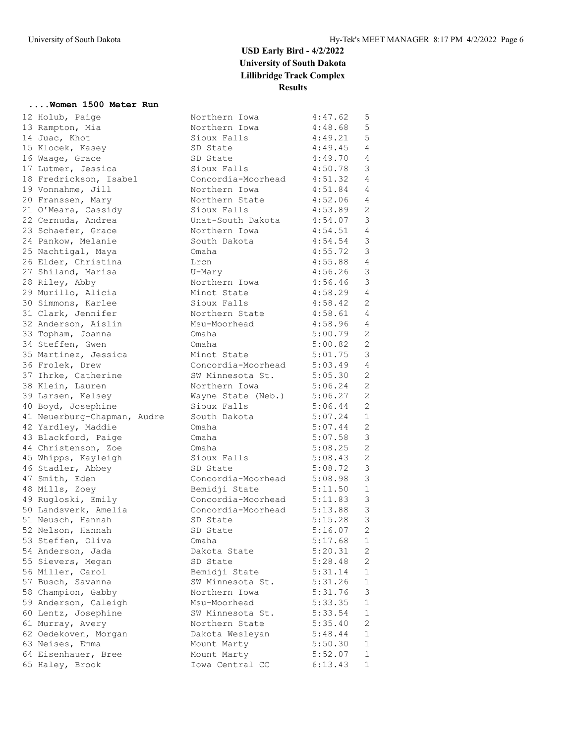# USD Early Bird - 4/2/2022
## University of South Dakota
## Lillibridge Track Complex
## Results

### ....Women 1500 Meter Run

| Place | Name | School | Time | Heat |
|---|---|---|---|---|
| 12 | Holub, Paige | Northern Iowa | 4:47.62 | 5 |
| 13 | Rampton, Mia | Northern Iowa | 4:48.68 | 5 |
| 14 | Juac, Khot | Sioux Falls | 4:49.21 | 5 |
| 15 | Klocek, Kasey | SD State | 4:49.45 | 4 |
| 16 | Waage, Grace | SD State | 4:49.70 | 4 |
| 17 | Lutmer, Jessica | Sioux Falls | 4:50.78 | 3 |
| 18 | Fredrickson, Isabel | Concordia-Moorhead | 4:51.32 | 4 |
| 19 | Vonnahme, Jill | Northern Iowa | 4:51.84 | 4 |
| 20 | Franssen, Mary | Northern State | 4:52.06 | 4 |
| 21 | O'Meara, Cassidy | Sioux Falls | 4:53.89 | 2 |
| 22 | Cernuda, Andrea | Unat-South Dakota | 4:54.07 | 3 |
| 23 | Schaefer, Grace | Northern Iowa | 4:54.51 | 4 |
| 24 | Pankow, Melanie | South Dakota | 4:54.54 | 3 |
| 25 | Nachtigal, Maya | Omaha | 4:55.72 | 3 |
| 26 | Elder, Christina | Lrcn | 4:55.88 | 4 |
| 27 | Shiland, Marisa | U-Mary | 4:56.26 | 3 |
| 28 | Riley, Abby | Northern Iowa | 4:56.46 | 3 |
| 29 | Murillo, Alicia | Minot State | 4:58.29 | 4 |
| 30 | Simmons, Karlee | Sioux Falls | 4:58.42 | 2 |
| 31 | Clark, Jennifer | Northern State | 4:58.61 | 4 |
| 32 | Anderson, Aislin | Msu-Moorhead | 4:58.96 | 4 |
| 33 | Topham, Joanna | Omaha | 5:00.79 | 2 |
| 34 | Steffen, Gwen | Omaha | 5:00.82 | 2 |
| 35 | Martinez, Jessica | Minot State | 5:01.75 | 3 |
| 36 | Frolek, Drew | Concordia-Moorhead | 5:03.49 | 4 |
| 37 | Ihrke, Catherine | SW Minnesota St. | 5:05.30 | 2 |
| 38 | Klein, Lauren | Northern Iowa | 5:06.24 | 2 |
| 39 | Larsen, Kelsey | Wayne State (Neb.) | 5:06.27 | 2 |
| 40 | Boyd, Josephine | Sioux Falls | 5:06.44 | 2 |
| 41 | Neuerburg-Chapman, Audre | South Dakota | 5:07.24 | 1 |
| 42 | Yardley, Maddie | Omaha | 5:07.44 | 2 |
| 43 | Blackford, Paige | Omaha | 5:07.58 | 3 |
| 44 | Christenson, Zoe | Omaha | 5:08.25 | 2 |
| 45 | Whipps, Kayleigh | Sioux Falls | 5:08.43 | 2 |
| 46 | Stadler, Abbey | SD State | 5:08.72 | 3 |
| 47 | Smith, Eden | Concordia-Moorhead | 5:08.98 | 3 |
| 48 | Mills, Zoey | Bemidji State | 5:11.50 | 1 |
| 49 | Rugloski, Emily | Concordia-Moorhead | 5:11.83 | 3 |
| 50 | Landsverk, Amelia | Concordia-Moorhead | 5:13.88 | 3 |
| 51 | Neusch, Hannah | SD State | 5:15.28 | 3 |
| 52 | Nelson, Hannah | SD State | 5:16.07 | 2 |
| 53 | Steffen, Oliva | Omaha | 5:17.68 | 1 |
| 54 | Anderson, Jada | Dakota State | 5:20.31 | 2 |
| 55 | Sievers, Megan | SD State | 5:28.48 | 2 |
| 56 | Miller, Carol | Bemidji State | 5:31.14 | 1 |
| 57 | Busch, Savanna | SW Minnesota St. | 5:31.26 | 1 |
| 58 | Champion, Gabby | Northern Iowa | 5:31.76 | 3 |
| 59 | Anderson, Caleigh | Msu-Moorhead | 5:33.35 | 1 |
| 60 | Lentz, Josephine | SW Minnesota St. | 5:33.54 | 1 |
| 61 | Murray, Avery | Northern State | 5:35.40 | 2 |
| 62 | Oedekoven, Morgan | Dakota Wesleyan | 5:48.44 | 1 |
| 63 | Neises, Emma | Mount Marty | 5:50.30 | 1 |
| 64 | Eisenhauer, Bree | Mount Marty | 5:52.07 | 1 |
| 65 | Haley, Brook | Iowa Central CC | 6:13.43 | 1 |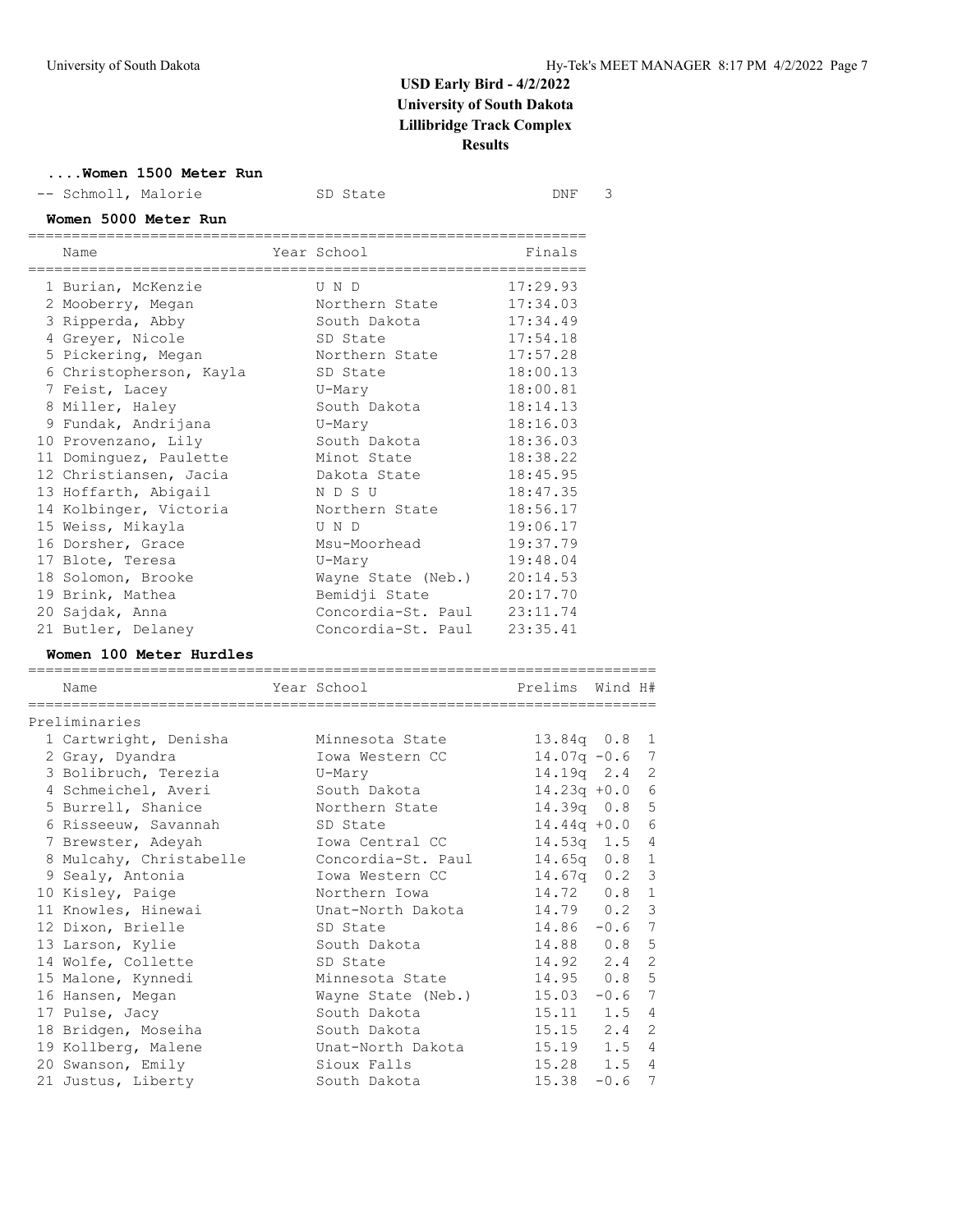# USD Early Bird - 4/2/2022
## University of South Dakota
## Lillibridge Track Complex
## Results

### ....Women 1500 Meter Run

| | Name | Year School | Finals | H# |
|---|---|---|---|---|
| -- | Schmoll, Malorie | SD State | DNF | 3 |

### Women 5000 Meter Run

| | Name | Year School | Finals |
|---|---|---|---|
| 1 | Burian, McKenzie | U N D | 17:29.93 |
| 2 | Mooberry, Megan | Northern State | 17:34.03 |
| 3 | Ripperda, Abby | South Dakota | 17:34.49 |
| 4 | Greyer, Nicole | SD State | 17:54.18 |
| 5 | Pickering, Megan | Northern State | 17:57.28 |
| 6 | Christopherson, Kayla | SD State | 18:00.13 |
| 7 | Feist, Lacey | U-Mary | 18:00.81 |
| 8 | Miller, Haley | South Dakota | 18:14.13 |
| 9 | Fundak, Andrijana | U-Mary | 18:16.03 |
| 10 | Provenzano, Lily | South Dakota | 18:36.03 |
| 11 | Dominguez, Paulette | Minot State | 18:38.22 |
| 12 | Christiansen, Jacia | Dakota State | 18:45.95 |
| 13 | Hoffarth, Abigail | N D S U | 18:47.35 |
| 14 | Kolbinger, Victoria | Northern State | 18:56.17 |
| 15 | Weiss, Mikayla | U N D | 19:06.17 |
| 16 | Dorsher, Grace | Msu-Moorhead | 19:37.79 |
| 17 | Blote, Teresa | U-Mary | 19:48.04 |
| 18 | Solomon, Brooke | Wayne State (Neb.) | 20:14.53 |
| 19 | Brink, Mathea | Bemidji State | 20:17.70 |
| 20 | Sajdak, Anna | Concordia-St. Paul | 23:11.74 |
| 21 | Butler, Delaney | Concordia-St. Paul | 23:35.41 |

### Women 100 Meter Hurdles

Preliminaries

| | Name | Year School | Prelims | Wind | H# |
|---|---|---|---|---|---|
| 1 | Cartwright, Denisha | Minnesota State | 13.84q | 0.8 | 1 |
| 2 | Gray, Dyandra | Iowa Western CC | 14.07q | -0.6 | 7 |
| 3 | Bolibruch, Terezia | U-Mary | 14.19q | 2.4 | 2 |
| 4 | Schmeichel, Averi | South Dakota | 14.23q | +0.0 | 6 |
| 5 | Burrell, Shanice | Northern State | 14.39q | 0.8 | 5 |
| 6 | Risseeuw, Savannah | SD State | 14.44q | +0.0 | 6 |
| 7 | Brewster, Adeyah | Iowa Central CC | 14.53q | 1.5 | 4 |
| 8 | Mulcahy, Christabelle | Concordia-St. Paul | 14.65q | 0.8 | 1 |
| 9 | Sealy, Antonia | Iowa Western CC | 14.67q | 0.2 | 3 |
| 10 | Kisley, Paige | Northern Iowa | 14.72 | 0.8 | 1 |
| 11 | Knowles, Hinewai | Unat-North Dakota | 14.79 | 0.2 | 3 |
| 12 | Dixon, Brielle | SD State | 14.86 | -0.6 | 7 |
| 13 | Larson, Kylie | South Dakota | 14.88 | 0.8 | 5 |
| 14 | Wolfe, Collette | SD State | 14.92 | 2.4 | 2 |
| 15 | Malone, Kynnedi | Minnesota State | 14.95 | 0.8 | 5 |
| 16 | Hansen, Megan | Wayne State (Neb.) | 15.03 | -0.6 | 7 |
| 17 | Pulse, Jacy | South Dakota | 15.11 | 1.5 | 4 |
| 18 | Bridgen, Moseiha | South Dakota | 15.15 | 2.4 | 2 |
| 19 | Kollberg, Malene | Unat-North Dakota | 15.19 | 1.5 | 4 |
| 20 | Swanson, Emily | Sioux Falls | 15.28 | 1.5 | 4 |
| 21 | Justus, Liberty | South Dakota | 15.38 | -0.6 | 7 |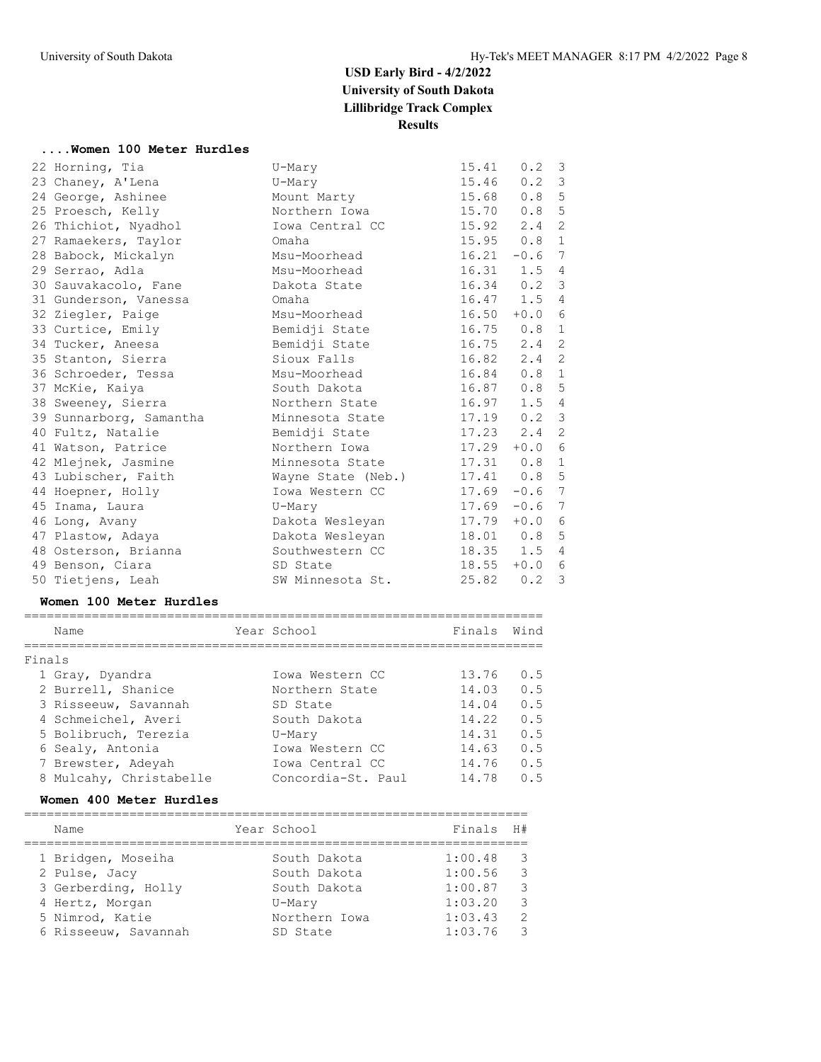# USD Early Bird - 4/2/2022
## University of South Dakota
## Lillibridge Track Complex
## Results

### ....Women 100 Meter Hurdles

| Place | Name | School | Time | Wind | H# |
|---|---|---|---|---|---|
| 22 | Horning, Tia | U-Mary | 15.41 | 0.2 | 3 |
| 23 | Chaney, A'Lena | U-Mary | 15.46 | 0.2 | 3 |
| 24 | George, Ashinee | Mount Marty | 15.68 | 0.8 | 5 |
| 25 | Proesch, Kelly | Northern Iowa | 15.70 | 0.8 | 5 |
| 26 | Thichiot, Nyadhol | Iowa Central CC | 15.92 | 2.4 | 2 |
| 27 | Ramaekers, Taylor | Omaha | 15.95 | 0.8 | 1 |
| 28 | Babock, Mickalyn | Msu-Moorhead | 16.21 | -0.6 | 7 |
| 29 | Serrao, Adla | Msu-Moorhead | 16.31 | 1.5 | 4 |
| 30 | Sauvakacolo, Fane | Dakota State | 16.34 | 0.2 | 3 |
| 31 | Gunderson, Vanessa | Omaha | 16.47 | 1.5 | 4 |
| 32 | Ziegler, Paige | Msu-Moorhead | 16.50 | +0.0 | 6 |
| 33 | Curtice, Emily | Bemidji State | 16.75 | 0.8 | 1 |
| 34 | Tucker, Aneesa | Bemidji State | 16.75 | 2.4 | 2 |
| 35 | Stanton, Sierra | Sioux Falls | 16.82 | 2.4 | 2 |
| 36 | Schroeder, Tessa | Msu-Moorhead | 16.84 | 0.8 | 1 |
| 37 | McKie, Kaiya | South Dakota | 16.87 | 0.8 | 5 |
| 38 | Sweeney, Sierra | Northern State | 16.97 | 1.5 | 4 |
| 39 | Sunnarborg, Samantha | Minnesota State | 17.19 | 0.2 | 3 |
| 40 | Fultz, Natalie | Bemidji State | 17.23 | 2.4 | 2 |
| 41 | Watson, Patrice | Northern Iowa | 17.29 | +0.0 | 6 |
| 42 | Mlejnek, Jasmine | Minnesota State | 17.31 | 0.8 | 1 |
| 43 | Lubischer, Faith | Wayne State (Neb.) | 17.41 | 0.8 | 5 |
| 44 | Hoepner, Holly | Iowa Western CC | 17.69 | -0.6 | 7 |
| 45 | Inama, Laura | U-Mary | 17.69 | -0.6 | 7 |
| 46 | Long, Avany | Dakota Wesleyan | 17.79 | +0.0 | 6 |
| 47 | Plastow, Adaya | Dakota Wesleyan | 18.01 | 0.8 | 5 |
| 48 | Osterson, Brianna | Southwestern CC | 18.35 | 1.5 | 4 |
| 49 | Benson, Ciara | SD State | 18.55 | +0.0 | 6 |
| 50 | Tietjens, Leah | SW Minnesota St. | 25.82 | 0.2 | 3 |

### Women 100 Meter Hurdles

Finals

| Place | Name | Year | School | Finals | Wind |
|---|---|---|---|---|---|
| 1 | Gray, Dyandra | | Iowa Western CC | 13.76 | 0.5 |
| 2 | Burrell, Shanice | | Northern State | 14.03 | 0.5 |
| 3 | Risseeuw, Savannah | | SD State | 14.04 | 0.5 |
| 4 | Schmeichel, Averi | | South Dakota | 14.22 | 0.5 |
| 5 | Bolibruch, Terezia | | U-Mary | 14.31 | 0.5 |
| 6 | Sealy, Antonia | | Iowa Western CC | 14.63 | 0.5 |
| 7 | Brewster, Adeyah | | Iowa Central CC | 14.76 | 0.5 |
| 8 | Mulcahy, Christabelle | | Concordia-St. Paul | 14.78 | 0.5 |

### Women 400 Meter Hurdles

| Place | Name | Year | School | Finals | H# |
|---|---|---|---|---|---|
| 1 | Bridgen, Moseiha | | South Dakota | 1:00.48 | 3 |
| 2 | Pulse, Jacy | | South Dakota | 1:00.56 | 3 |
| 3 | Gerberding, Holly | | South Dakota | 1:00.87 | 3 |
| 4 | Hertz, Morgan | | U-Mary | 1:03.20 | 3 |
| 5 | Nimrod, Katie | | Northern Iowa | 1:03.43 | 2 |
| 6 | Risseeuw, Savannah | | SD State | 1:03.76 | 3 |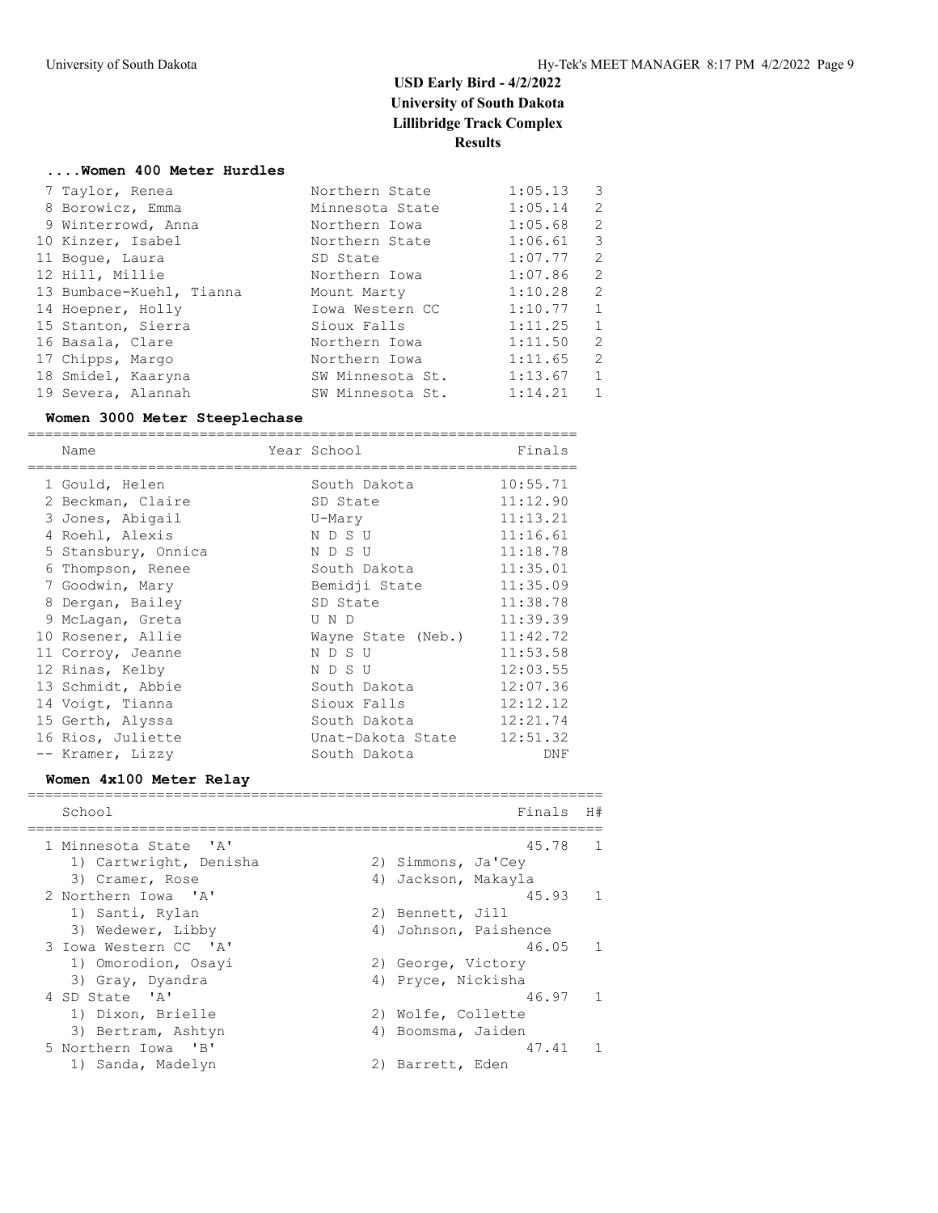# USD Early Bird - 4/2/2022
## University of South Dakota
## Lillibridge Track Complex
## Results

### ....Women 400 Meter Hurdles

| Place | Name | School | Finals | H# |
|---|---|---|---|---|
| 7 | Taylor, Renea | Northern State | 1:05.13 | 3 |
| 8 | Borowicz, Emma | Minnesota State | 1:05.14 | 2 |
| 9 | Winterrowd, Anna | Northern Iowa | 1:05.68 | 2 |
| 10 | Kinzer, Isabel | Northern State | 1:06.61 | 3 |
| 11 | Bogue, Laura | SD State | 1:07.77 | 2 |
| 12 | Hill, Millie | Northern Iowa | 1:07.86 | 2 |
| 13 | Bumbace-Kuehl, Tianna | Mount Marty | 1:10.28 | 2 |
| 14 | Hoepner, Holly | Iowa Western CC | 1:10.77 | 1 |
| 15 | Stanton, Sierra | Sioux Falls | 1:11.25 | 1 |
| 16 | Basala, Clare | Northern Iowa | 1:11.50 | 2 |
| 17 | Chipps, Margo | Northern Iowa | 1:11.65 | 2 |
| 18 | Smidel, Kaaryna | SW Minnesota St. | 1:13.67 | 1 |
| 19 | Severa, Alannah | SW Minnesota St. | 1:14.21 | 1 |

### Women 3000 Meter Steeplechase

| Place | Name | Year | School | Finals |
|---|---|---|---|---|
| 1 | Gould, Helen | | South Dakota | 10:55.71 |
| 2 | Beckman, Claire | | SD State | 11:12.90 |
| 3 | Jones, Abigail | | U-Mary | 11:13.21 |
| 4 | Roehl, Alexis | | N D S U | 11:16.61 |
| 5 | Stansbury, Onnica | | N D S U | 11:18.78 |
| 6 | Thompson, Renee | | South Dakota | 11:35.01 |
| 7 | Goodwin, Mary | | Bemidji State | 11:35.09 |
| 8 | Dergan, Bailey | | SD State | 11:38.78 |
| 9 | McLagan, Greta | | U N D | 11:39.39 |
| 10 | Rosener, Allie | | Wayne State (Neb.) | 11:42.72 |
| 11 | Corroy, Jeanne | | N D S U | 11:53.58 |
| 12 | Rinas, Kelby | | N D S U | 12:03.55 |
| 13 | Schmidt, Abbie | | South Dakota | 12:07.36 |
| 14 | Voigt, Tianna | | Sioux Falls | 12:12.12 |
| 15 | Gerth, Alyssa | | South Dakota | 12:21.74 |
| 16 | Rios, Juliette | | Unat-Dakota State | 12:51.32 |
| -- | Kramer, Lizzy | | South Dakota | DNF |

### Women 4x100 Meter Relay

| Place | School | Finals | H# |
|---|---|---|---|
| 1 | Minnesota State 'A' | 45.78 | 1 |
| | 1) Cartwright, Denisha 2) Simmons, Ja'Cey 3) Cramer, Rose 4) Jackson, Makayla | | |
| 2 | Northern Iowa 'A' | 45.93 | 1 |
| | 1) Santi, Rylan 2) Bennett, Jill 3) Wedewer, Libby 4) Johnson, Paishence | | |
| 3 | Iowa Western CC 'A' | 46.05 | 1 |
| | 1) Omorodion, Osayi 2) George, Victory 3) Gray, Dyandra 4) Pryce, Nickisha | | |
| 4 | SD State 'A' | 46.97 | 1 |
| | 1) Dixon, Brielle 2) Wolfe, Collette 3) Bertram, Ashtyn 4) Boomsma, Jaiden | | |
| 5 | Northern Iowa 'B' | 47.41 | 1 |
| | 1) Sanda, Madelyn 2) Barrett, Eden | | |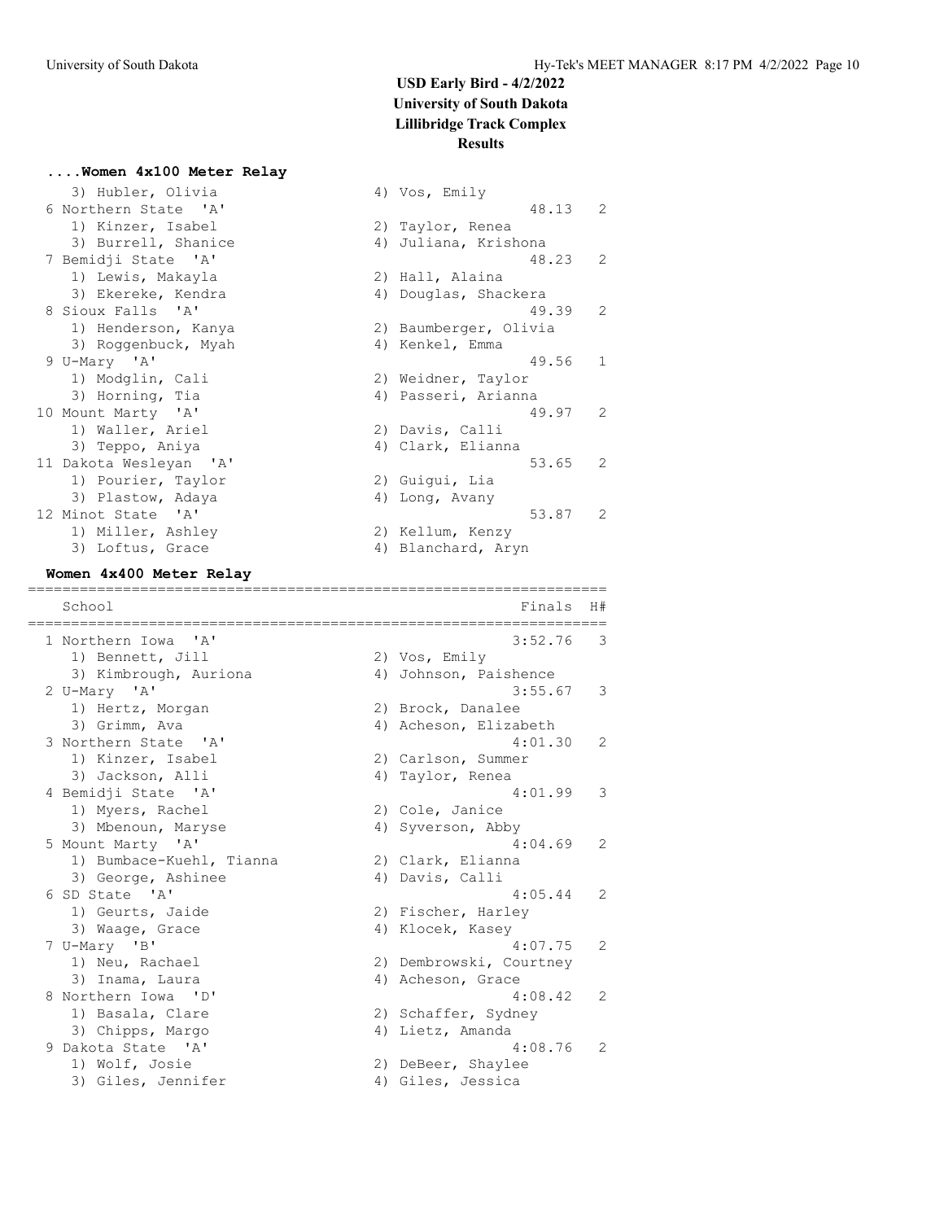# USD Early Bird - 4/2/2022
# University of South Dakota
# Lillibridge Track Complex
# Results

### ....Women 4x100 Meter Relay

```
   3) Hubler, Olivia                 4) Vos, Emily
 6 Northern State  'A'                                48.13   2
   1) Kinzer, Isabel                 2) Taylor, Renea
   3) Burrell, Shanice               4) Juliana, Krishona
 7 Bemidji State  'A'                                 48.23   2
   1) Lewis, Makayla                 2) Hall, Alaina
   3) Ekereke, Kendra                4) Douglas, Shackera
 8 Sioux Falls  'A'                                   49.39   2
   1) Henderson, Kanya               2) Baumberger, Olivia
   3) Roggenbuck, Myah               4) Kenkel, Emma
 9 U-Mary  'A'                                        49.56   1
   1) Modglin, Cali                  2) Weidner, Taylor
   3) Horning, Tia                   4) Passeri, Arianna
10 Mount Marty  'A'                                   49.97   2
   1) Waller, Ariel                  2) Davis, Calli
   3) Teppo, Aniya                   4) Clark, Elianna
11 Dakota Wesleyan  'A'                               53.65   2
   1) Pourier, Taylor                2) Guigui, Lia
   3) Plastow, Adaya                 4) Long, Avany
12 Minot State  'A'                                   53.87   2
   1) Miller, Ashley                 2) Kellum, Kenzy
   3) Loftus, Grace                  4) Blanchard, Aryn
```

### Women 4x400 Meter Relay

```
===================================================================
    School                                           Finals  H#
===================================================================
  1 Northern Iowa  'A'                              3:52.76   3
     1) Bennett, Jill                 2) Vos, Emily
     3) Kimbrough, Auriona            4) Johnson, Paishence
  2 U-Mary  'A'                                     3:55.67   3
     1) Hertz, Morgan                 2) Brock, Danalee
     3) Grimm, Ava                    4) Acheson, Elizabeth
  3 Northern State  'A'                             4:01.30   2
     1) Kinzer, Isabel                2) Carlson, Summer
     3) Jackson, Alli                 4) Taylor, Renea
  4 Bemidji State  'A'                              4:01.99   3
     1) Myers, Rachel                 2) Cole, Janice
     3) Mbenoun, Maryse               4) Syverson, Abby
  5 Mount Marty  'A'                                4:04.69   2
     1) Bumbace-Kuehl, Tianna         2) Clark, Elianna
     3) George, Ashinee               4) Davis, Calli
  6 SD State  'A'                                   4:05.44   2
     1) Geurts, Jaide                 2) Fischer, Harley
     3) Waage, Grace                  4) Klocek, Kasey
  7 U-Mary  'B'                                     4:07.75   2
     1) Neu, Rachael                  2) Dembrowski, Courtney
     3) Inama, Laura                  4) Acheson, Grace
  8 Northern Iowa  'D'                              4:08.42   2
     1) Basala, Clare                 2) Schaffer, Sydney
     3) Chipps, Margo                 4) Lietz, Amanda
  9 Dakota State  'A'                               4:08.76   2
     1) Wolf, Josie                   2) DeBeer, Shaylee
     3) Giles, Jennifer               4) Giles, Jessica
```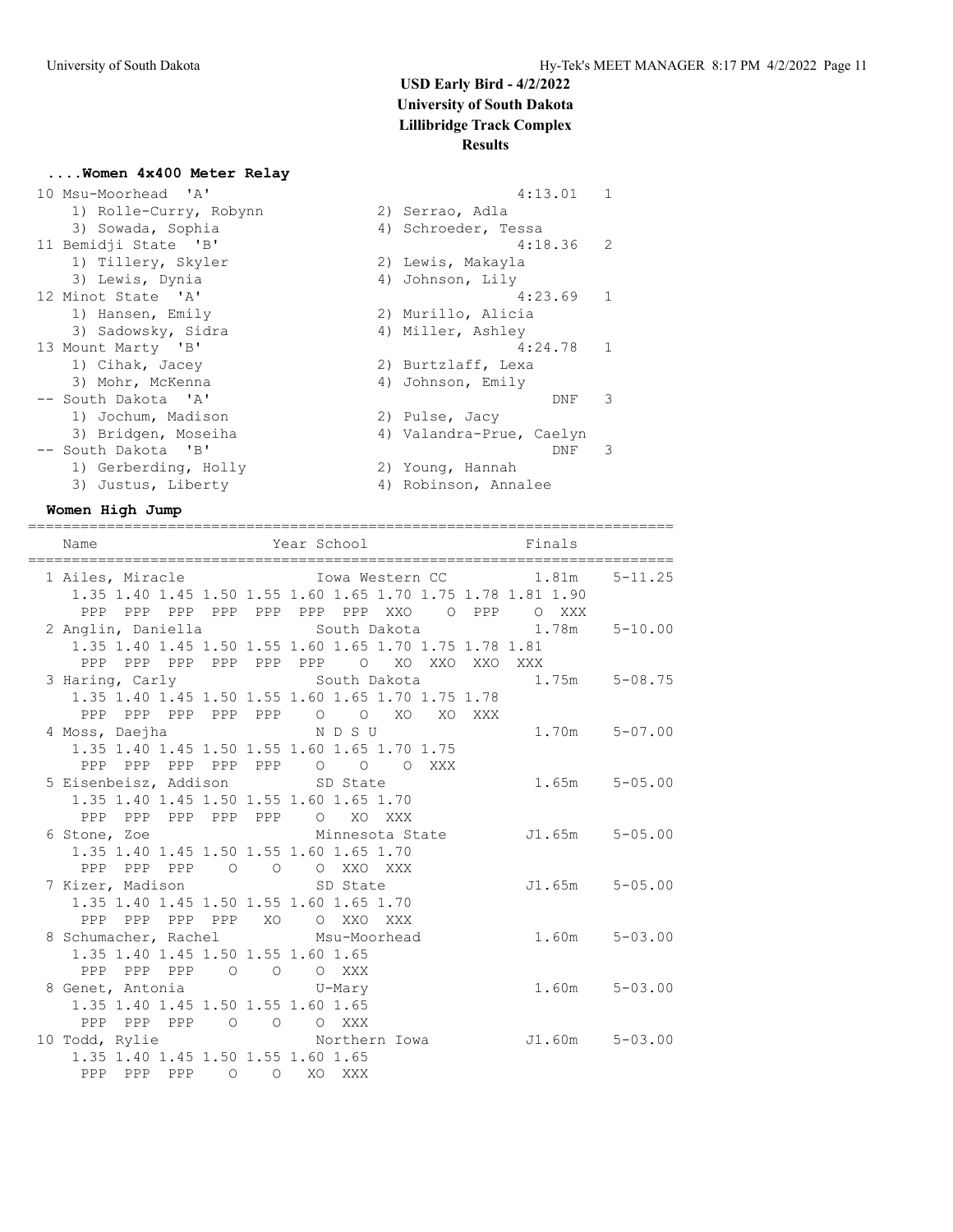# USD Early Bird - 4/2/2022
## University of South Dakota
## Lillibridge Track Complex
## Results

### ....Women 4x400 Meter Relay

```
10 Msu-Moorhead  'A'                                  4:13.01   1
    1) Rolle-Curry, Robynn            2) Serrao, Adla
    3) Sowada, Sophia                 4) Schroeder, Tessa
11 Bemidji State  'B'                                 4:18.36   2
    1) Tillery, Skyler                2) Lewis, Makayla
    3) Lewis, Dynia                   4) Johnson, Lily
12 Minot State  'A'                                   4:23.69   1
    1) Hansen, Emily                  2) Murillo, Alicia
    3) Sadowsky, Sidra                4) Miller, Ashley
13 Mount Marty  'B'                                   4:24.78   1
    1) Cihak, Jacey                   2) Burtzlaff, Lexa
    3) Mohr, McKenna                  4) Johnson, Emily
-- South Dakota  'A'                                      DNF   3
    1) Jochum, Madison                2) Pulse, Jacy
    3) Bridgen, Moseiha               4) Valandra-Prue, Caelyn
-- South Dakota  'B'                                      DNF   3
    1) Gerberding, Holly              2) Young, Hannah
    3) Justus, Liberty                4) Robinson, Annalee
```

### Women High Jump

```
==========================================================================
    Name                    Year School                 Finals            
==========================================================================
  1 Ailes, Miracle               Iowa Western CC         1.81m    5-11.25 
     1.35 1.40 1.45 1.50 1.55 1.60 1.65 1.70 1.75 1.78 1.81 1.90
      PPP  PPP  PPP  PPP  PPP  PPP  PPP  XXO    O  PPP    O  XXX
  2 Anglin, Daniella             South Dakota            1.78m    5-10.00 
     1.35 1.40 1.45 1.50 1.55 1.60 1.65 1.70 1.75 1.78 1.81
      PPP  PPP  PPP  PPP  PPP  PPP    O   XO  XXO  XXO  XXX
  3 Haring, Carly                South Dakota            1.75m    5-08.75 
     1.35 1.40 1.45 1.50 1.55 1.60 1.65 1.70 1.75 1.78
      PPP  PPP  PPP  PPP  PPP    O    O   XO   XO  XXX
  4 Moss, Daejha                 N D S U                 1.70m    5-07.00 
     1.35 1.40 1.45 1.50 1.55 1.60 1.65 1.70 1.75
      PPP  PPP  PPP  PPP  PPP    O    O    O  XXX
  5 Eisenbeisz, Addison          SD State                1.65m    5-05.00 
     1.35 1.40 1.45 1.50 1.55 1.60 1.65 1.70
      PPP  PPP  PPP  PPP  PPP    O   XO  XXX
  6 Stone, Zoe                   Minnesota State        J1.65m    5-05.00 
     1.35 1.40 1.45 1.50 1.55 1.60 1.65 1.70
      PPP  PPP  PPP    O    O    O  XXO  XXX
  7 Kizer, Madison               SD State               J1.65m    5-05.00 
     1.35 1.40 1.45 1.50 1.55 1.60 1.65 1.70
      PPP  PPP  PPP  PPP   XO    O  XXO  XXX
  8 Schumacher, Rachel           Msu-Moorhead            1.60m    5-03.00 
     1.35 1.40 1.45 1.50 1.55 1.60 1.65
      PPP  PPP  PPP    O    O    O  XXX
  8 Genet, Antonia               U-Mary                  1.60m    5-03.00 
     1.35 1.40 1.45 1.50 1.55 1.60 1.65
      PPP  PPP  PPP    O    O    O  XXX
 10 Todd, Rylie                  Northern Iowa          J1.60m    5-03.00 
     1.35 1.40 1.45 1.50 1.55 1.60 1.65
      PPP  PPP  PPP    O    O   XO  XXX
```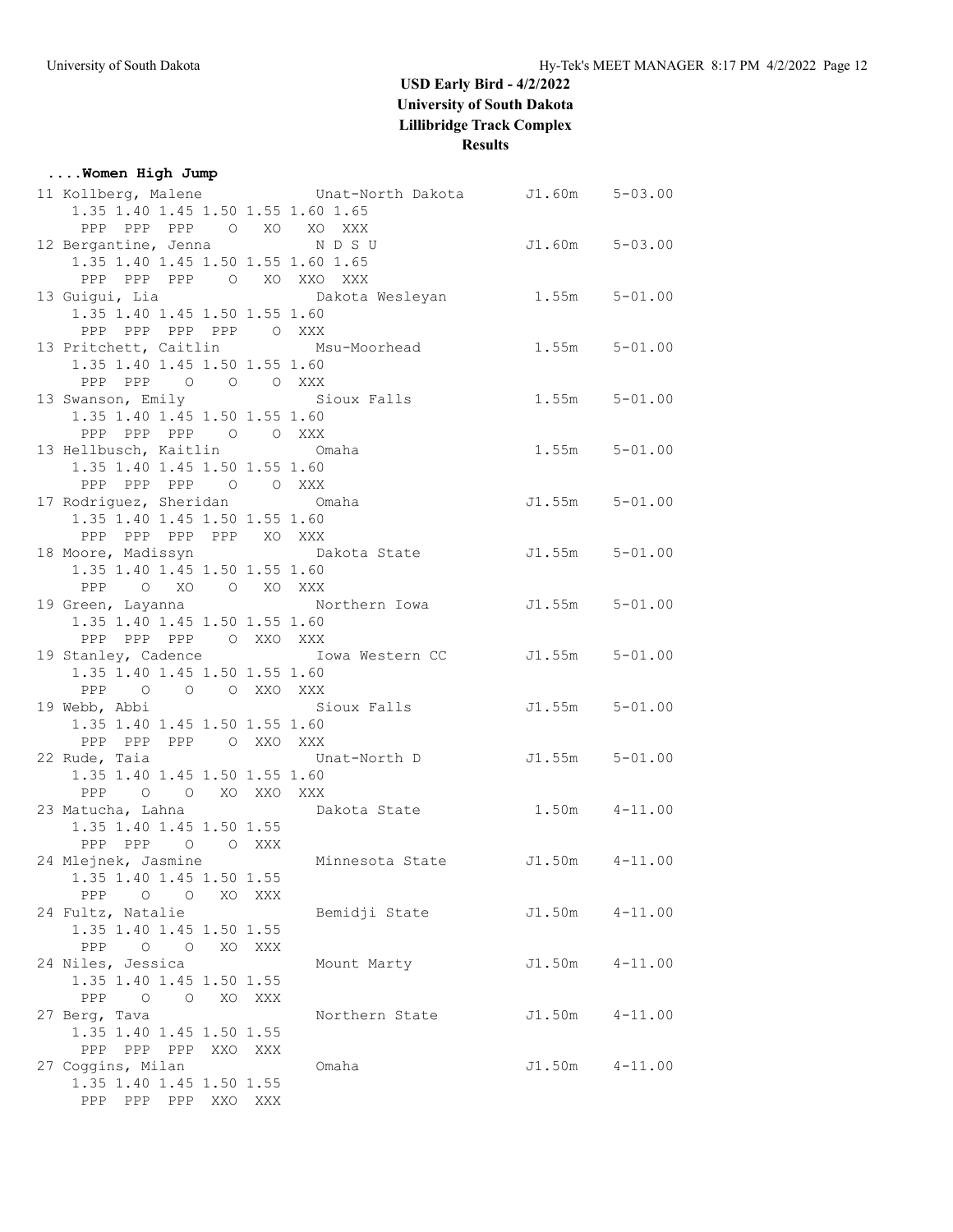# USD Early Bird - 4/2/2022

**University of South Dakota**

**Lillibridge Track Complex**

**Results**

**....Women High Jump**

```
11 Kollberg, Malene            Unat-North Dakota      J1.60m    5-03.00 
     1.35 1.40 1.45 1.50 1.55 1.60 1.65
      PPP  PPP  PPP    O   XO   XO  XXX
12 Bergantine, Jenna           N D S U                J1.60m    5-03.00 
     1.35 1.40 1.45 1.50 1.55 1.60 1.65
      PPP  PPP  PPP    O   XO  XXO  XXX
13 Guigui, Lia                 Dakota Wesleyan         1.55m    5-01.00 
     1.35 1.40 1.45 1.50 1.55 1.60
      PPP  PPP  PPP  PPP    O  XXX
13 Pritchett, Caitlin          Msu-Moorhead            1.55m    5-01.00 
     1.35 1.40 1.45 1.50 1.55 1.60
      PPP  PPP    O    O    O  XXX
13 Swanson, Emily              Sioux Falls             1.55m    5-01.00 
     1.35 1.40 1.45 1.50 1.55 1.60
      PPP  PPP  PPP    O    O  XXX
13 Hellbusch, Kaitlin          Omaha                   1.55m    5-01.00 
     1.35 1.40 1.45 1.50 1.55 1.60
      PPP  PPP  PPP    O    O  XXX
17 Rodriguez, Sheridan         Omaha                  J1.55m    5-01.00 
     1.35 1.40 1.45 1.50 1.55 1.60
      PPP  PPP  PPP  PPP   XO  XXX
18 Moore, Madissyn             Dakota State           J1.55m    5-01.00 
     1.35 1.40 1.45 1.50 1.55 1.60
      PPP    O   XO    O   XO  XXX
19 Green, Layanna              Northern Iowa          J1.55m    5-01.00 
     1.35 1.40 1.45 1.50 1.55 1.60
      PPP  PPP  PPP    O  XXO  XXX
19 Stanley, Cadence            Iowa Western CC        J1.55m    5-01.00 
     1.35 1.40 1.45 1.50 1.55 1.60
      PPP    O    O    O  XXO  XXX
19 Webb, Abbi                  Sioux Falls            J1.55m    5-01.00 
     1.35 1.40 1.45 1.50 1.55 1.60
      PPP  PPP  PPP    O  XXO  XXX
22 Rude, Taia                  Unat-North D           J1.55m    5-01.00 
     1.35 1.40 1.45 1.50 1.55 1.60
      PPP    O    O   XO  XXO  XXX
23 Matucha, Lahna              Dakota State            1.50m    4-11.00 
     1.35 1.40 1.45 1.50 1.55
      PPP  PPP    O    O  XXX
24 Mlejnek, Jasmine            Minnesota State        J1.50m    4-11.00 
     1.35 1.40 1.45 1.50 1.55
      PPP    O    O   XO  XXX
24 Fultz, Natalie              Bemidji State          J1.50m    4-11.00 
     1.35 1.40 1.45 1.50 1.55
      PPP    O    O   XO  XXX
24 Niles, Jessica              Mount Marty            J1.50m    4-11.00 
     1.35 1.40 1.45 1.50 1.55
      PPP    O    O   XO  XXX
27 Berg, Tava                  Northern State         J1.50m    4-11.00 
     1.35 1.40 1.45 1.50 1.55
      PPP  PPP  PPP  XXO  XXX
27 Coggins, Milan              Omaha                  J1.50m    4-11.00 
     1.35 1.40 1.45 1.50 1.55
      PPP  PPP  PPP  XXO  XXX
```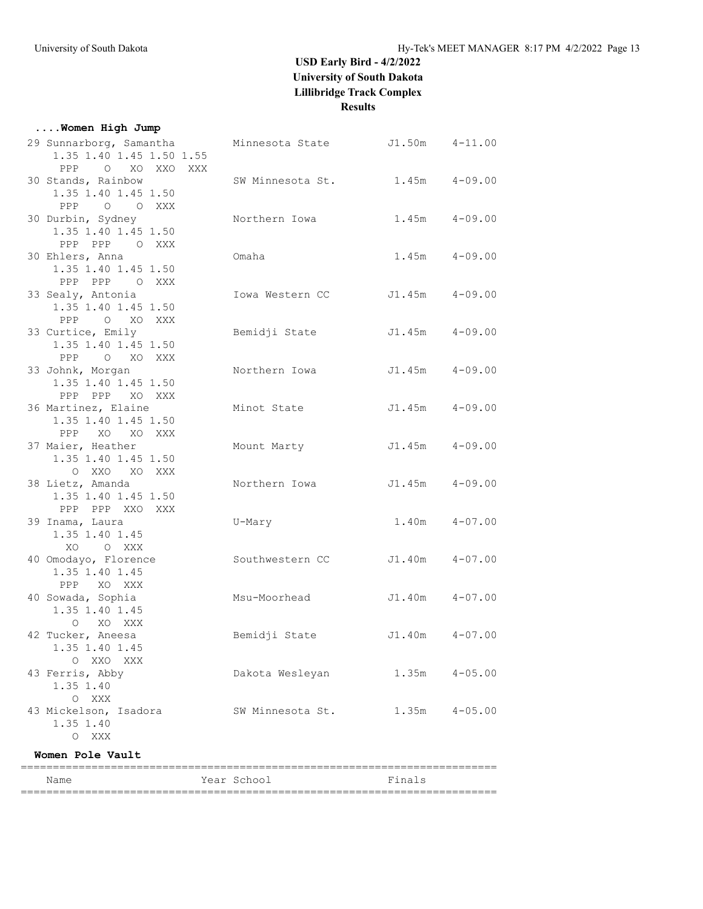# USD Early Bird - 4/2/2022
## University of South Dakota
## Lillibridge Track Complex
## Results

### ....Women High Jump

```
 29 Sunnarborg, Samantha        Minnesota State        J1.50m   4-11.00 
      1.35 1.40 1.45 1.50 1.55
       PPP    O  XO  XXO  XXX
 30 Stands, Rainbow             SW Minnesota St.        1.45m   4-09.00 
      1.35 1.40 1.45 1.50
       PPP    O    O  XXX
 30 Durbin, Sydney              Northern Iowa           1.45m   4-09.00 
      1.35 1.40 1.45 1.50
       PPP  PPP    O  XXX
 30 Ehlers, Anna                Omaha                   1.45m   4-09.00 
      1.35 1.40 1.45 1.50
       PPP  PPP    O  XXX
 33 Sealy, Antonia              Iowa Western CC        J1.45m   4-09.00 
      1.35 1.40 1.45 1.50
       PPP    O   XO  XXX
 33 Curtice, Emily              Bemidji State          J1.45m   4-09.00 
      1.35 1.40 1.45 1.50
       PPP    O   XO  XXX
 33 Johnk, Morgan               Northern Iowa          J1.45m   4-09.00 
      1.35 1.40 1.45 1.50
       PPP  PPP   XO  XXX
 36 Martinez, Elaine            Minot State            J1.45m   4-09.00 
      1.35 1.40 1.45 1.50
       PPP   XO   XO  XXX
 37 Maier, Heather              Mount Marty            J1.45m   4-09.00 
      1.35 1.40 1.45 1.50
         O  XXO   XO  XXX
 38 Lietz, Amanda               Northern Iowa          J1.45m   4-09.00 
      1.35 1.40 1.45 1.50
       PPP  PPP  XXO  XXX
 39 Inama, Laura                U-Mary                  1.40m   4-07.00 
      1.35 1.40 1.45
        XO    O  XXX
 40 Omodayo, Florence           Southwestern CC        J1.40m   4-07.00 
      1.35 1.40 1.45
       PPP   XO  XXX
 40 Sowada, Sophia              Msu-Moorhead           J1.40m   4-07.00 
      1.35 1.40 1.45
         O   XO  XXX
 42 Tucker, Aneesa              Bemidji State          J1.40m   4-07.00 
      1.35 1.40 1.45
         O  XXO  XXX
 43 Ferris, Abby                Dakota Wesleyan         1.35m   4-05.00 
      1.35 1.40
         O  XXX
 43 Mickelson, Isadora          SW Minnesota St.        1.35m   4-05.00 
      1.35 1.40
         O  XXX
```

### Women Pole Vault

```
=======================================================================
    Name                    Year School                  Finals        
=======================================================================
```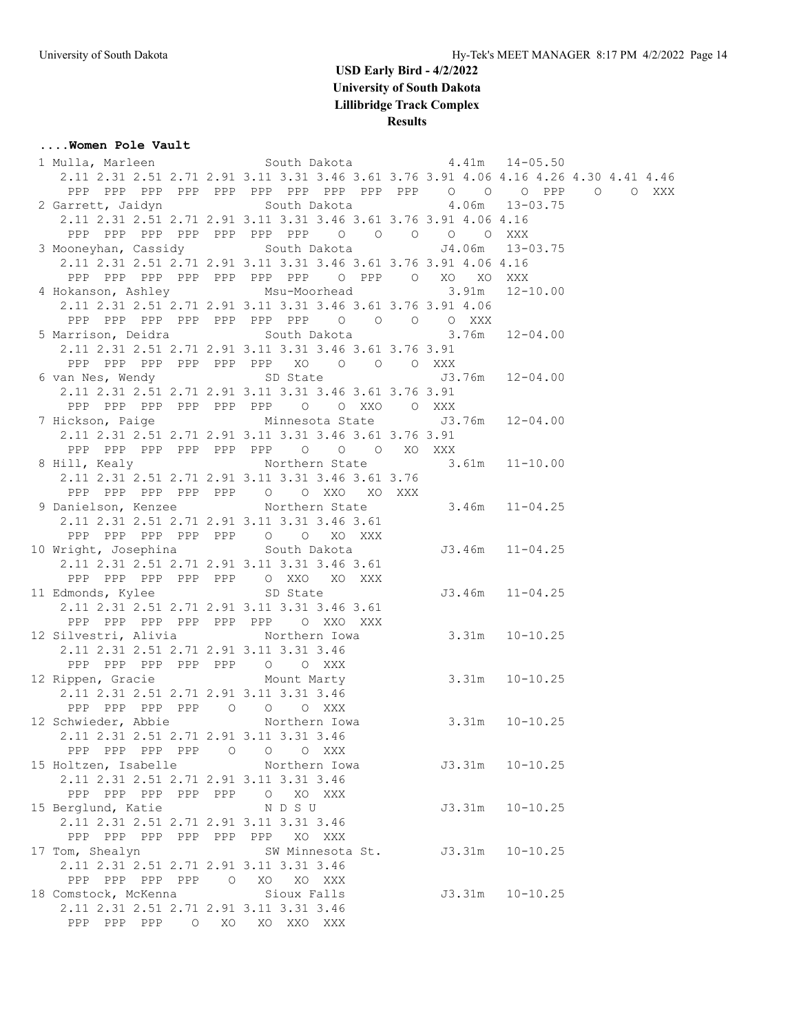# USD Early Bird - 4/2/2022
## University of South Dakota
## Lillibridge Track Complex
## Results

**....Women Pole Vault**

```
 1 Mulla, Marleen               South Dakota             4.41m   14-05.50
    2.11 2.31 2.51 2.71 2.91 3.11 3.31 3.46 3.61 3.76 3.91 4.06 4.16 4.26 4.30 4.41 4.46
     PPP  PPP  PPP  PPP  PPP  PPP  PPP  PPP  PPP  PPP    O    O    O  PPP    O    O  XXX
 2 Garrett, Jaidyn              South Dakota             4.06m   13-03.75
    2.11 2.31 2.51 2.71 2.91 3.11 3.31 3.46 3.61 3.76 3.91 4.06 4.16
     PPP  PPP  PPP  PPP  PPP  PPP  PPP    O    O    O    O    O  XXX
 3 Mooneyhan, Cassidy           South Dakota            J4.06m   13-03.75
    2.11 2.31 2.51 2.71 2.91 3.11 3.31 3.46 3.61 3.76 3.91 4.06 4.16
     PPP  PPP  PPP  PPP  PPP  PPP  PPP    O  PPP    O   XO   XO  XXX
 4 Hokanson, Ashley             Msu-Moorhead             3.91m   12-10.00
    2.11 2.31 2.51 2.71 2.91 3.11 3.31 3.46 3.61 3.76 3.91 4.06
     PPP  PPP  PPP  PPP  PPP  PPP  PPP    O    O    O    O  XXX
 5 Marrison, Deidra             South Dakota             3.76m   12-04.00
    2.11 2.31 2.51 2.71 2.91 3.11 3.31 3.46 3.61 3.76 3.91
     PPP  PPP  PPP  PPP  PPP  PPP   XO    O    O    O  XXX
 6 van Nes, Wendy               SD State                J3.76m   12-04.00
    2.11 2.31 2.51 2.71 2.91 3.11 3.31 3.46 3.61 3.76 3.91
     PPP  PPP  PPP  PPP  PPP  PPP    O    O  XXO    O  XXX
 7 Hickson, Paige               Minnesota State         J3.76m   12-04.00
    2.11 2.31 2.51 2.71 2.91 3.11 3.31 3.46 3.61 3.76 3.91
     PPP  PPP  PPP  PPP  PPP  PPP    O    O    O   XO  XXX
 8 Hill, Kealy                  Northern State           3.61m   11-10.00
    2.11 2.31 2.51 2.71 2.91 3.11 3.31 3.46 3.61 3.76
     PPP  PPP  PPP  PPP  PPP    O    O  XXO   XO  XXX
 9 Danielson, Kenzee            Northern State           3.46m   11-04.25
    2.11 2.31 2.51 2.71 2.91 3.11 3.31 3.46 3.61
     PPP  PPP  PPP  PPP  PPP    O    O   XO  XXX
10 Wright, Josephina            South Dakota            J3.46m   11-04.25
    2.11 2.31 2.51 2.71 2.91 3.11 3.31 3.46 3.61
     PPP  PPP  PPP  PPP  PPP    O  XXO   XO  XXX
11 Edmonds, Kylee               SD State                J3.46m   11-04.25
    2.11 2.31 2.51 2.71 2.91 3.11 3.31 3.46 3.61
     PPP  PPP  PPP  PPP  PPP  PPP    O  XXO  XXX
12 Silvestri, Alivia            Northern Iowa            3.31m   10-10.25
    2.11 2.31 2.51 2.71 2.91 3.11 3.31 3.46
     PPP  PPP  PPP  PPP  PPP    O    O  XXX
12 Rippen, Gracie               Mount Marty              3.31m   10-10.25
    2.11 2.31 2.51 2.71 2.91 3.11 3.31 3.46
     PPP  PPP  PPP  PPP    O    O    O  XXX
12 Schwieder, Abbie             Northern Iowa            3.31m   10-10.25
    2.11 2.31 2.51 2.71 2.91 3.11 3.31 3.46
     PPP  PPP  PPP  PPP    O    O    O  XXX
15 Holtzen, Isabelle            Northern Iowa           J3.31m   10-10.25
    2.11 2.31 2.51 2.71 2.91 3.11 3.31 3.46
     PPP  PPP  PPP  PPP  PPP    O   XO  XXX
15 Berglund, Katie              N D S U                 J3.31m   10-10.25
    2.11 2.31 2.51 2.71 2.91 3.11 3.31 3.46
     PPP  PPP  PPP  PPP  PPP  PPP   XO  XXX
17 Tom, Shealyn                 SW Minnesota St.        J3.31m   10-10.25
    2.11 2.31 2.51 2.71 2.91 3.11 3.31 3.46
     PPP  PPP  PPP  PPP    O   XO   XO  XXX
18 Comstock, McKenna            Sioux Falls             J3.31m   10-10.25
    2.11 2.31 2.51 2.71 2.91 3.11 3.31 3.46
     PPP  PPP  PPP    O   XO   XO  XXO  XXX
```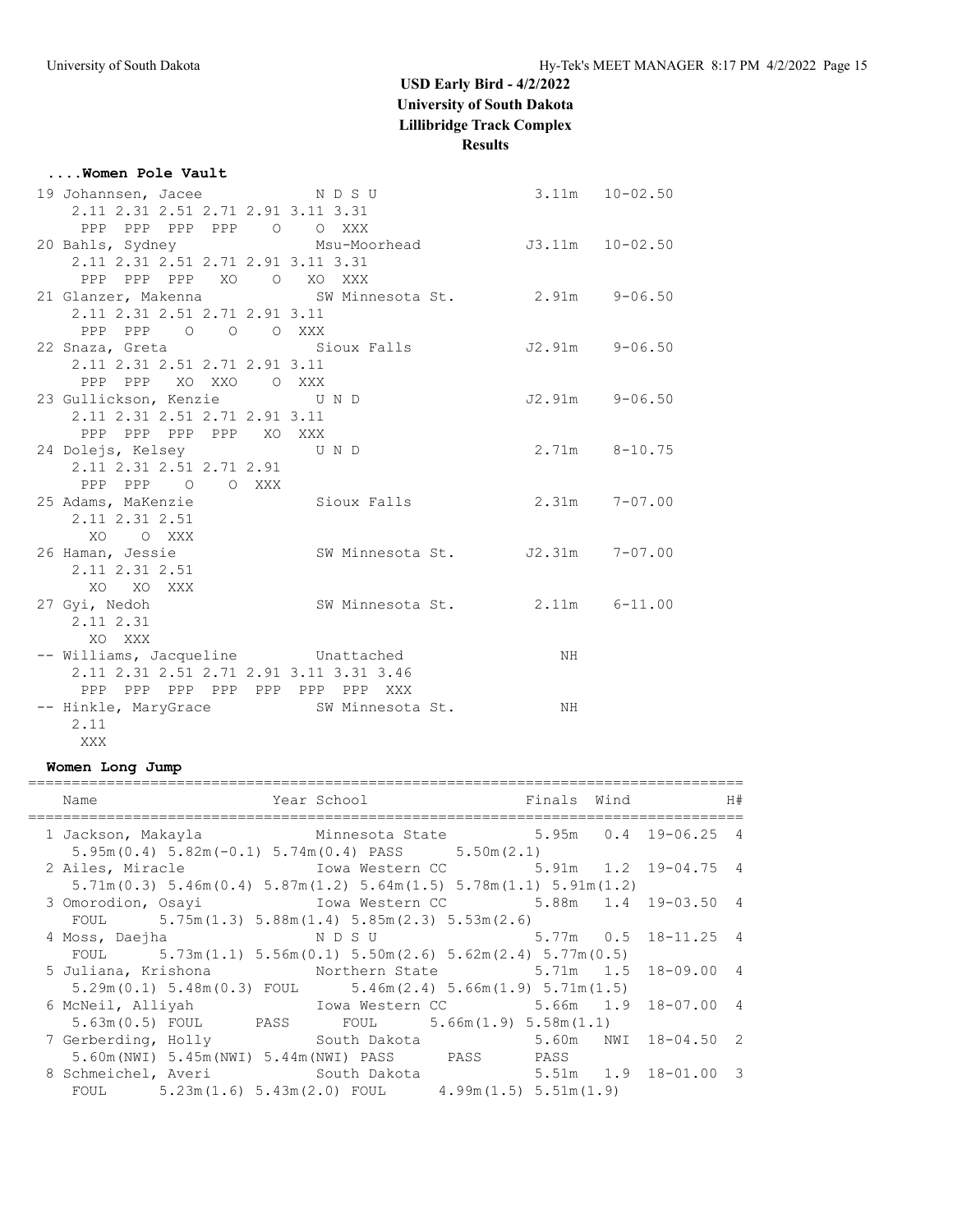# USD Early Bird - 4/2/2022
## University of South Dakota
## Lillibridge Track Complex
## Results

### ....Women Pole Vault

```
19 Johannsen, Jacee             N D S U                      3.11m   10-02.50
    2.11 2.31 2.51 2.71 2.91 3.11 3.31
     PPP  PPP  PPP  PPP    O    O  XXX
20 Bahls, Sydney                Msu-Moorhead                J3.11m   10-02.50
    2.11 2.31 2.51 2.71 2.91 3.11 3.31
     PPP  PPP  PPP   XO    O   XO  XXX
21 Glanzer, Makenna             SW Minnesota St.             2.91m    9-06.50
    2.11 2.31 2.51 2.71 2.91 3.11
     PPP  PPP    O    O    O  XXX
22 Snaza, Greta                 Sioux Falls                 J2.91m    9-06.50
    2.11 2.31 2.51 2.71 2.91 3.11
     PPP  PPP   XO  XXO    O  XXX
23 Gullickson, Kenzie           U N D                       J2.91m    9-06.50
    2.11 2.31 2.51 2.71 2.91 3.11
     PPP  PPP  PPP  PPP   XO  XXX
24 Dolejs, Kelsey               U N D                        2.71m    8-10.75
    2.11 2.31 2.51 2.71 2.91
     PPP  PPP    O    O  XXX
25 Adams, MaKenzie              Sioux Falls                  2.31m    7-07.00
    2.11 2.31 2.51
      XO    O  XXX
26 Haman, Jessie                SW Minnesota St.            J2.31m    7-07.00
    2.11 2.31 2.51
      XO   XO  XXX
27 Gyi, Nedoh                   SW Minnesota St.             2.11m    6-11.00
    2.11 2.31
      XO  XXX
-- Williams, Jacqueline         Unattached                      NH
    2.11 2.31 2.51 2.71 2.91 3.11 3.31 3.46
     PPP  PPP  PPP  PPP  PPP  PPP  PPP  XXX
-- Hinkle, MaryGrace            SW Minnesota St.                NH
    2.11
     XXX
```

### Women Long Jump

```
==================================================================================
    Name                    Year School                  Finals  Wind          H#
==================================================================================
  1 Jackson, Makayla             Minnesota State          5.95m   0.4  19-06.25  4
     5.95m(0.4) 5.82m(-0.1) 5.74m(0.4) PASS      5.50m(2.1)
  2 Ailes, Miracle               Iowa Western CC          5.91m   1.2  19-04.75  4
     5.71m(0.3) 5.46m(0.4) 5.87m(1.2) 5.64m(1.5) 5.78m(1.1) 5.91m(1.2)
  3 Omorodion, Osayi             Iowa Western CC          5.88m   1.4  19-03.50  4
     FOUL      5.75m(1.3) 5.88m(1.4) 5.85m(2.3) 5.53m(2.6)
  4 Moss, Daejha                 N D S U                  5.77m   0.5  18-11.25  4
     FOUL      5.73m(1.1) 5.56m(0.1) 5.50m(2.6) 5.62m(2.4) 5.77m(0.5)
  5 Juliana, Krishona            Northern State           5.71m   1.5  18-09.00  4
     5.29m(0.1) 5.48m(0.3) FOUL      5.46m(2.4) 5.66m(1.9) 5.71m(1.5)
  6 McNeil, Alliyah              Iowa Western CC          5.66m   1.9  18-07.00  4
     5.63m(0.5) FOUL      PASS      FOUL      5.66m(1.9) 5.58m(1.1)
  7 Gerberding, Holly            South Dakota             5.60m   NWI  18-04.50  2
     5.60m(NWI) 5.45m(NWI) 5.44m(NWI) PASS      PASS      PASS
  8 Schmeichel, Averi            South Dakota             5.51m   1.9  18-01.00  3
     FOUL      5.23m(1.6) 5.43m(2.0) FOUL      4.99m(1.5) 5.51m(1.9)
```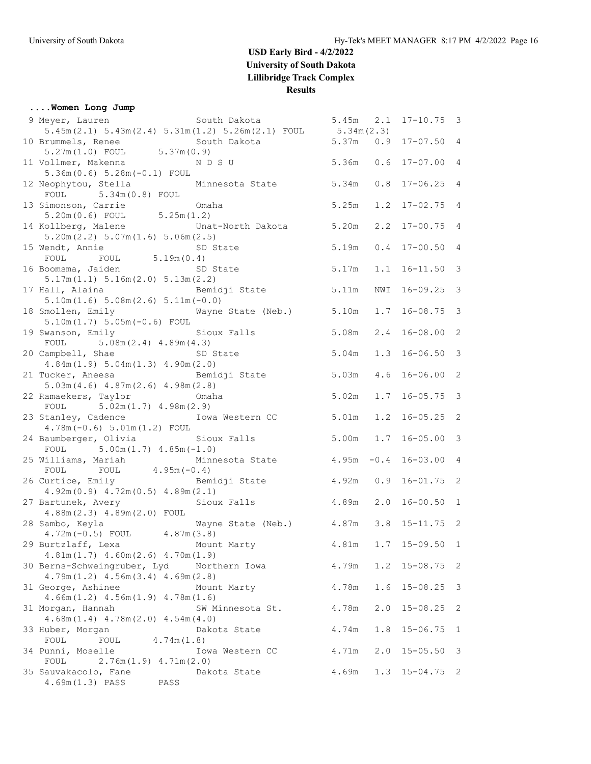## USD Early Bird - 4/2/2022
## University of South Dakota
## Lillibridge Track Complex
## Results

**....Women Long Jump**

```
  9 Meyer, Lauren               South Dakota            5.45m   2.1  17-10.75  3 
     5.45m(2.1) 5.43m(2.4) 5.31m(1.2) 5.26m(2.1) FOUL      5.34m(2.3)
 10 Brummels, Renee             South Dakota            5.37m   0.9  17-07.50  4 
     5.27m(1.0) FOUL       5.37m(0.9)
 11 Vollmer, Makenna            N D S U                 5.36m   0.6  17-07.00  4 
     5.36m(0.6) 5.28m(-0.1) FOUL
 12 Neophytou, Stella           Minnesota State         5.34m   0.8  17-06.25  4 
     FOUL       5.34m(0.8) FOUL
 13 Simonson, Carrie            Omaha                   5.25m   1.2  17-02.75  4 
     5.20m(0.6) FOUL       5.25m(1.2)
 14 Kollberg, Malene            Unat-North Dakota       5.20m   2.2  17-00.75  4 
     5.20m(2.2) 5.07m(1.6) 5.06m(2.5)
 15 Wendt, Annie                SD State                5.19m   0.4  17-00.50  4 
     FOUL       FOUL       5.19m(0.4)
 16 Boomsma, Jaiden             SD State                5.17m   1.1  16-11.50  3 
     5.17m(1.1) 5.16m(2.0) 5.13m(2.2)
 17 Hall, Alaina                Bemidji State           5.11m   NWI  16-09.25  3 
     5.10m(1.6) 5.08m(2.6) 5.11m(-0.0)
 18 Smollen, Emily              Wayne State (Neb.)      5.10m   1.7  16-08.75  3 
     5.10m(1.7) 5.05m(-0.6) FOUL
 19 Swanson, Emily              Sioux Falls             5.08m   2.4  16-08.00  2 
     FOUL       5.08m(2.4) 4.89m(4.3)
 20 Campbell, Shae              SD State                5.04m   1.3  16-06.50  3 
     4.84m(1.9) 5.04m(1.3) 4.90m(2.0)
 21 Tucker, Aneesa              Bemidji State           5.03m   4.6  16-06.00  2 
     5.03m(4.6) 4.87m(2.6) 4.98m(2.8)
 22 Ramaekers, Taylor           Omaha                   5.02m   1.7  16-05.75  3 
     FOUL       5.02m(1.7) 4.98m(2.9)
 23 Stanley, Cadence            Iowa Western CC         5.01m   1.2  16-05.25  2 
     4.78m(-0.6) 5.01m(1.2) FOUL
 24 Baumberger, Olivia          Sioux Falls             5.00m   1.7  16-05.00  3 
     FOUL       5.00m(1.7) 4.85m(-1.0)
 25 Williams, Mariah            Minnesota State         4.95m  -0.4  16-03.00  4 
     FOUL       FOUL       4.95m(-0.4)
 26 Curtice, Emily              Bemidji State           4.92m   0.9  16-01.75  2 
     4.92m(0.9) 4.72m(0.5) 4.89m(2.1)
 27 Bartunek, Avery             Sioux Falls             4.89m   2.0  16-00.50  1 
     4.88m(2.3) 4.89m(2.0) FOUL
 28 Sambo, Keyla                Wayne State (Neb.)      4.87m   3.8  15-11.75  2 
     4.72m(-0.5) FOUL       4.87m(3.8)
 29 Burtzlaff, Lexa             Mount Marty             4.81m   1.7  15-09.50  1 
     4.81m(1.7) 4.60m(2.6) 4.70m(1.9)
 30 Berns-Schweingruber, Lyd    Northern Iowa           4.79m   1.2  15-08.75  2 
     4.79m(1.2) 4.56m(3.4) 4.69m(2.8)
 31 George, Ashinee             Mount Marty             4.78m   1.6  15-08.25  3 
     4.66m(1.2) 4.56m(1.9) 4.78m(1.6)
 31 Morgan, Hannah              SW Minnesota St.        4.78m   2.0  15-08.25  2 
     4.68m(1.4) 4.78m(2.0) 4.54m(4.0)
 33 Huber, Morgan               Dakota State            4.74m   1.8  15-06.75  1 
     FOUL       FOUL       4.74m(1.8)
 34 Punni, Moselle              Iowa Western CC         4.71m   2.0  15-05.50  3 
     FOUL       2.76m(1.9) 4.71m(2.0)
 35 Sauvakacolo, Fane           Dakota State            4.69m   1.3  15-04.75  2 
     4.69m(1.3) PASS       PASS
```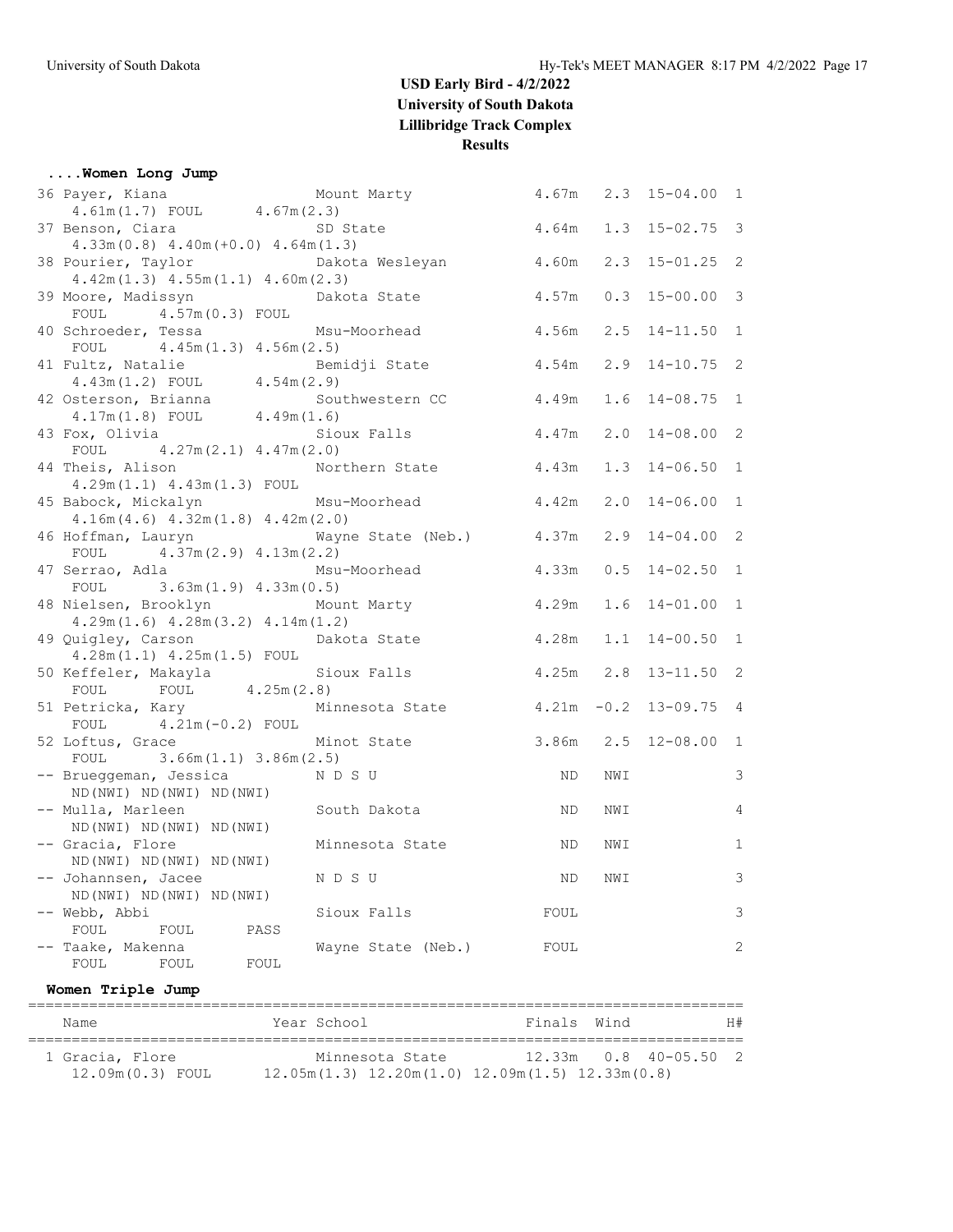# USD Early Bird - 4/2/2022
## University of South Dakota
## Lillibridge Track Complex
## Results

### ....Women Long Jump

| Place | Name | School | Finals | Wind | Imperial | H# |
|---|---|---|---|---|---|---|
| 36 | Payer, Kiana | Mount Marty | 4.67m | 2.3 | 15-04.00 | 1 |
| | 4.61m(1.7) FOUL 4.67m(2.3) | | | | | |
| 37 | Benson, Ciara | SD State | 4.64m | 1.3 | 15-02.75 | 3 |
| | 4.33m(0.8) 4.40m(+0.0) 4.64m(1.3) | | | | | |
| 38 | Pourier, Taylor | Dakota Wesleyan | 4.60m | 2.3 | 15-01.25 | 2 |
| | 4.42m(1.3) 4.55m(1.1) 4.60m(2.3) | | | | | |
| 39 | Moore, Madissyn | Dakota State | 4.57m | 0.3 | 15-00.00 | 3 |
| | FOUL 4.57m(0.3) FOUL | | | | | |
| 40 | Schroeder, Tessa | Msu-Moorhead | 4.56m | 2.5 | 14-11.50 | 1 |
| | FOUL 4.45m(1.3) 4.56m(2.5) | | | | | |
| 41 | Fultz, Natalie | Bemidji State | 4.54m | 2.9 | 14-10.75 | 2 |
| | 4.43m(1.2) FOUL 4.54m(2.9) | | | | | |
| 42 | Osterson, Brianna | Southwestern CC | 4.49m | 1.6 | 14-08.75 | 1 |
| | 4.17m(1.8) FOUL 4.49m(1.6) | | | | | |
| 43 | Fox, Olivia | Sioux Falls | 4.47m | 2.0 | 14-08.00 | 2 |
| | FOUL 4.27m(2.1) 4.47m(2.0) | | | | | |
| 44 | Theis, Alison | Northern State | 4.43m | 1.3 | 14-06.50 | 1 |
| | 4.29m(1.1) 4.43m(1.3) FOUL | | | | | |
| 45 | Babock, Mickalyn | Msu-Moorhead | 4.42m | 2.0 | 14-06.00 | 1 |
| | 4.16m(4.6) 4.32m(1.8) 4.42m(2.0) | | | | | |
| 46 | Hoffman, Lauryn | Wayne State (Neb.) | 4.37m | 2.9 | 14-04.00 | 2 |
| | FOUL 4.37m(2.9) 4.13m(2.2) | | | | | |
| 47 | Serrao, Adla | Msu-Moorhead | 4.33m | 0.5 | 14-02.50 | 1 |
| | FOUL 3.63m(1.9) 4.33m(0.5) | | | | | |
| 48 | Nielsen, Brooklyn | Mount Marty | 4.29m | 1.6 | 14-01.00 | 1 |
| | 4.29m(1.6) 4.28m(3.2) 4.14m(1.2) | | | | | |
| 49 | Quigley, Carson | Dakota State | 4.28m | 1.1 | 14-00.50 | 1 |
| | 4.28m(1.1) 4.25m(1.5) FOUL | | | | | |
| 50 | Keffeler, Makayla | Sioux Falls | 4.25m | 2.8 | 13-11.50 | 2 |
| | FOUL FOUL 4.25m(2.8) | | | | | |
| 51 | Petricka, Kary | Minnesota State | 4.21m | -0.2 | 13-09.75 | 4 |
| | FOUL 4.21m(-0.2) FOUL | | | | | |
| 52 | Loftus, Grace | Minot State | 3.86m | 2.5 | 12-08.00 | 1 |
| | FOUL 3.66m(1.1) 3.86m(2.5) | | | | | |
| -- | Brueggeman, Jessica | N D S U | ND | NWI | | 3 |
| | ND(NWI) ND(NWI) ND(NWI) | | | | | |
| -- | Mulla, Marleen | South Dakota | ND | NWI | | 4 |
| | ND(NWI) ND(NWI) ND(NWI) | | | | | |
| -- | Gracia, Flore | Minnesota State | ND | NWI | | 1 |
| | ND(NWI) ND(NWI) ND(NWI) | | | | | |
| -- | Johannsen, Jacee | N D S U | ND | NWI | | 3 |
| | ND(NWI) ND(NWI) ND(NWI) | | | | | |
| -- | Webb, Abbi | Sioux Falls | FOUL | | | 3 |
| | FOUL FOUL PASS | | | | | |
| -- | Taake, Makenna | Wayne State (Neb.) | FOUL | | | 2 |
| | FOUL FOUL FOUL | | | | | |

### Women Triple Jump

| Place | Name | Year | School | Finals | Wind | Imperial | H# |
|---|---|---|---|---|---|---|---|
| 1 | Gracia, Flore | | Minnesota State | 12.33m | 0.8 | 40-05.50 | 2 |
| | 12.09m(0.3) FOUL 12.05m(1.3) 12.20m(1.0) 12.09m(1.5) 12.33m(0.8) | | | | | | |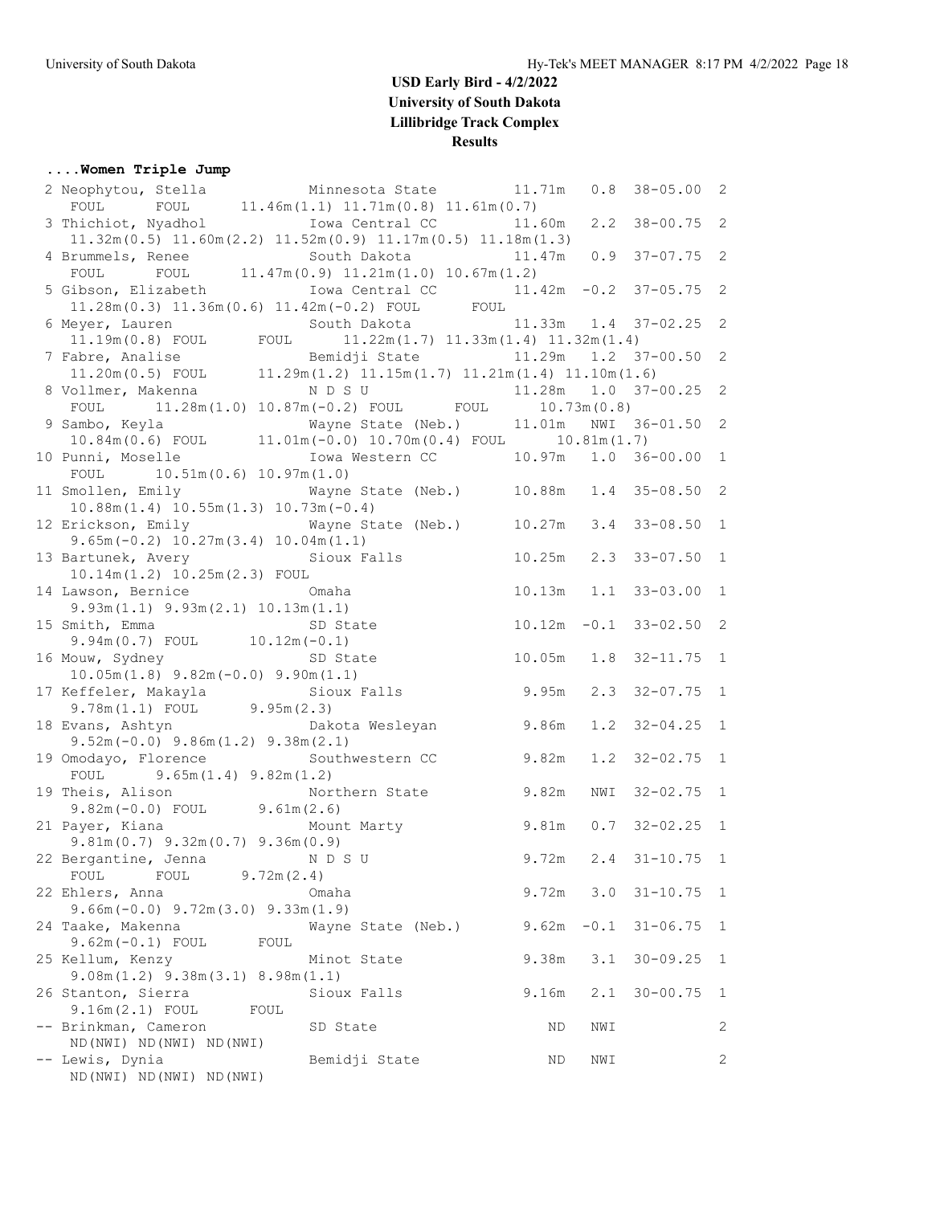## USD Early Bird - 4/2/2022
## University of South Dakota
## Lillibridge Track Complex
## Results

### ....Women Triple Jump

```
  2 Neophytou, Stella          Minnesota State         11.71m   0.8  38-05.00  2
     FOUL      FOUL      11.46m(1.1) 11.71m(0.8) 11.61m(0.7)
  3 Thichiot, Nyadhol          Iowa Central CC         11.60m   2.2  38-00.75  2
     11.32m(0.5) 11.60m(2.2) 11.52m(0.9) 11.17m(0.5) 11.18m(1.3)
  4 Brummels, Renee            South Dakota            11.47m   0.9  37-07.75  2
     FOUL      FOUL      11.47m(0.9) 11.21m(1.0) 10.67m(1.2)
  5 Gibson, Elizabeth          Iowa Central CC         11.42m  -0.2  37-05.75  2
     11.28m(0.3) 11.36m(0.6) 11.42m(-0.2) FOUL      FOUL
  6 Meyer, Lauren              South Dakota            11.33m   1.4  37-02.25  2
     11.19m(0.8) FOUL      FOUL      11.22m(1.7) 11.33m(1.4) 11.32m(1.4)
  7 Fabre, Analise             Bemidji State           11.29m   1.2  37-00.50  2
     11.20m(0.5) FOUL      11.29m(1.2) 11.15m(1.7) 11.21m(1.4) 11.10m(1.6)
  8 Vollmer, Makenna           N D S U                 11.28m   1.0  37-00.25  2
     FOUL      11.28m(1.0) 10.87m(-0.2) FOUL      FOUL      10.73m(0.8)
  9 Sambo, Keyla               Wayne State (Neb.)      11.01m   NWI  36-01.50  2
     10.84m(0.6) FOUL      11.01m(-0.0) 10.70m(0.4) FOUL      10.81m(1.7)
 10 Punni, Moselle             Iowa Western CC         10.97m   1.0  36-00.00  1
     FOUL      10.51m(0.6) 10.97m(1.0)
 11 Smollen, Emily             Wayne State (Neb.)      10.88m   1.4  35-08.50  2
     10.88m(1.4) 10.55m(1.3) 10.73m(-0.4)
 12 Erickson, Emily            Wayne State (Neb.)      10.27m   3.4  33-08.50  1
     9.65m(-0.2) 10.27m(3.4) 10.04m(1.1)
 13 Bartunek, Avery            Sioux Falls             10.25m   2.3  33-07.50  1
     10.14m(1.2) 10.25m(2.3) FOUL
 14 Lawson, Bernice            Omaha                   10.13m   1.1  33-03.00  1
     9.93m(1.1) 9.93m(2.1) 10.13m(1.1)
 15 Smith, Emma                SD State                10.12m  -0.1  33-02.50  2
     9.94m(0.7) FOUL      10.12m(-0.1)
 16 Mouw, Sydney               SD State                10.05m   1.8  32-11.75  1
     10.05m(1.8) 9.82m(-0.0) 9.90m(1.1)
 17 Keffeler, Makayla          Sioux Falls              9.95m   2.3  32-07.75  1
     9.78m(1.1) FOUL      9.95m(2.3)
 18 Evans, Ashtyn              Dakota Wesleyan          9.86m   1.2  32-04.25  1
     9.52m(-0.0) 9.86m(1.2) 9.38m(2.1)
 19 Omodayo, Florence          Southwestern CC          9.82m   1.2  32-02.75  1
     FOUL      9.65m(1.4) 9.82m(1.2)
 19 Theis, Alison              Northern State           9.82m   NWI  32-02.75  1
     9.82m(-0.0) FOUL      9.61m(2.6)
 21 Payer, Kiana               Mount Marty              9.81m   0.7  32-02.25  1
     9.81m(0.7) 9.32m(0.7) 9.36m(0.9)
 22 Bergantine, Jenna          N D S U                  9.72m   2.4  31-10.75  1
     FOUL      FOUL      9.72m(2.4)
 22 Ehlers, Anna               Omaha                    9.72m   3.0  31-10.75  1
     9.66m(-0.0) 9.72m(3.0) 9.33m(1.9)
 24 Taake, Makenna             Wayne State (Neb.)       9.62m  -0.1  31-06.75  1
     9.62m(-0.1) FOUL      FOUL
 25 Kellum, Kenzy              Minot State              9.38m   3.1  30-09.25  1
     9.08m(1.2) 9.38m(3.1) 8.98m(1.1)
 26 Stanton, Sierra            Sioux Falls              9.16m   2.1  30-00.75  1
     9.16m(2.1) FOUL      FOUL
 -- Brinkman, Cameron          SD State                    ND   NWI            2
     ND(NWI) ND(NWI) ND(NWI)
 -- Lewis, Dynia               Bemidji State               ND   NWI            2
     ND(NWI) ND(NWI) ND(NWI)
```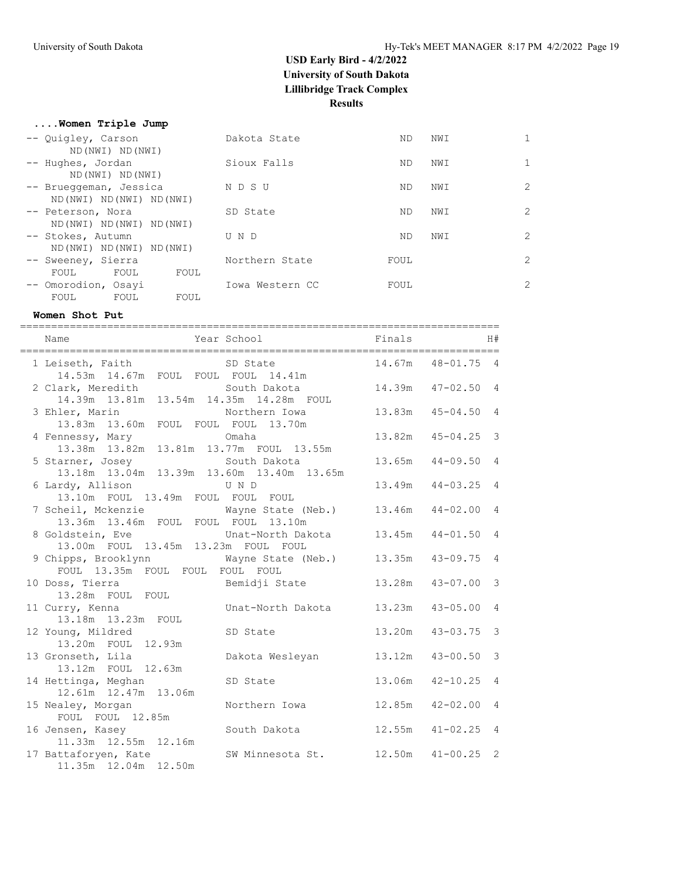## USD Early Bird - 4/2/2022
## University of South Dakota
## Lillibridge Track Complex
## Results

### ....Women Triple Jump

| Place | Name | School | Finals | Wind | H# |
|---|---|---|---|---|---|
| -- | Quigley, Carson | Dakota State | ND | NWI | 1 |
| | ND(NWI) ND(NWI) | | | | |
| -- | Hughes, Jordan | Sioux Falls | ND | NWI | 1 |
| | ND(NWI) ND(NWI) | | | | |
| -- | Brueggeman, Jessica | N D S U | ND | NWI | 2 |
| | ND(NWI) ND(NWI) ND(NWI) | | | | |
| -- | Peterson, Nora | SD State | ND | NWI | 2 |
| | ND(NWI) ND(NWI) ND(NWI) | | | | |
| -- | Stokes, Autumn | U N D | ND | NWI | 2 |
| | ND(NWI) ND(NWI) ND(NWI) | | | | |
| -- | Sweeney, Sierra | Northern State | FOUL | | 2 |
| | FOUL FOUL FOUL | | | | |
| -- | Omorodion, Osayi | Iowa Western CC | FOUL | | 2 |
| | FOUL FOUL FOUL | | | | |

### Women Shot Put

| Place | Name | Year School | Finals | | H# |
|---|---|---|---|---|---|
| 1 | Leiseth, Faith | SD State | 14.67m | 48-01.75 | 4 |
| | 14.53m 14.67m FOUL FOUL FOUL 14.41m | | | | |
| 2 | Clark, Meredith | South Dakota | 14.39m | 47-02.50 | 4 |
| | 14.39m 13.81m 13.54m 14.35m 14.28m FOUL | | | | |
| 3 | Ehler, Marin | Northern Iowa | 13.83m | 45-04.50 | 4 |
| | 13.83m 13.60m FOUL FOUL FOUL 13.70m | | | | |
| 4 | Fennessy, Mary | Omaha | 13.82m | 45-04.25 | 3 |
| | 13.38m 13.82m 13.81m 13.77m FOUL 13.55m | | | | |
| 5 | Starner, Josey | South Dakota | 13.65m | 44-09.50 | 4 |
| | 13.18m 13.04m 13.39m 13.60m 13.40m 13.65m | | | | |
| 6 | Lardy, Allison | U N D | 13.49m | 44-03.25 | 4 |
| | 13.10m FOUL 13.49m FOUL FOUL FOUL | | | | |
| 7 | Scheil, Mckenzie | Wayne State (Neb.) | 13.46m | 44-02.00 | 4 |
| | 13.36m 13.46m FOUL FOUL FOUL 13.10m | | | | |
| 8 | Goldstein, Eve | Unat-North Dakota | 13.45m | 44-01.50 | 4 |
| | 13.00m FOUL 13.45m 13.23m FOUL FOUL | | | | |
| 9 | Chipps, Brooklynn | Wayne State (Neb.) | 13.35m | 43-09.75 | 4 |
| | FOUL 13.35m FOUL FOUL FOUL FOUL | | | | |
| 10 | Doss, Tierra | Bemidji State | 13.28m | 43-07.00 | 3 |
| | 13.28m FOUL FOUL | | | | |
| 11 | Curry, Kenna | Unat-North Dakota | 13.23m | 43-05.00 | 4 |
| | 13.18m 13.23m FOUL | | | | |
| 12 | Young, Mildred | SD State | 13.20m | 43-03.75 | 3 |
| | 13.20m FOUL 12.93m | | | | |
| 13 | Gronseth, Lila | Dakota Wesleyan | 13.12m | 43-00.50 | 3 |
| | 13.12m FOUL 12.63m | | | | |
| 14 | Hettinga, Meghan | SD State | 13.06m | 42-10.25 | 4 |
| | 12.61m 12.47m 13.06m | | | | |
| 15 | Nealey, Morgan | Northern Iowa | 12.85m | 42-02.00 | 4 |
| | FOUL FOUL 12.85m | | | | |
| 16 | Jensen, Kasey | South Dakota | 12.55m | 41-02.25 | 4 |
| | 11.33m 12.55m 12.16m | | | | |
| 17 | Battaforyen, Kate | SW Minnesota St. | 12.50m | 41-00.25 | 2 |
| | 11.35m 12.04m 12.50m | | | | |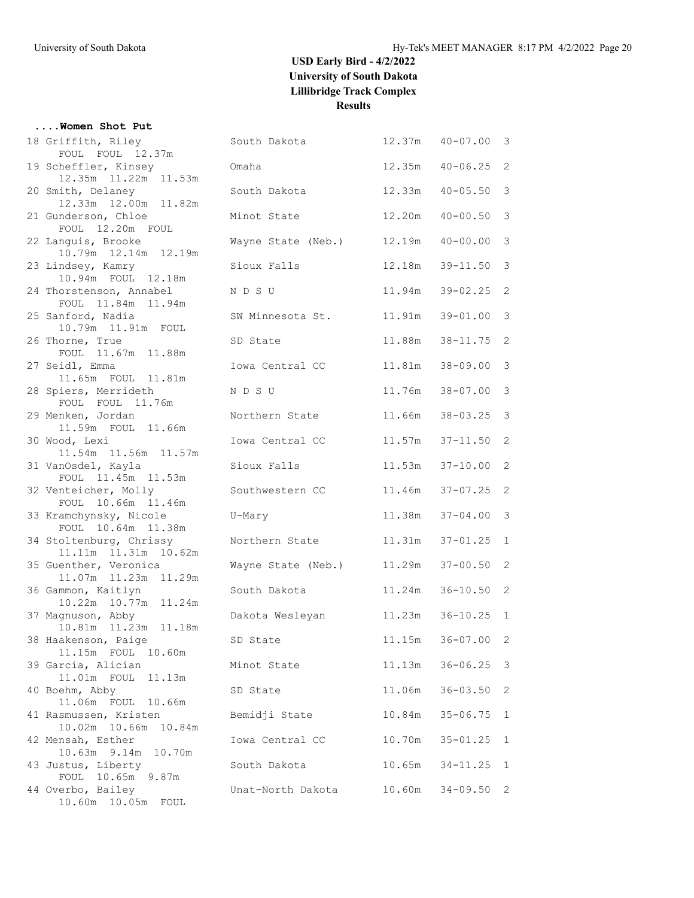# USD Early Bird - 4/2/2022
## University of South Dakota
## Lillibridge Track Complex
## Results

### ....Women Shot Put

| Place | Name | School | Mark | Imperial | Flight |
|---|---|---|---|---|---|
| 18 | Griffith, Riley | South Dakota | 12.37m | 40-07.00 | 3 |
| | FOUL FOUL 12.37m | | | | |
| 19 | Scheffler, Kinsey | Omaha | 12.35m | 40-06.25 | 2 |
| | 12.35m 11.22m 11.53m | | | | |
| 20 | Smith, Delaney | South Dakota | 12.33m | 40-05.50 | 3 |
| | 12.33m 12.00m 11.82m | | | | |
| 21 | Gunderson, Chloe | Minot State | 12.20m | 40-00.50 | 3 |
| | FOUL 12.20m FOUL | | | | |
| 22 | Languis, Brooke | Wayne State (Neb.) | 12.19m | 40-00.00 | 3 |
| | 10.79m 12.14m 12.19m | | | | |
| 23 | Lindsey, Kamry | Sioux Falls | 12.18m | 39-11.50 | 3 |
| | 10.94m FOUL 12.18m | | | | |
| 24 | Thorstenson, Annabel | N D S U | 11.94m | 39-02.25 | 2 |
| | FOUL 11.84m 11.94m | | | | |
| 25 | Sanford, Nadia | SW Minnesota St. | 11.91m | 39-01.00 | 3 |
| | 10.79m 11.91m FOUL | | | | |
| 26 | Thorne, True | SD State | 11.88m | 38-11.75 | 2 |
| | FOUL 11.67m 11.88m | | | | |
| 27 | Seidl, Emma | Iowa Central CC | 11.81m | 38-09.00 | 3 |
| | 11.65m FOUL 11.81m | | | | |
| 28 | Spiers, Merrideth | N D S U | 11.76m | 38-07.00 | 3 |
| | FOUL FOUL 11.76m | | | | |
| 29 | Menken, Jordan | Northern State | 11.66m | 38-03.25 | 3 |
| | 11.59m FOUL 11.66m | | | | |
| 30 | Wood, Lexi | Iowa Central CC | 11.57m | 37-11.50 | 2 |
| | 11.54m 11.56m 11.57m | | | | |
| 31 | VanOsdel, Kayla | Sioux Falls | 11.53m | 37-10.00 | 2 |
| | FOUL 11.45m 11.53m | | | | |
| 32 | Venteicher, Molly | Southwestern CC | 11.46m | 37-07.25 | 2 |
| | FOUL 10.66m 11.46m | | | | |
| 33 | Kramchynsky, Nicole | U-Mary | 11.38m | 37-04.00 | 3 |
| | FOUL 10.64m 11.38m | | | | |
| 34 | Stoltenburg, Chrissy | Northern State | 11.31m | 37-01.25 | 1 |
| | 11.11m 11.31m 10.62m | | | | |
| 35 | Guenther, Veronica | Wayne State (Neb.) | 11.29m | 37-00.50 | 2 |
| | 11.07m 11.23m 11.29m | | | | |
| 36 | Gammon, Kaitlyn | South Dakota | 11.24m | 36-10.50 | 2 |
| | 10.22m 10.77m 11.24m | | | | |
| 37 | Magnuson, Abby | Dakota Wesleyan | 11.23m | 36-10.25 | 1 |
| | 10.81m 11.23m 11.18m | | | | |
| 38 | Haakenson, Paige | SD State | 11.15m | 36-07.00 | 2 |
| | 11.15m FOUL 10.60m | | | | |
| 39 | Garcia, Alician | Minot State | 11.13m | 36-06.25 | 3 |
| | 11.01m FOUL 11.13m | | | | |
| 40 | Boehm, Abby | SD State | 11.06m | 36-03.50 | 2 |
| | 11.06m FOUL 10.66m | | | | |
| 41 | Rasmussen, Kristen | Bemidji State | 10.84m | 35-06.75 | 1 |
| | 10.02m 10.66m 10.84m | | | | |
| 42 | Mensah, Esther | Iowa Central CC | 10.70m | 35-01.25 | 1 |
| | 10.63m 9.14m 10.70m | | | | |
| 43 | Justus, Liberty | South Dakota | 10.65m | 34-11.25 | 1 |
| | FOUL 10.65m 9.87m | | | | |
| 44 | Overbo, Bailey | Unat-North Dakota | 10.60m | 34-09.50 | 2 |
| | 10.60m 10.05m FOUL | | | | |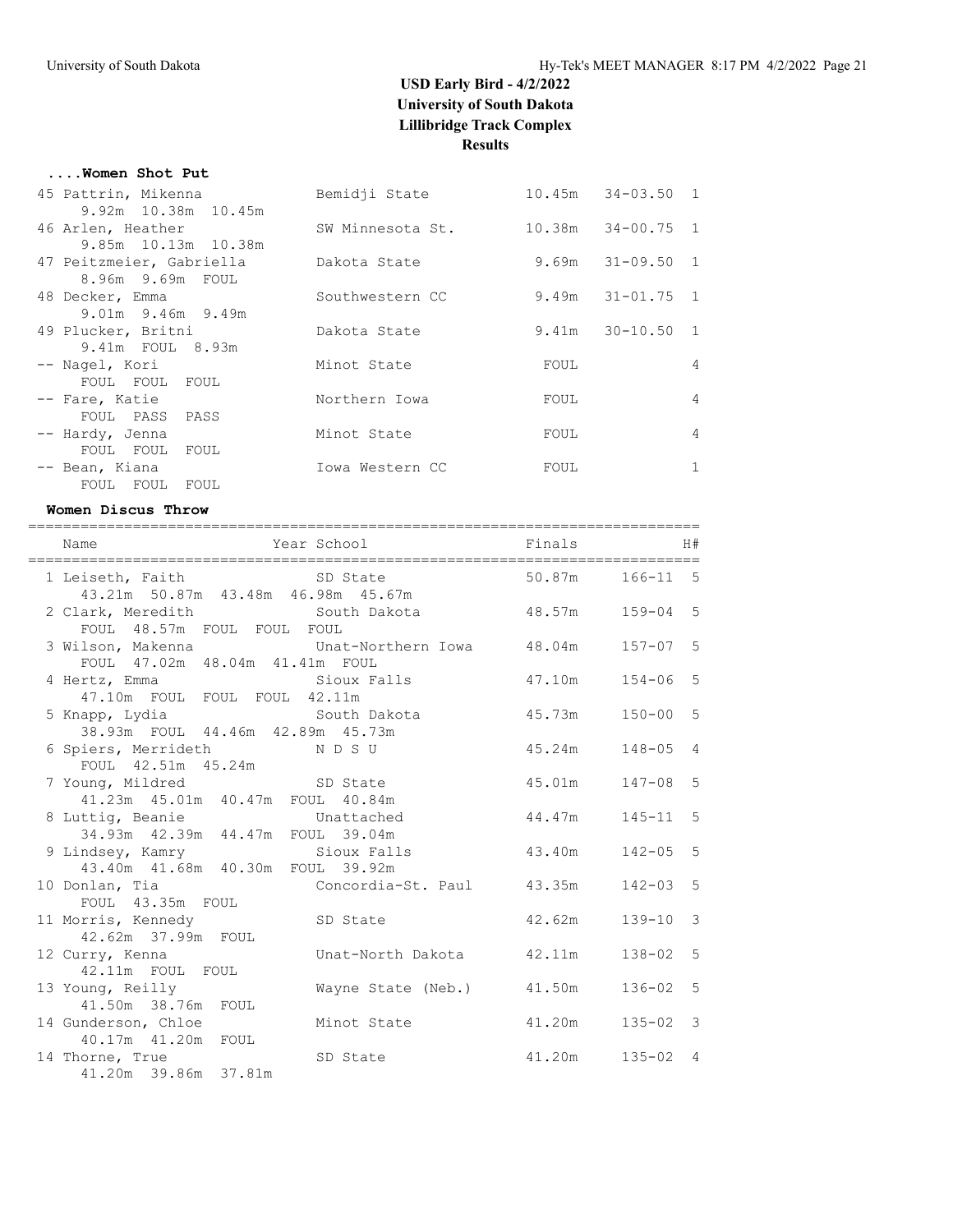# USD Early Bird - 4/2/2022
## University of South Dakota
## Lillibridge Track Complex
## Results

### ....Women Shot Put

| Place | Name | School | Finals | | H# |
|---|---|---|---|---|---|
| 45 | Pattrin, Mikenna | Bemidji State | 10.45m | 34-03.50 | 1 |
| | 9.92m 10.38m 10.45m | | | | |
| 46 | Arlen, Heather | SW Minnesota St. | 10.38m | 34-00.75 | 1 |
| | 9.85m 10.13m 10.38m | | | | |
| 47 | Peitzmeier, Gabriella | Dakota State | 9.69m | 31-09.50 | 1 |
| | 8.96m 9.69m FOUL | | | | |
| 48 | Decker, Emma | Southwestern CC | 9.49m | 31-01.75 | 1 |
| | 9.01m 9.46m 9.49m | | | | |
| 49 | Plucker, Britni | Dakota State | 9.41m | 30-10.50 | 1 |
| | 9.41m FOUL 8.93m | | | | |
| -- | Nagel, Kori | Minot State | FOUL | | 4 |
| | FOUL FOUL FOUL | | | | |
| -- | Fare, Katie | Northern Iowa | FOUL | | 4 |
| | FOUL PASS PASS | | | | |
| -- | Hardy, Jenna | Minot State | FOUL | | 4 |
| | FOUL FOUL FOUL | | | | |
| -- | Bean, Kiana | Iowa Western CC | FOUL | | 1 |
| | FOUL FOUL FOUL | | | | |

### Women Discus Throw

| Place | Name | Year School | Finals | | H# |
|---|---|---|---|---|---|
| 1 | Leiseth, Faith | SD State | 50.87m | 166-11 | 5 |
| | 43.21m 50.87m 43.48m 46.98m 45.67m | | | | |
| 2 | Clark, Meredith | South Dakota | 48.57m | 159-04 | 5 |
| | FOUL 48.57m FOUL FOUL FOUL | | | | |
| 3 | Wilson, Makenna | Unat-Northern Iowa | 48.04m | 157-07 | 5 |
| | FOUL 47.02m 48.04m 41.41m FOUL | | | | |
| 4 | Hertz, Emma | Sioux Falls | 47.10m | 154-06 | 5 |
| | 47.10m FOUL FOUL FOUL 42.11m | | | | |
| 5 | Knapp, Lydia | South Dakota | 45.73m | 150-00 | 5 |
| | 38.93m FOUL 44.46m 42.89m 45.73m | | | | |
| 6 | Spiers, Merrideth | N D S U | 45.24m | 148-05 | 4 |
| | FOUL 42.51m 45.24m | | | | |
| 7 | Young, Mildred | SD State | 45.01m | 147-08 | 5 |
| | 41.23m 45.01m 40.47m FOUL 40.84m | | | | |
| 8 | Luttig, Beanie | Unattached | 44.47m | 145-11 | 5 |
| | 34.93m 42.39m 44.47m FOUL 39.04m | | | | |
| 9 | Lindsey, Kamry | Sioux Falls | 43.40m | 142-05 | 5 |
| | 43.40m 41.68m 40.30m FOUL 39.92m | | | | |
| 10 | Donlan, Tia | Concordia-St. Paul | 43.35m | 142-03 | 5 |
| | FOUL 43.35m FOUL | | | | |
| 11 | Morris, Kennedy | SD State | 42.62m | 139-10 | 3 |
| | 42.62m 37.99m FOUL | | | | |
| 12 | Curry, Kenna | Unat-North Dakota | 42.11m | 138-02 | 5 |
| | 42.11m FOUL FOUL | | | | |
| 13 | Young, Reilly | Wayne State (Neb.) | 41.50m | 136-02 | 5 |
| | 41.50m 38.76m FOUL | | | | |
| 14 | Gunderson, Chloe | Minot State | 41.20m | 135-02 | 3 |
| | 40.17m 41.20m FOUL | | | | |
| 14 | Thorne, True | SD State | 41.20m | 135-02 | 4 |
| | 41.20m 39.86m 37.81m | | | | |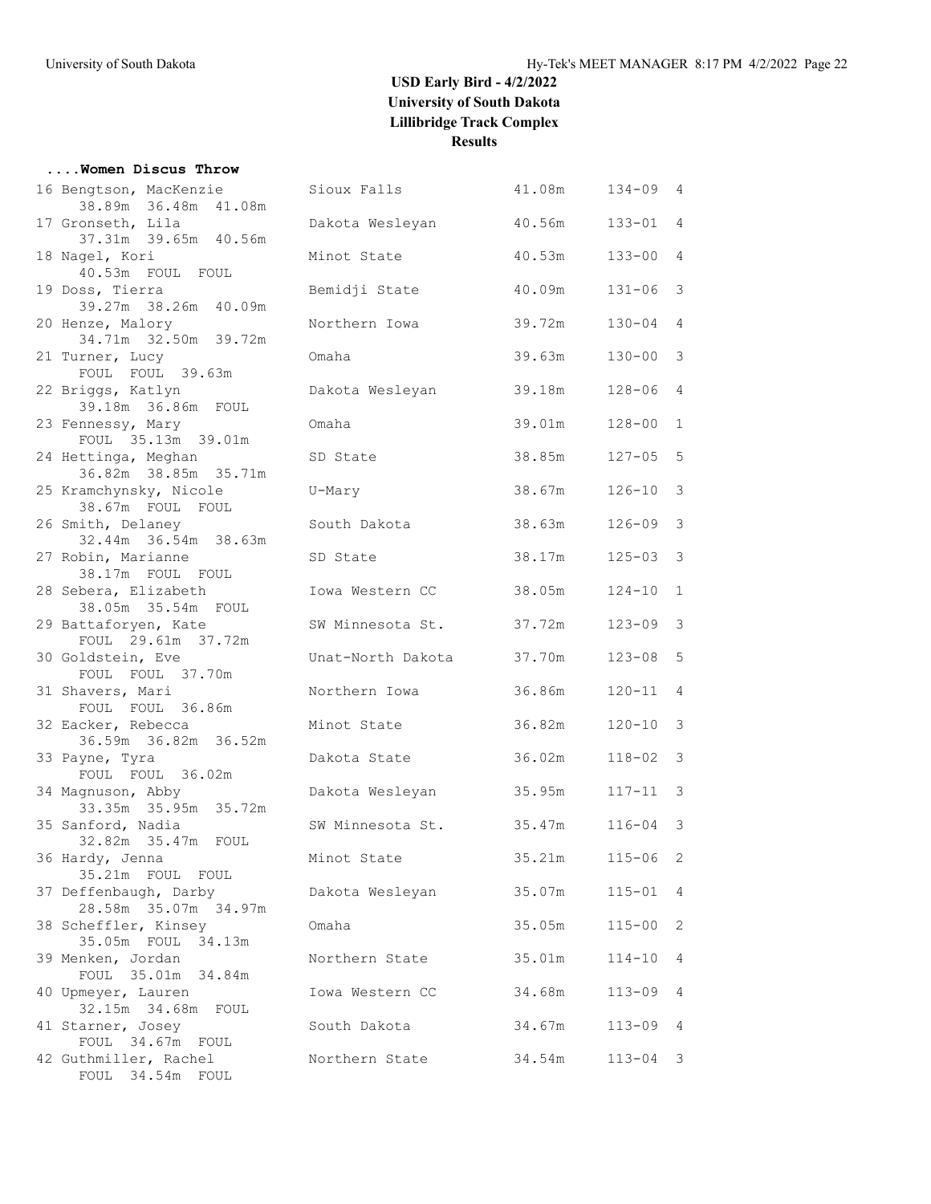# USD Early Bird - 4/2/2022

**University of South Dakota**

**Lillibridge Track Complex**

**Results**

### ....Women Discus Throw

| Place | Name | School | Mark | Feet | Flight |
|---|---|---|---|---|---|
| 16 | Bengtson, MacKenzie | Sioux Falls | 41.08m | 134-09 | 4 |
| | 38.89m 36.48m 41.08m | | | | |
| 17 | Gronseth, Lila | Dakota Wesleyan | 40.56m | 133-01 | 4 |
| | 37.31m 39.65m 40.56m | | | | |
| 18 | Nagel, Kori | Minot State | 40.53m | 133-00 | 4 |
| | 40.53m FOUL FOUL | | | | |
| 19 | Doss, Tierra | Bemidji State | 40.09m | 131-06 | 3 |
| | 39.27m 38.26m 40.09m | | | | |
| 20 | Henze, Malory | Northern Iowa | 39.72m | 130-04 | 4 |
| | 34.71m 32.50m 39.72m | | | | |
| 21 | Turner, Lucy | Omaha | 39.63m | 130-00 | 3 |
| | FOUL FOUL 39.63m | | | | |
| 22 | Briggs, Katlyn | Dakota Wesleyan | 39.18m | 128-06 | 4 |
| | 39.18m 36.86m FOUL | | | | |
| 23 | Fennessy, Mary | Omaha | 39.01m | 128-00 | 1 |
| | FOUL 35.13m 39.01m | | | | |
| 24 | Hettinga, Meghan | SD State | 38.85m | 127-05 | 5 |
| | 36.82m 38.85m 35.71m | | | | |
| 25 | Kramchynsky, Nicole | U-Mary | 38.67m | 126-10 | 3 |
| | 38.67m FOUL FOUL | | | | |
| 26 | Smith, Delaney | South Dakota | 38.63m | 126-09 | 3 |
| | 32.44m 36.54m 38.63m | | | | |
| 27 | Robin, Marianne | SD State | 38.17m | 125-03 | 3 |
| | 38.17m FOUL FOUL | | | | |
| 28 | Sebera, Elizabeth | Iowa Western CC | 38.05m | 124-10 | 1 |
| | 38.05m 35.54m FOUL | | | | |
| 29 | Battaforyen, Kate | SW Minnesota St. | 37.72m | 123-09 | 3 |
| | FOUL 29.61m 37.72m | | | | |
| 30 | Goldstein, Eve | Unat-North Dakota | 37.70m | 123-08 | 5 |
| | FOUL FOUL 37.70m | | | | |
| 31 | Shavers, Mari | Northern Iowa | 36.86m | 120-11 | 4 |
| | FOUL FOUL 36.86m | | | | |
| 32 | Eacker, Rebecca | Minot State | 36.82m | 120-10 | 3 |
| | 36.59m 36.82m 36.52m | | | | |
| 33 | Payne, Tyra | Dakota State | 36.02m | 118-02 | 3 |
| | FOUL FOUL 36.02m | | | | |
| 34 | Magnuson, Abby | Dakota Wesleyan | 35.95m | 117-11 | 3 |
| | 33.35m 35.95m 35.72m | | | | |
| 35 | Sanford, Nadia | SW Minnesota St. | 35.47m | 116-04 | 3 |
| | 32.82m 35.47m FOUL | | | | |
| 36 | Hardy, Jenna | Minot State | 35.21m | 115-06 | 2 |
| | 35.21m FOUL FOUL | | | | |
| 37 | Deffenbaugh, Darby | Dakota Wesleyan | 35.07m | 115-01 | 4 |
| | 28.58m 35.07m 34.97m | | | | |
| 38 | Scheffler, Kinsey | Omaha | 35.05m | 115-00 | 2 |
| | 35.05m FOUL 34.13m | | | | |
| 39 | Menken, Jordan | Northern State | 35.01m | 114-10 | 4 |
| | FOUL 35.01m 34.84m | | | | |
| 40 | Upmeyer, Lauren | Iowa Western CC | 34.68m | 113-09 | 4 |
| | 32.15m 34.68m FOUL | | | | |
| 41 | Starner, Josey | South Dakota | 34.67m | 113-09 | 4 |
| | FOUL 34.67m FOUL | | | | |
| 42 | Guthmiller, Rachel | Northern State | 34.54m | 113-04 | 3 |
| | FOUL 34.54m FOUL | | | | |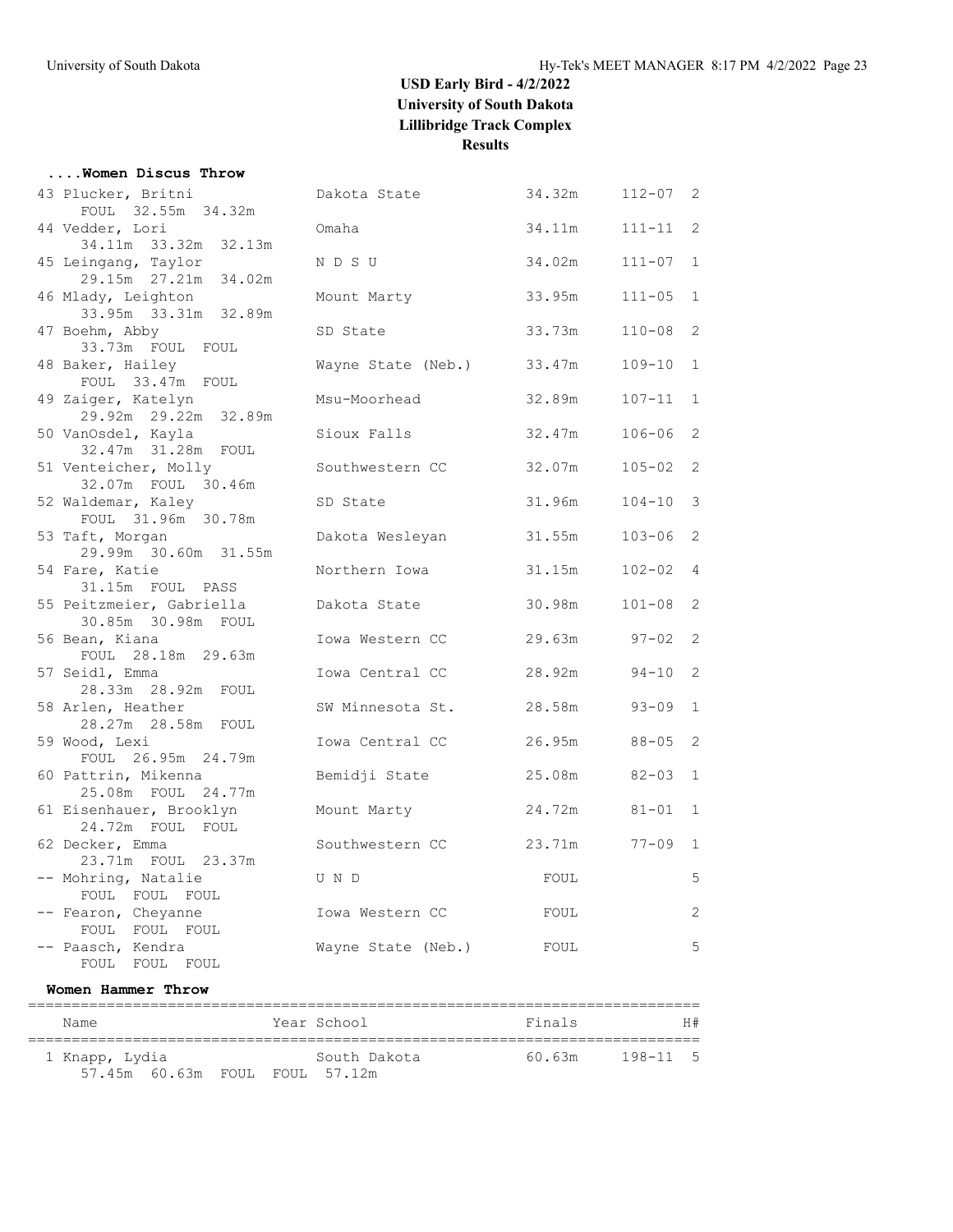# USD Early Bird - 4/2/2022
## University of South Dakota
## Lillibridge Track Complex
## Results

### ....Women Discus Throw

| Place | Name | School | Finals | | H# |
|---|---|---|---|---|---|
| 43 | Plucker, Britni | Dakota State | 34.32m | 112-07 | 2 |
| | FOUL 32.55m 34.32m | | | | |
| 44 | Vedder, Lori | Omaha | 34.11m | 111-11 | 2 |
| | 34.11m 33.32m 32.13m | | | | |
| 45 | Leingang, Taylor | N D S U | 34.02m | 111-07 | 1 |
| | 29.15m 27.21m 34.02m | | | | |
| 46 | Mlady, Leighton | Mount Marty | 33.95m | 111-05 | 1 |
| | 33.95m 33.31m 32.89m | | | | |
| 47 | Boehm, Abby | SD State | 33.73m | 110-08 | 2 |
| | 33.73m FOUL FOUL | | | | |
| 48 | Baker, Hailey | Wayne State (Neb.) | 33.47m | 109-10 | 1 |
| | FOUL 33.47m FOUL | | | | |
| 49 | Zaiger, Katelyn | Msu-Moorhead | 32.89m | 107-11 | 1 |
| | 29.92m 29.22m 32.89m | | | | |
| 50 | VanOsdel, Kayla | Sioux Falls | 32.47m | 106-06 | 2 |
| | 32.47m 31.28m FOUL | | | | |
| 51 | Venteicher, Molly | Southwestern CC | 32.07m | 105-02 | 2 |
| | 32.07m FOUL 30.46m | | | | |
| 52 | Waldemar, Kaley | SD State | 31.96m | 104-10 | 3 |
| | FOUL 31.96m 30.78m | | | | |
| 53 | Taft, Morgan | Dakota Wesleyan | 31.55m | 103-06 | 2 |
| | 29.99m 30.60m 31.55m | | | | |
| 54 | Fare, Katie | Northern Iowa | 31.15m | 102-02 | 4 |
| | 31.15m FOUL PASS | | | | |
| 55 | Peitzmeier, Gabriella | Dakota State | 30.98m | 101-08 | 2 |
| | 30.85m 30.98m FOUL | | | | |
| 56 | Bean, Kiana | Iowa Western CC | 29.63m | 97-02 | 2 |
| | FOUL 28.18m 29.63m | | | | |
| 57 | Seidl, Emma | Iowa Central CC | 28.92m | 94-10 | 2 |
| | 28.33m 28.92m FOUL | | | | |
| 58 | Arlen, Heather | SW Minnesota St. | 28.58m | 93-09 | 1 |
| | 28.27m 28.58m FOUL | | | | |
| 59 | Wood, Lexi | Iowa Central CC | 26.95m | 88-05 | 2 |
| | FOUL 26.95m 24.79m | | | | |
| 60 | Pattrin, Mikenna | Bemidji State | 25.08m | 82-03 | 1 |
| | 25.08m FOUL 24.77m | | | | |
| 61 | Eisenhauer, Brooklyn | Mount Marty | 24.72m | 81-01 | 1 |
| | 24.72m FOUL FOUL | | | | |
| 62 | Decker, Emma | Southwestern CC | 23.71m | 77-09 | 1 |
| | 23.71m FOUL 23.37m | | | | |
| -- | Mohring, Natalie | U N D | FOUL | | 5 |
| | FOUL FOUL FOUL | | | | |
| -- | Fearon, Cheyanne | Iowa Western CC | FOUL | | 2 |
| | FOUL FOUL FOUL | | | | |
| -- | Paasch, Kendra | Wayne State (Neb.) | FOUL | | 5 |
| | FOUL FOUL FOUL | | | | |

### Women Hammer Throw

| Place | Name | Year | School | Finals | | H# |
|---|---|---|---|---|---|---|
| 1 | Knapp, Lydia | | South Dakota | 60.63m | 198-11 | 5 |
| | 57.45m 60.63m FOUL FOUL 57.12m | | | | | |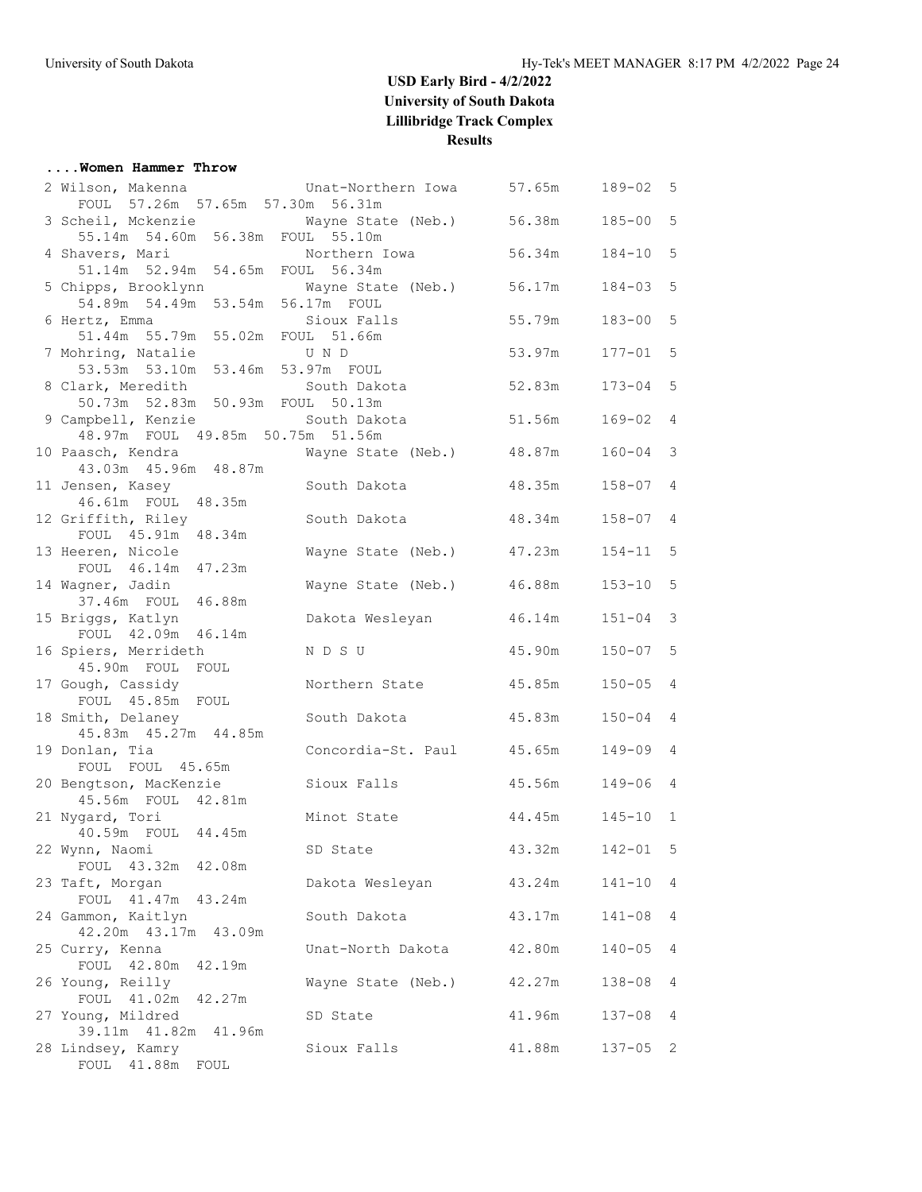# USD Early Bird - 4/2/2022
## University of South Dakota
## Lillibridge Track Complex
## Results

### ....Women Hammer Throw

| Place | Name | School | Mark | English | Flight |
|---|---|---|---|---|---|
| 2 | Wilson, Makenna | Unat-Northern Iowa | 57.65m | 189-02 | 5 |
| | FOUL 57.26m 57.65m 57.30m 56.31m | | | | |
| 3 | Scheil, Mckenzie | Wayne State (Neb.) | 56.38m | 185-00 | 5 |
| | 55.14m 54.60m 56.38m FOUL 55.10m | | | | |
| 4 | Shavers, Mari | Northern Iowa | 56.34m | 184-10 | 5 |
| | 51.14m 52.94m 54.65m FOUL 56.34m | | | | |
| 5 | Chipps, Brooklynn | Wayne State (Neb.) | 56.17m | 184-03 | 5 |
| | 54.89m 54.49m 53.54m 56.17m FOUL | | | | |
| 6 | Hertz, Emma | Sioux Falls | 55.79m | 183-00 | 5 |
| | 51.44m 55.79m 55.02m FOUL 51.66m | | | | |
| 7 | Mohring, Natalie | U N D | 53.97m | 177-01 | 5 |
| | 53.53m 53.10m 53.46m 53.97m FOUL | | | | |
| 8 | Clark, Meredith | South Dakota | 52.83m | 173-04 | 5 |
| | 50.73m 52.83m 50.93m FOUL 50.13m | | | | |
| 9 | Campbell, Kenzie | South Dakota | 51.56m | 169-02 | 4 |
| | 48.97m FOUL 49.85m 50.75m 51.56m | | | | |
| 10 | Paasch, Kendra | Wayne State (Neb.) | 48.87m | 160-04 | 3 |
| | 43.03m 45.96m 48.87m | | | | |
| 11 | Jensen, Kasey | South Dakota | 48.35m | 158-07 | 4 |
| | 46.61m FOUL 48.35m | | | | |
| 12 | Griffith, Riley | South Dakota | 48.34m | 158-07 | 4 |
| | FOUL 45.91m 48.34m | | | | |
| 13 | Heeren, Nicole | Wayne State (Neb.) | 47.23m | 154-11 | 5 |
| | FOUL 46.14m 47.23m | | | | |
| 14 | Wagner, Jadin | Wayne State (Neb.) | 46.88m | 153-10 | 5 |
| | 37.46m FOUL 46.88m | | | | |
| 15 | Briggs, Katlyn | Dakota Wesleyan | 46.14m | 151-04 | 3 |
| | FOUL 42.09m 46.14m | | | | |
| 16 | Spiers, Merrideth | N D S U | 45.90m | 150-07 | 5 |
| | 45.90m FOUL FOUL | | | | |
| 17 | Gough, Cassidy | Northern State | 45.85m | 150-05 | 4 |
| | FOUL 45.85m FOUL | | | | |
| 18 | Smith, Delaney | South Dakota | 45.83m | 150-04 | 4 |
| | 45.83m 45.27m 44.85m | | | | |
| 19 | Donlan, Tia | Concordia-St. Paul | 45.65m | 149-09 | 4 |
| | FOUL FOUL 45.65m | | | | |
| 20 | Bengtson, MacKenzie | Sioux Falls | 45.56m | 149-06 | 4 |
| | 45.56m FOUL 42.81m | | | | |
| 21 | Nygard, Tori | Minot State | 44.45m | 145-10 | 1 |
| | 40.59m FOUL 44.45m | | | | |
| 22 | Wynn, Naomi | SD State | 43.32m | 142-01 | 5 |
| | FOUL 43.32m 42.08m | | | | |
| 23 | Taft, Morgan | Dakota Wesleyan | 43.24m | 141-10 | 4 |
| | FOUL 41.47m 43.24m | | | | |
| 24 | Gammon, Kaitlyn | South Dakota | 43.17m | 141-08 | 4 |
| | 42.20m 43.17m 43.09m | | | | |
| 25 | Curry, Kenna | Unat-North Dakota | 42.80m | 140-05 | 4 |
| | FOUL 42.80m 42.19m | | | | |
| 26 | Young, Reilly | Wayne State (Neb.) | 42.27m | 138-08 | 4 |
| | FOUL 41.02m 42.27m | | | | |
| 27 | Young, Mildred | SD State | 41.96m | 137-08 | 4 |
| | 39.11m 41.82m 41.96m | | | | |
| 28 | Lindsey, Kamry | Sioux Falls | 41.88m | 137-05 | 2 |
| | FOUL 41.88m FOUL | | | | |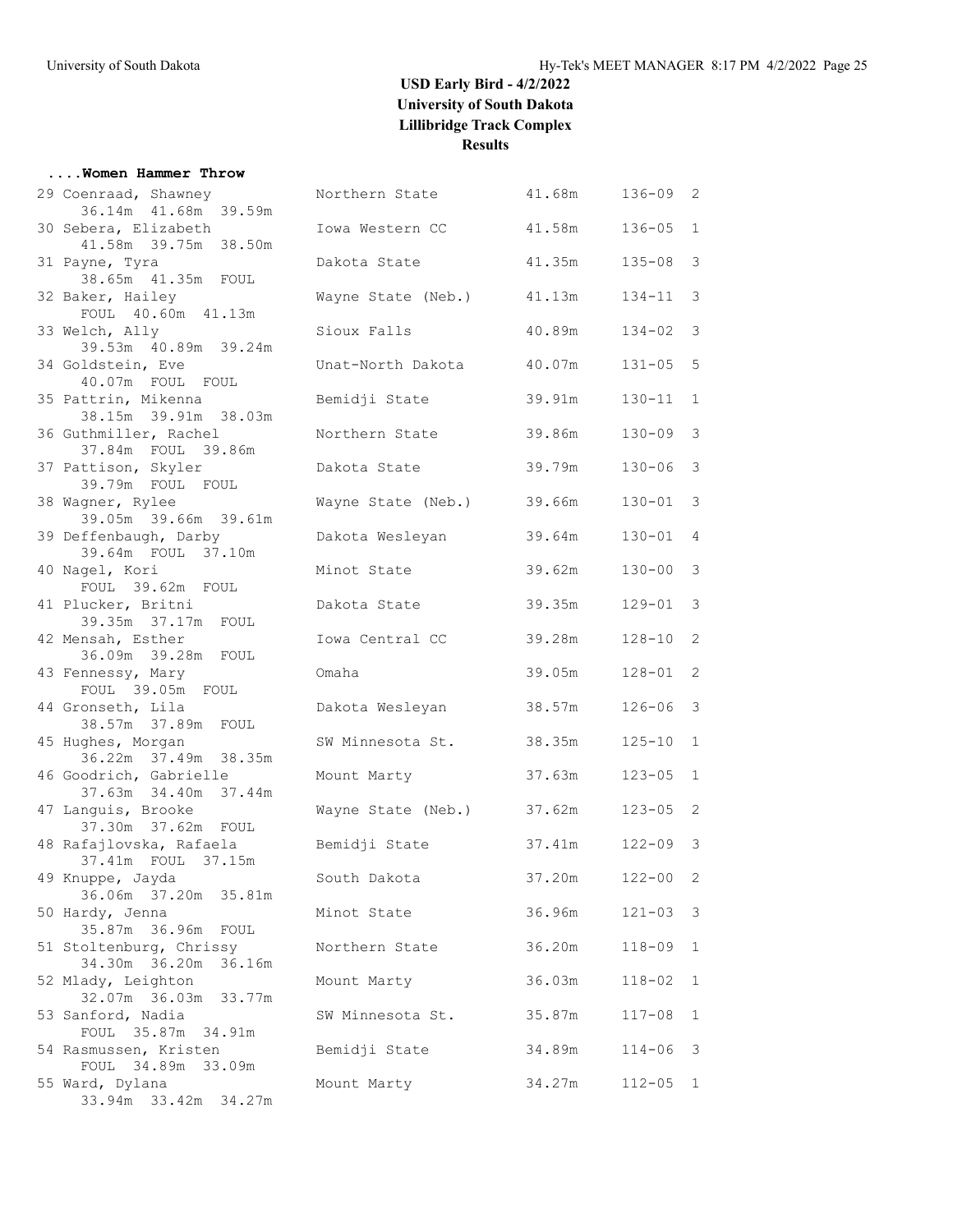# USD Early Bird - 4/2/2022
## University of South Dakota
## Lillibridge Track Complex
## Results

### ....Women Hammer Throw

| Place | Name | School | Mark | Feet | Flight |
|---|---|---|---|---|---|
| 29 | Coenraad, Shawney | Northern State | 41.68m | 136-09 | 2 |
| | 36.14m 41.68m 39.59m | | | | |
| 30 | Sebera, Elizabeth | Iowa Western CC | 41.58m | 136-05 | 1 |
| | 41.58m 39.75m 38.50m | | | | |
| 31 | Payne, Tyra | Dakota State | 41.35m | 135-08 | 3 |
| | 38.65m 41.35m FOUL | | | | |
| 32 | Baker, Hailey | Wayne State (Neb.) | 41.13m | 134-11 | 3 |
| | FOUL 40.60m 41.13m | | | | |
| 33 | Welch, Ally | Sioux Falls | 40.89m | 134-02 | 3 |
| | 39.53m 40.89m 39.24m | | | | |
| 34 | Goldstein, Eve | Unat-North Dakota | 40.07m | 131-05 | 5 |
| | 40.07m FOUL FOUL | | | | |
| 35 | Pattrin, Mikenna | Bemidji State | 39.91m | 130-11 | 1 |
| | 38.15m 39.91m 38.03m | | | | |
| 36 | Guthmiller, Rachel | Northern State | 39.86m | 130-09 | 3 |
| | 37.84m FOUL 39.86m | | | | |
| 37 | Pattison, Skyler | Dakota State | 39.79m | 130-06 | 3 |
| | 39.79m FOUL FOUL | | | | |
| 38 | Wagner, Rylee | Wayne State (Neb.) | 39.66m | 130-01 | 3 |
| | 39.05m 39.66m 39.61m | | | | |
| 39 | Deffenbaugh, Darby | Dakota Wesleyan | 39.64m | 130-01 | 4 |
| | 39.64m FOUL 37.10m | | | | |
| 40 | Nagel, Kori | Minot State | 39.62m | 130-00 | 3 |
| | FOUL 39.62m FOUL | | | | |
| 41 | Plucker, Britni | Dakota State | 39.35m | 129-01 | 3 |
| | 39.35m 37.17m FOUL | | | | |
| 42 | Mensah, Esther | Iowa Central CC | 39.28m | 128-10 | 2 |
| | 36.09m 39.28m FOUL | | | | |
| 43 | Fennessy, Mary | Omaha | 39.05m | 128-01 | 2 |
| | FOUL 39.05m FOUL | | | | |
| 44 | Gronseth, Lila | Dakota Wesleyan | 38.57m | 126-06 | 3 |
| | 38.57m 37.89m FOUL | | | | |
| 45 | Hughes, Morgan | SW Minnesota St. | 38.35m | 125-10 | 1 |
| | 36.22m 37.49m 38.35m | | | | |
| 46 | Goodrich, Gabrielle | Mount Marty | 37.63m | 123-05 | 1 |
| | 37.63m 34.40m 37.44m | | | | |
| 47 | Languis, Brooke | Wayne State (Neb.) | 37.62m | 123-05 | 2 |
| | 37.30m 37.62m FOUL | | | | |
| 48 | Rafajlovska, Rafaela | Bemidji State | 37.41m | 122-09 | 3 |
| | 37.41m FOUL 37.15m | | | | |
| 49 | Knuppe, Jayda | South Dakota | 37.20m | 122-00 | 2 |
| | 36.06m 37.20m 35.81m | | | | |
| 50 | Hardy, Jenna | Minot State | 36.96m | 121-03 | 3 |
| | 35.87m 36.96m FOUL | | | | |
| 51 | Stoltenburg, Chrissy | Northern State | 36.20m | 118-09 | 1 |
| | 34.30m 36.20m 36.16m | | | | |
| 52 | Mlady, Leighton | Mount Marty | 36.03m | 118-02 | 1 |
| | 32.07m 36.03m 33.77m | | | | |
| 53 | Sanford, Nadia | SW Minnesota St. | 35.87m | 117-08 | 1 |
| | FOUL 35.87m 34.91m | | | | |
| 54 | Rasmussen, Kristen | Bemidji State | 34.89m | 114-06 | 3 |
| | FOUL 34.89m 33.09m | | | | |
| 55 | Ward, Dylana | Mount Marty | 34.27m | 112-05 | 1 |
| | 33.94m 33.42m 34.27m | | | | |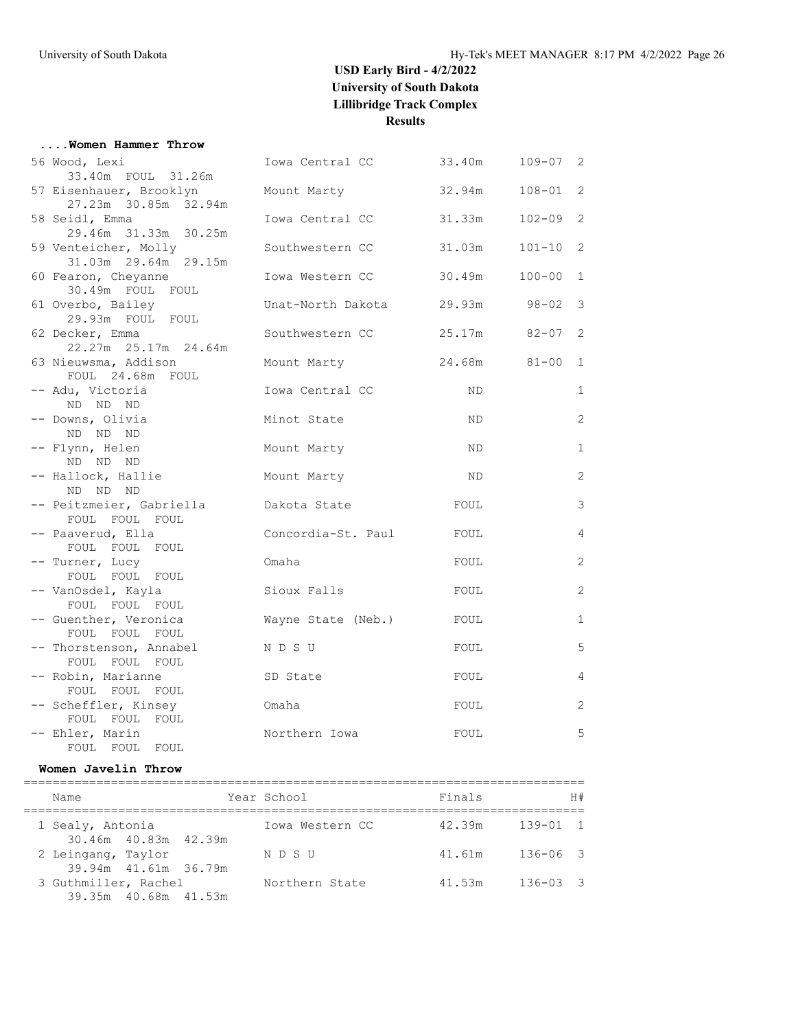# USD Early Bird - 4/2/2022
## University of South Dakota
## Lillibridge Track Complex
## Results

### ....Women Hammer Throw

| Place | Name | Year School | Finals | | H# |
|---|---|---|---|---|---|
| 56 | Wood, Lexi | Iowa Central CC | 33.40m | 109-07 | 2 |
| | 33.40m FOUL 31.26m | | | | |
| 57 | Eisenhauer, Brooklyn | Mount Marty | 32.94m | 108-01 | 2 |
| | 27.23m 30.85m 32.94m | | | | |
| 58 | Seidl, Emma | Iowa Central CC | 31.33m | 102-09 | 2 |
| | 29.46m 31.33m 30.25m | | | | |
| 59 | Venteicher, Molly | Southwestern CC | 31.03m | 101-10 | 2 |
| | 31.03m 29.64m 29.15m | | | | |
| 60 | Fearon, Cheyanne | Iowa Western CC | 30.49m | 100-00 | 1 |
| | 30.49m FOUL FOUL | | | | |
| 61 | Overbo, Bailey | Unat-North Dakota | 29.93m | 98-02 | 3 |
| | 29.93m FOUL FOUL | | | | |
| 62 | Decker, Emma | Southwestern CC | 25.17m | 82-07 | 2 |
| | 22.27m 25.17m 24.64m | | | | |
| 63 | Nieuwsma, Addison | Mount Marty | 24.68m | 81-00 | 1 |
| | FOUL 24.68m FOUL | | | | |
| -- | Adu, Victoria | Iowa Central CC | ND | | 1 |
| | ND ND ND | | | | |
| -- | Downs, Olivia | Minot State | ND | | 2 |
| | ND ND ND | | | | |
| -- | Flynn, Helen | Mount Marty | ND | | 1 |
| | ND ND ND | | | | |
| -- | Hallock, Hallie | Mount Marty | ND | | 2 |
| | ND ND ND | | | | |
| -- | Peitzmeier, Gabriella | Dakota State | FOUL | | 3 |
| | FOUL FOUL FOUL | | | | |
| -- | Paaverud, Ella | Concordia-St. Paul | FOUL | | 4 |
| | FOUL FOUL FOUL | | | | |
| -- | Turner, Lucy | Omaha | FOUL | | 2 |
| | FOUL FOUL FOUL | | | | |
| -- | VanOsdel, Kayla | Sioux Falls | FOUL | | 2 |
| | FOUL FOUL FOUL | | | | |
| -- | Guenther, Veronica | Wayne State (Neb.) | FOUL | | 1 |
| | FOUL FOUL FOUL | | | | |
| -- | Thorstenson, Annabel | N D S U | FOUL | | 5 |
| | FOUL FOUL FOUL | | | | |
| -- | Robin, Marianne | SD State | FOUL | | 4 |
| | FOUL FOUL FOUL | | | | |
| -- | Scheffler, Kinsey | Omaha | FOUL | | 2 |
| | FOUL FOUL FOUL | | | | |
| -- | Ehler, Marin | Northern Iowa | FOUL | | 5 |
| | FOUL FOUL FOUL | | | | |

### Women Javelin Throw

| Place | Name | Year School | Finals | | H# |
|---|---|---|---|---|---|
| 1 | Sealy, Antonia | Iowa Western CC | 42.39m | 139-01 | 1 |
| | 30.46m 40.83m 42.39m | | | | |
| 2 | Leingang, Taylor | N D S U | 41.61m | 136-06 | 3 |
| | 39.94m 41.61m 36.79m | | | | |
| 3 | Guthmiller, Rachel | Northern State | 41.53m | 136-03 | 3 |
| | 39.35m 40.68m 41.53m | | | | |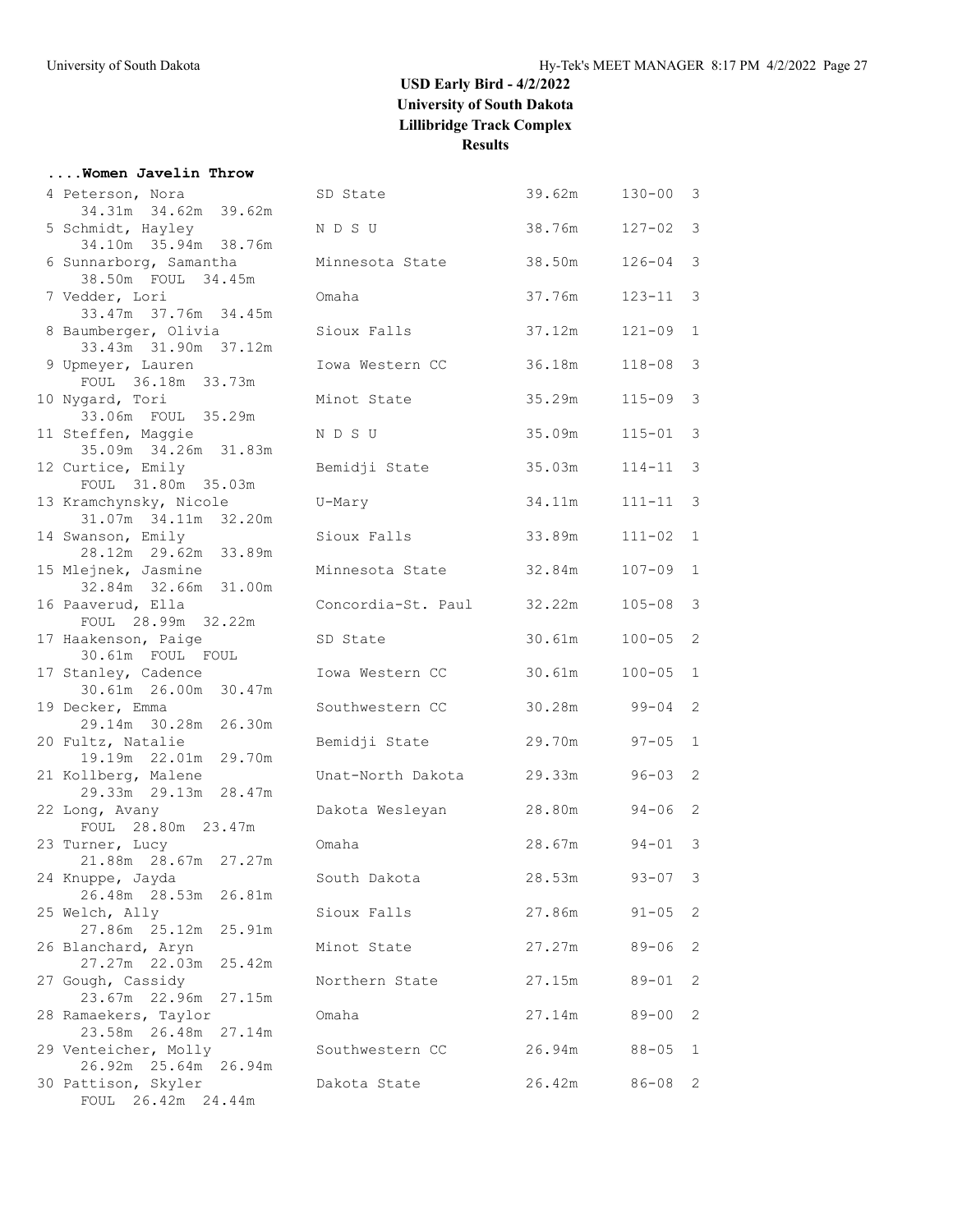# USD Early Bird - 4/2/2022

**University of South Dakota**

**Lillibridge Track Complex**

**Results**

### ....Women Javelin Throw

| Place | Name | School | Mark | Imperial | Flight |
|---|---|---|---|---|---|
| 4 | Peterson, Nora | SD State | 39.62m | 130-00 | 3 |
| | 34.31m 34.62m 39.62m | | | | |
| 5 | Schmidt, Hayley | N D S U | 38.76m | 127-02 | 3 |
| | 34.10m 35.94m 38.76m | | | | |
| 6 | Sunnarborg, Samantha | Minnesota State | 38.50m | 126-04 | 3 |
| | 38.50m FOUL 34.45m | | | | |
| 7 | Vedder, Lori | Omaha | 37.76m | 123-11 | 3 |
| | 33.47m 37.76m 34.45m | | | | |
| 8 | Baumberger, Olivia | Sioux Falls | 37.12m | 121-09 | 1 |
| | 33.43m 31.90m 37.12m | | | | |
| 9 | Upmeyer, Lauren | Iowa Western CC | 36.18m | 118-08 | 3 |
| | FOUL 36.18m 33.73m | | | | |
| 10 | Nygard, Tori | Minot State | 35.29m | 115-09 | 3 |
| | 33.06m FOUL 35.29m | | | | |
| 11 | Steffen, Maggie | N D S U | 35.09m | 115-01 | 3 |
| | 35.09m 34.26m 31.83m | | | | |
| 12 | Curtice, Emily | Bemidji State | 35.03m | 114-11 | 3 |
| | FOUL 31.80m 35.03m | | | | |
| 13 | Kramchynsky, Nicole | U-Mary | 34.11m | 111-11 | 3 |
| | 31.07m 34.11m 32.20m | | | | |
| 14 | Swanson, Emily | Sioux Falls | 33.89m | 111-02 | 1 |
| | 28.12m 29.62m 33.89m | | | | |
| 15 | Mlejnek, Jasmine | Minnesota State | 32.84m | 107-09 | 1 |
| | 32.84m 32.66m 31.00m | | | | |
| 16 | Paaverud, Ella | Concordia-St. Paul | 32.22m | 105-08 | 3 |
| | FOUL 28.99m 32.22m | | | | |
| 17 | Haakenson, Paige | SD State | 30.61m | 100-05 | 2 |
| | 30.61m FOUL FOUL | | | | |
| 17 | Stanley, Cadence | Iowa Western CC | 30.61m | 100-05 | 1 |
| | 30.61m 26.00m 30.47m | | | | |
| 19 | Decker, Emma | Southwestern CC | 30.28m | 99-04 | 2 |
| | 29.14m 30.28m 26.30m | | | | |
| 20 | Fultz, Natalie | Bemidji State | 29.70m | 97-05 | 1 |
| | 19.19m 22.01m 29.70m | | | | |
| 21 | Kollberg, Malene | Unat-North Dakota | 29.33m | 96-03 | 2 |
| | 29.33m 29.13m 28.47m | | | | |
| 22 | Long, Avany | Dakota Wesleyan | 28.80m | 94-06 | 2 |
| | FOUL 28.80m 23.47m | | | | |
| 23 | Turner, Lucy | Omaha | 28.67m | 94-01 | 3 |
| | 21.88m 28.67m 27.27m | | | | |
| 24 | Knuppe, Jayda | South Dakota | 28.53m | 93-07 | 3 |
| | 26.48m 28.53m 26.81m | | | | |
| 25 | Welch, Ally | Sioux Falls | 27.86m | 91-05 | 2 |
| | 27.86m 25.12m 25.91m | | | | |
| 26 | Blanchard, Aryn | Minot State | 27.27m | 89-06 | 2 |
| | 27.27m 22.03m 25.42m | | | | |
| 27 | Gough, Cassidy | Northern State | 27.15m | 89-01 | 2 |
| | 23.67m 22.96m 27.15m | | | | |
| 28 | Ramaekers, Taylor | Omaha | 27.14m | 89-00 | 2 |
| | 23.58m 26.48m 27.14m | | | | |
| 29 | Venteicher, Molly | Southwestern CC | 26.94m | 88-05 | 1 |
| | 26.92m 25.64m 26.94m | | | | |
| 30 | Pattison, Skyler | Dakota State | 26.42m | 86-08 | 2 |
| | FOUL 26.42m 24.44m | | | | |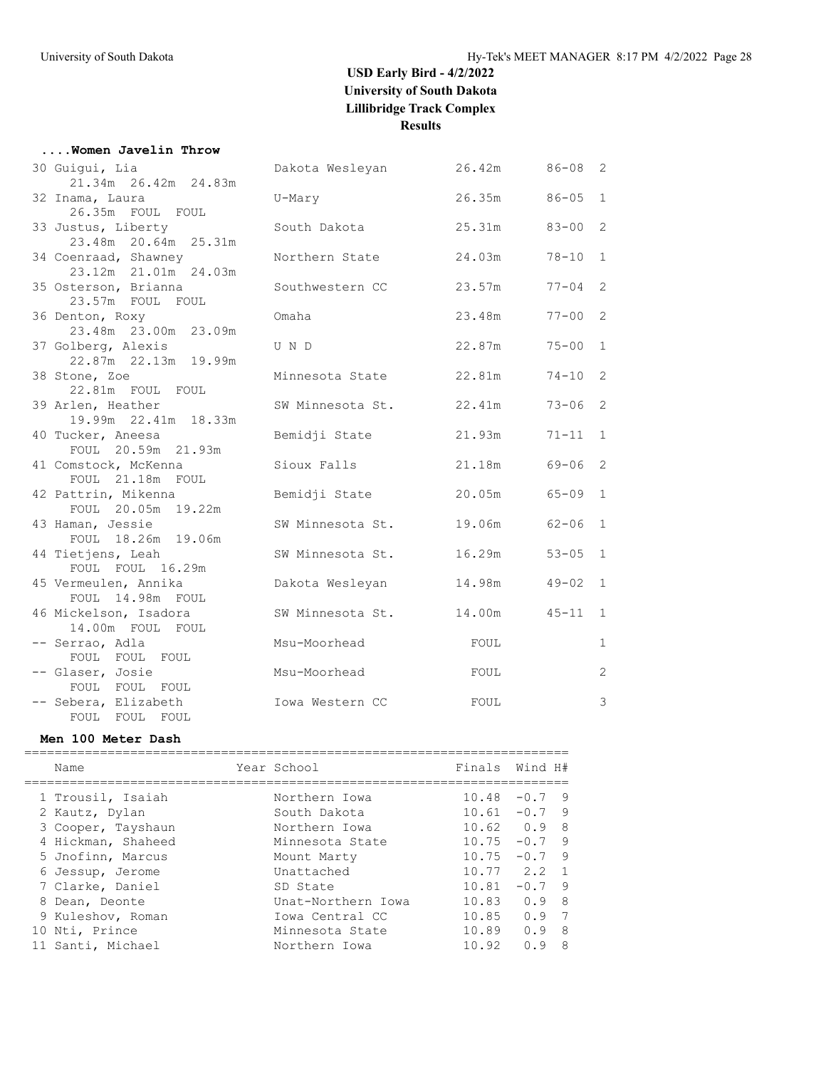# USD Early Bird - 4/2/2022
## University of South Dakota
## Lillibridge Track Complex
## Results

### ....Women Javelin Throw

| Place | Name | School | Mark | Feet | Flight |
|---|---|---|---|---|---|
| 30 | Guigui, Lia | Dakota Wesleyan | 26.42m | 86-08 | 2 |
| | 21.34m 26.42m 24.83m | | | | |
| 32 | Inama, Laura | U-Mary | 26.35m | 86-05 | 1 |
| | 26.35m FOUL FOUL | | | | |
| 33 | Justus, Liberty | South Dakota | 25.31m | 83-00 | 2 |
| | 23.48m 20.64m 25.31m | | | | |
| 34 | Coenraad, Shawney | Northern State | 24.03m | 78-10 | 1 |
| | 23.12m 21.01m 24.03m | | | | |
| 35 | Osterson, Brianna | Southwestern CC | 23.57m | 77-04 | 2 |
| | 23.57m FOUL FOUL | | | | |
| 36 | Denton, Roxy | Omaha | 23.48m | 77-00 | 2 |
| | 23.48m 23.00m 23.09m | | | | |
| 37 | Golberg, Alexis | U N D | 22.87m | 75-00 | 1 |
| | 22.87m 22.13m 19.99m | | | | |
| 38 | Stone, Zoe | Minnesota State | 22.81m | 74-10 | 2 |
| | 22.81m FOUL FOUL | | | | |
| 39 | Arlen, Heather | SW Minnesota St. | 22.41m | 73-06 | 2 |
| | 19.99m 22.41m 18.33m | | | | |
| 40 | Tucker, Aneesa | Bemidji State | 21.93m | 71-11 | 1 |
| | FOUL 20.59m 21.93m | | | | |
| 41 | Comstock, McKenna | Sioux Falls | 21.18m | 69-06 | 2 |
| | FOUL 21.18m FOUL | | | | |
| 42 | Pattrin, Mikenna | Bemidji State | 20.05m | 65-09 | 1 |
| | FOUL 20.05m 19.22m | | | | |
| 43 | Haman, Jessie | SW Minnesota St. | 19.06m | 62-06 | 1 |
| | FOUL 18.26m 19.06m | | | | |
| 44 | Tietjens, Leah | SW Minnesota St. | 16.29m | 53-05 | 1 |
| | FOUL FOUL 16.29m | | | | |
| 45 | Vermeulen, Annika | Dakota Wesleyan | 14.98m | 49-02 | 1 |
| | FOUL 14.98m FOUL | | | | |
| 46 | Mickelson, Isadora | SW Minnesota St. | 14.00m | 45-11 | 1 |
| | 14.00m FOUL FOUL | | | | |
| -- | Serrao, Adla | Msu-Moorhead | FOUL | | 1 |
| | FOUL FOUL FOUL | | | | |
| -- | Glaser, Josie | Msu-Moorhead | FOUL | | 2 |
| | FOUL FOUL FOUL | | | | |
| -- | Sebera, Elizabeth | Iowa Western CC | FOUL | | 3 |
| | FOUL FOUL FOUL | | | | |

### Men 100 Meter Dash

| | Name | Year | School | Finals | Wind | H# |
|---|---|---|---|---|---|---|
| 1 | Trousil, Isaiah | | Northern Iowa | 10.48 | -0.7 | 9 |
| 2 | Kautz, Dylan | | South Dakota | 10.61 | -0.7 | 9 |
| 3 | Cooper, Tayshaun | | Northern Iowa | 10.62 | 0.9 | 8 |
| 4 | Hickman, Shaheed | | Minnesota State | 10.75 | -0.7 | 9 |
| 5 | Jnofinn, Marcus | | Mount Marty | 10.75 | -0.7 | 9 |
| 6 | Jessup, Jerome | | Unattached | 10.77 | 2.2 | 1 |
| 7 | Clarke, Daniel | | SD State | 10.81 | -0.7 | 9 |
| 8 | Dean, Deonte | | Unat-Northern Iowa | 10.83 | 0.9 | 8 |
| 9 | Kuleshov, Roman | | Iowa Central CC | 10.85 | 0.9 | 7 |
| 10 | Nti, Prince | | Minnesota State | 10.89 | 0.9 | 8 |
| 11 | Santi, Michael | | Northern Iowa | 10.92 | 0.9 | 8 |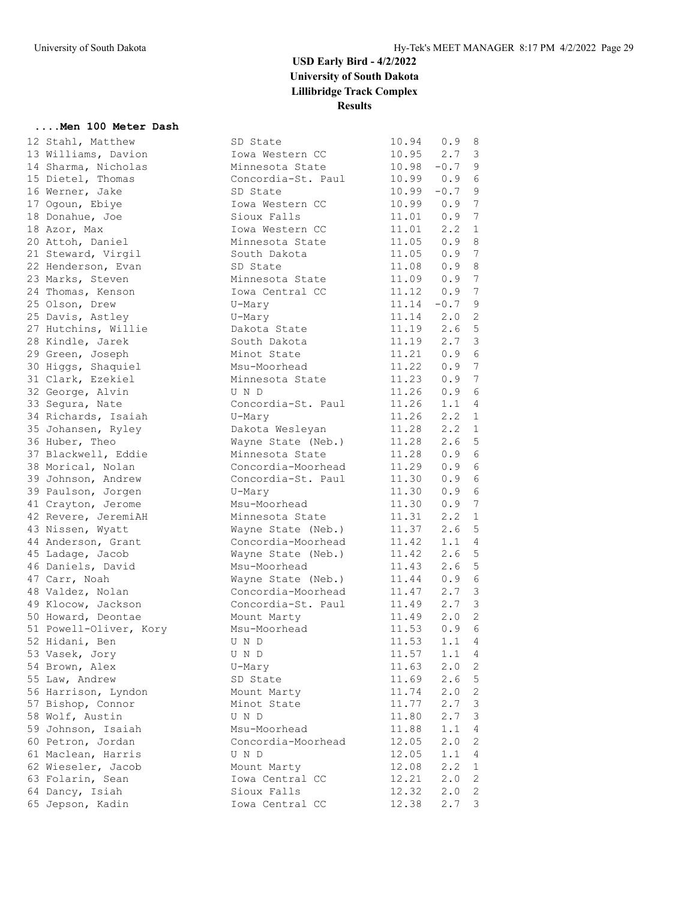# USD Early Bird - 4/2/2022

**University of South Dakota**
**Lillibridge Track Complex**
**Results**

### ....Men 100 Meter Dash

| Place | Name | School | Time | Wind | Heat |
|---|---|---|---|---|---|
| 12 | Stahl, Matthew | SD State | 10.94 | 0.9 | 8 |
| 13 | Williams, Davion | Iowa Western CC | 10.95 | 2.7 | 3 |
| 14 | Sharma, Nicholas | Minnesota State | 10.98 | -0.7 | 9 |
| 15 | Dietel, Thomas | Concordia-St. Paul | 10.99 | 0.9 | 6 |
| 16 | Werner, Jake | SD State | 10.99 | -0.7 | 9 |
| 17 | Ogoun, Ebiye | Iowa Western CC | 10.99 | 0.9 | 7 |
| 18 | Donahue, Joe | Sioux Falls | 11.01 | 0.9 | 7 |
| 18 | Azor, Max | Iowa Western CC | 11.01 | 2.2 | 1 |
| 20 | Attoh, Daniel | Minnesota State | 11.05 | 0.9 | 8 |
| 21 | Steward, Virgil | South Dakota | 11.05 | 0.9 | 7 |
| 22 | Henderson, Evan | SD State | 11.08 | 0.9 | 8 |
| 23 | Marks, Steven | Minnesota State | 11.09 | 0.9 | 7 |
| 24 | Thomas, Kenson | Iowa Central CC | 11.12 | 0.9 | 7 |
| 25 | Olson, Drew | U-Mary | 11.14 | -0.7 | 9 |
| 25 | Davis, Astley | U-Mary | 11.14 | 2.0 | 2 |
| 27 | Hutchins, Willie | Dakota State | 11.19 | 2.6 | 5 |
| 28 | Kindle, Jarek | South Dakota | 11.19 | 2.7 | 3 |
| 29 | Green, Joseph | Minot State | 11.21 | 0.9 | 6 |
| 30 | Higgs, Shaquiel | Msu-Moorhead | 11.22 | 0.9 | 7 |
| 31 | Clark, Ezekiel | Minnesota State | 11.23 | 0.9 | 7 |
| 32 | George, Alvin | U N D | 11.26 | 0.9 | 6 |
| 33 | Segura, Nate | Concordia-St. Paul | 11.26 | 1.1 | 4 |
| 34 | Richards, Isaiah | U-Mary | 11.26 | 2.2 | 1 |
| 35 | Johansen, Ryley | Dakota Wesleyan | 11.28 | 2.2 | 1 |
| 36 | Huber, Theo | Wayne State (Neb.) | 11.28 | 2.6 | 5 |
| 37 | Blackwell, Eddie | Minnesota State | 11.28 | 0.9 | 6 |
| 38 | Morical, Nolan | Concordia-Moorhead | 11.29 | 0.9 | 6 |
| 39 | Johnson, Andrew | Concordia-St. Paul | 11.30 | 0.9 | 6 |
| 39 | Paulson, Jorgen | U-Mary | 11.30 | 0.9 | 6 |
| 41 | Crayton, Jerome | Msu-Moorhead | 11.30 | 0.9 | 7 |
| 42 | Revere, JeremiAH | Minnesota State | 11.31 | 2.2 | 1 |
| 43 | Nissen, Wyatt | Wayne State (Neb.) | 11.37 | 2.6 | 5 |
| 44 | Anderson, Grant | Concordia-Moorhead | 11.42 | 1.1 | 4 |
| 45 | Ladage, Jacob | Wayne State (Neb.) | 11.42 | 2.6 | 5 |
| 46 | Daniels, David | Msu-Moorhead | 11.43 | 2.6 | 5 |
| 47 | Carr, Noah | Wayne State (Neb.) | 11.44 | 0.9 | 6 |
| 48 | Valdez, Nolan | Concordia-Moorhead | 11.47 | 2.7 | 3 |
| 49 | Klocow, Jackson | Concordia-St. Paul | 11.49 | 2.7 | 3 |
| 50 | Howard, Deontae | Mount Marty | 11.49 | 2.0 | 2 |
| 51 | Powell-Oliver, Kory | Msu-Moorhead | 11.53 | 0.9 | 6 |
| 52 | Hidani, Ben | U N D | 11.53 | 1.1 | 4 |
| 53 | Vasek, Jory | U N D | 11.57 | 1.1 | 4 |
| 54 | Brown, Alex | U-Mary | 11.63 | 2.0 | 2 |
| 55 | Law, Andrew | SD State | 11.69 | 2.6 | 5 |
| 56 | Harrison, Lyndon | Mount Marty | 11.74 | 2.0 | 2 |
| 57 | Bishop, Connor | Minot State | 11.77 | 2.7 | 3 |
| 58 | Wolf, Austin | U N D | 11.80 | 2.7 | 3 |
| 59 | Johnson, Isaiah | Msu-Moorhead | 11.88 | 1.1 | 4 |
| 60 | Petron, Jordan | Concordia-Moorhead | 12.05 | 2.0 | 2 |
| 61 | Maclean, Harris | U N D | 12.05 | 1.1 | 4 |
| 62 | Wieseler, Jacob | Mount Marty | 12.08 | 2.2 | 1 |
| 63 | Folarin, Sean | Iowa Central CC | 12.21 | 2.0 | 2 |
| 64 | Dancy, Isiah | Sioux Falls | 12.32 | 2.0 | 2 |
| 65 | Jepson, Kadin | Iowa Central CC | 12.38 | 2.7 | 3 |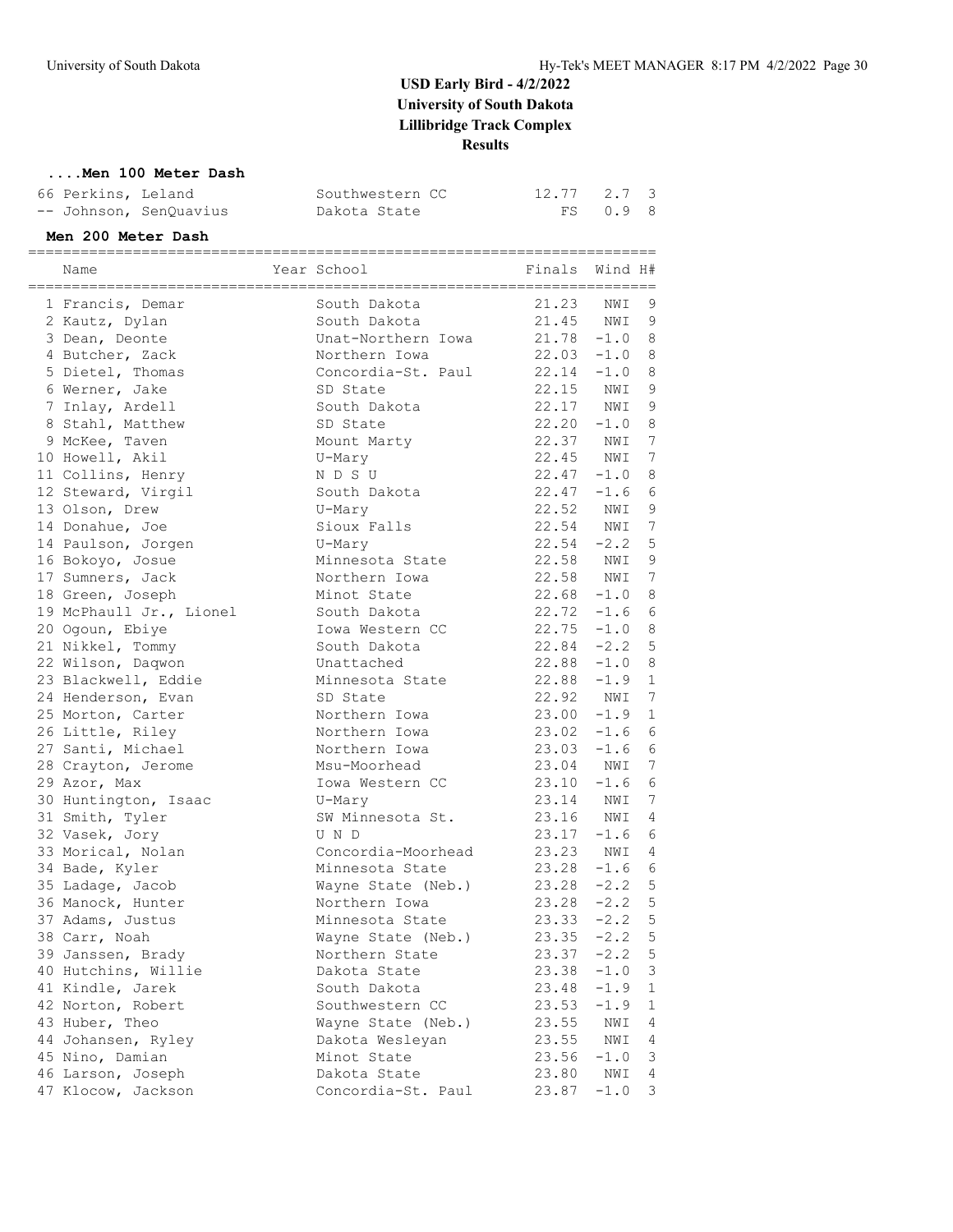# USD Early Bird - 4/2/2022
## University of South Dakota
## Lillibridge Track Complex
## Results

### ....Men 100 Meter Dash

| Place | Name | Year | School | Finals | Wind | H# |
|---|---|---|---|---|---|---|
| 66 | Perkins, Leland | | Southwestern CC | 12.77 | 2.7 | 3 |
| -- | Johnson, SenQuavius | | Dakota State | FS | 0.9 | 8 |

### Men 200 Meter Dash

| Place | Name | Year | School | Finals | Wind | H# |
|---|---|---|---|---|---|---|
| 1 | Francis, Demar | | South Dakota | 21.23 | NWI | 9 |
| 2 | Kautz, Dylan | | South Dakota | 21.45 | NWI | 9 |
| 3 | Dean, Deonte | | Unat-Northern Iowa | 21.78 | -1.0 | 8 |
| 4 | Butcher, Zack | | Northern Iowa | 22.03 | -1.0 | 8 |
| 5 | Dietel, Thomas | | Concordia-St. Paul | 22.14 | -1.0 | 8 |
| 6 | Werner, Jake | | SD State | 22.15 | NWI | 9 |
| 7 | Inlay, Ardell | | South Dakota | 22.17 | NWI | 9 |
| 8 | Stahl, Matthew | | SD State | 22.20 | -1.0 | 8 |
| 9 | McKee, Taven | | Mount Marty | 22.37 | NWI | 7 |
| 10 | Howell, Akil | | U-Mary | 22.45 | NWI | 7 |
| 11 | Collins, Henry | | N D S U | 22.47 | -1.0 | 8 |
| 12 | Steward, Virgil | | South Dakota | 22.47 | -1.6 | 6 |
| 13 | Olson, Drew | | U-Mary | 22.52 | NWI | 9 |
| 14 | Donahue, Joe | | Sioux Falls | 22.54 | NWI | 7 |
| 14 | Paulson, Jorgen | | U-Mary | 22.54 | -2.2 | 5 |
| 16 | Bokoyo, Josue | | Minnesota State | 22.58 | NWI | 9 |
| 17 | Sumners, Jack | | Northern Iowa | 22.58 | NWI | 7 |
| 18 | Green, Joseph | | Minot State | 22.68 | -1.0 | 8 |
| 19 | McPhaull Jr., Lionel | | South Dakota | 22.72 | -1.6 | 6 |
| 20 | Ogoun, Ebiye | | Iowa Western CC | 22.75 | -1.0 | 8 |
| 21 | Nikkel, Tommy | | South Dakota | 22.84 | -2.2 | 5 |
| 22 | Wilson, Daqwon | | Unattached | 22.88 | -1.0 | 8 |
| 23 | Blackwell, Eddie | | Minnesota State | 22.88 | -1.9 | 1 |
| 24 | Henderson, Evan | | SD State | 22.92 | NWI | 7 |
| 25 | Morton, Carter | | Northern Iowa | 23.00 | -1.9 | 1 |
| 26 | Little, Riley | | Northern Iowa | 23.02 | -1.6 | 6 |
| 27 | Santi, Michael | | Northern Iowa | 23.03 | -1.6 | 6 |
| 28 | Crayton, Jerome | | Msu-Moorhead | 23.04 | NWI | 7 |
| 29 | Azor, Max | | Iowa Western CC | 23.10 | -1.6 | 6 |
| 30 | Huntington, Isaac | | U-Mary | 23.14 | NWI | 7 |
| 31 | Smith, Tyler | | SW Minnesota St. | 23.16 | NWI | 4 |
| 32 | Vasek, Jory | | U N D | 23.17 | -1.6 | 6 |
| 33 | Morical, Nolan | | Concordia-Moorhead | 23.23 | NWI | 4 |
| 34 | Bade, Kyler | | Minnesota State | 23.28 | -1.6 | 6 |
| 35 | Ladage, Jacob | | Wayne State (Neb.) | 23.28 | -2.2 | 5 |
| 36 | Manock, Hunter | | Northern Iowa | 23.28 | -2.2 | 5 |
| 37 | Adams, Justus | | Minnesota State | 23.33 | -2.2 | 5 |
| 38 | Carr, Noah | | Wayne State (Neb.) | 23.35 | -2.2 | 5 |
| 39 | Janssen, Brady | | Northern State | 23.37 | -2.2 | 5 |
| 40 | Hutchins, Willie | | Dakota State | 23.38 | -1.0 | 3 |
| 41 | Kindle, Jarek | | South Dakota | 23.48 | -1.9 | 1 |
| 42 | Norton, Robert | | Southwestern CC | 23.53 | -1.9 | 1 |
| 43 | Huber, Theo | | Wayne State (Neb.) | 23.55 | NWI | 4 |
| 44 | Johansen, Ryley | | Dakota Wesleyan | 23.55 | NWI | 4 |
| 45 | Nino, Damian | | Minot State | 23.56 | -1.0 | 3 |
| 46 | Larson, Joseph | | Dakota State | 23.80 | NWI | 4 |
| 47 | Klocow, Jackson | | Concordia-St. Paul | 23.87 | -1.0 | 3 |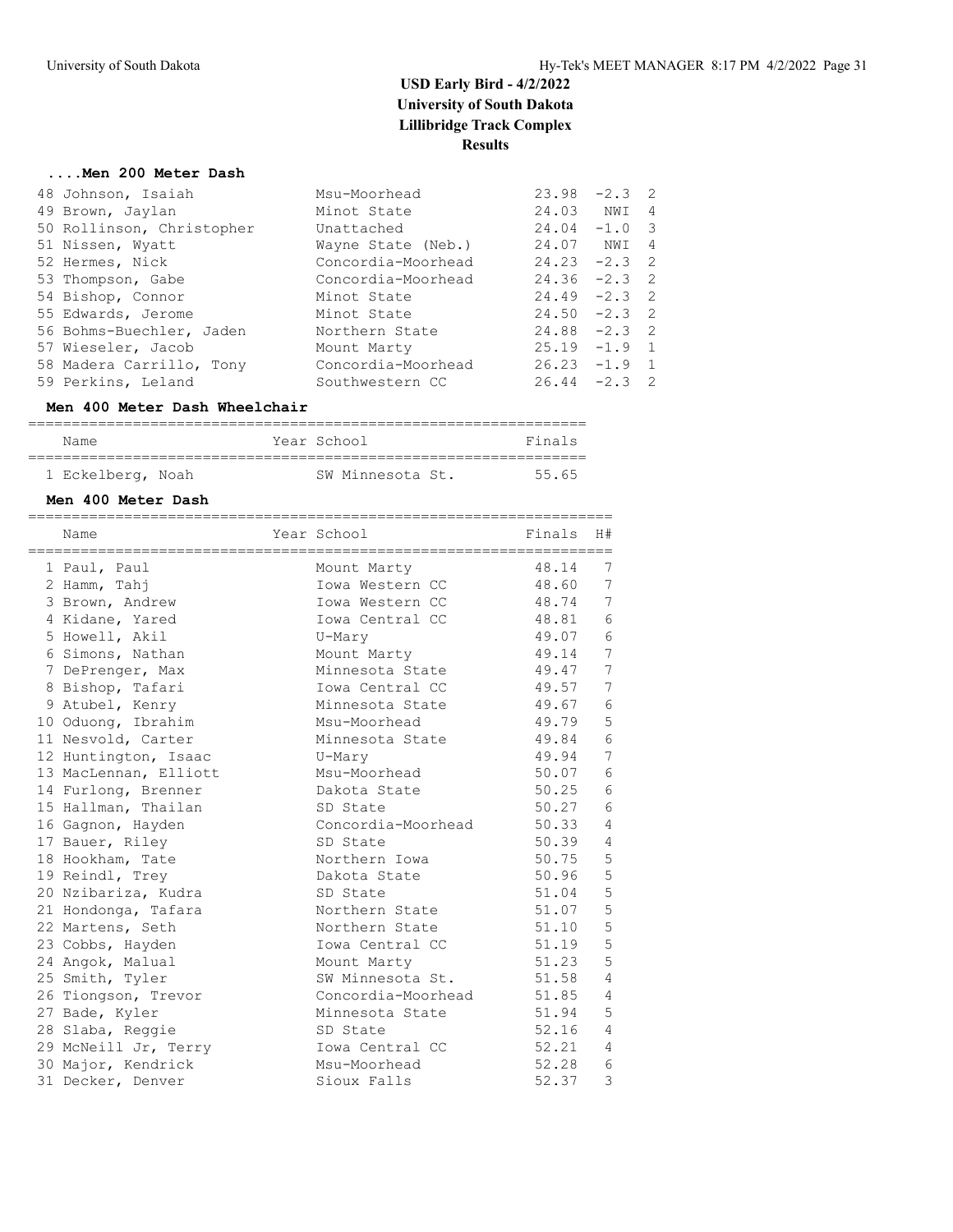# USD Early Bird - 4/2/2022
## University of South Dakota
## Lillibridge Track Complex
## Results

### ....Men 200 Meter Dash

| Place | Name | School | Finals | Wind | H# |
|---|---|---|---|---|---|
| 48 | Johnson, Isaiah | Msu-Moorhead | 23.98 | -2.3 | 2 |
| 49 | Brown, Jaylan | Minot State | 24.03 | NWI | 4 |
| 50 | Rollinson, Christopher | Unattached | 24.04 | -1.0 | 3 |
| 51 | Nissen, Wyatt | Wayne State (Neb.) | 24.07 | NWI | 4 |
| 52 | Hermes, Nick | Concordia-Moorhead | 24.23 | -2.3 | 2 |
| 53 | Thompson, Gabe | Concordia-Moorhead | 24.36 | -2.3 | 2 |
| 54 | Bishop, Connor | Minot State | 24.49 | -2.3 | 2 |
| 55 | Edwards, Jerome | Minot State | 24.50 | -2.3 | 2 |
| 56 | Bohms-Buechler, Jaden | Northern State | 24.88 | -2.3 | 2 |
| 57 | Wieseler, Jacob | Mount Marty | 25.19 | -1.9 | 1 |
| 58 | Madera Carrillo, Tony | Concordia-Moorhead | 26.23 | -1.9 | 1 |
| 59 | Perkins, Leland | Southwestern CC | 26.44 | -2.3 | 2 |

### Men 400 Meter Dash Wheelchair

| Place | Name | Year | School | Finals |
|---|---|---|---|---|
| 1 | Eckelberg, Noah | | SW Minnesota St. | 55.65 |

### Men 400 Meter Dash

| Place | Name | Year | School | Finals | H# |
|---|---|---|---|---|---|
| 1 | Paul, Paul | | Mount Marty | 48.14 | 7 |
| 2 | Hamm, Tahj | | Iowa Western CC | 48.60 | 7 |
| 3 | Brown, Andrew | | Iowa Western CC | 48.74 | 7 |
| 4 | Kidane, Yared | | Iowa Central CC | 48.81 | 6 |
| 5 | Howell, Akil | | U-Mary | 49.07 | 6 |
| 6 | Simons, Nathan | | Mount Marty | 49.14 | 7 |
| 7 | DePrenger, Max | | Minnesota State | 49.47 | 7 |
| 8 | Bishop, Tafari | | Iowa Central CC | 49.57 | 7 |
| 9 | Atubel, Kenry | | Minnesota State | 49.67 | 6 |
| 10 | Oduong, Ibrahim | | Msu-Moorhead | 49.79 | 5 |
| 11 | Nesvold, Carter | | Minnesota State | 49.84 | 6 |
| 12 | Huntington, Isaac | | U-Mary | 49.94 | 7 |
| 13 | MacLennan, Elliott | | Msu-Moorhead | 50.07 | 6 |
| 14 | Furlong, Brenner | | Dakota State | 50.25 | 6 |
| 15 | Hallman, Thailan | | SD State | 50.27 | 6 |
| 16 | Gagnon, Hayden | | Concordia-Moorhead | 50.33 | 4 |
| 17 | Bauer, Riley | | SD State | 50.39 | 4 |
| 18 | Hookham, Tate | | Northern Iowa | 50.75 | 5 |
| 19 | Reindl, Trey | | Dakota State | 50.96 | 5 |
| 20 | Nzibariza, Kudra | | SD State | 51.04 | 5 |
| 21 | Hondonga, Tafara | | Northern State | 51.07 | 5 |
| 22 | Martens, Seth | | Northern State | 51.10 | 5 |
| 23 | Cobbs, Hayden | | Iowa Central CC | 51.19 | 5 |
| 24 | Angok, Malual | | Mount Marty | 51.23 | 5 |
| 25 | Smith, Tyler | | SW Minnesota St. | 51.58 | 4 |
| 26 | Tiongson, Trevor | | Concordia-Moorhead | 51.85 | 4 |
| 27 | Bade, Kyler | | Minnesota State | 51.94 | 5 |
| 28 | Slaba, Reggie | | SD State | 52.16 | 4 |
| 29 | McNeill Jr, Terry | | Iowa Central CC | 52.21 | 4 |
| 30 | Major, Kendrick | | Msu-Moorhead | 52.28 | 6 |
| 31 | Decker, Denver | | Sioux Falls | 52.37 | 3 |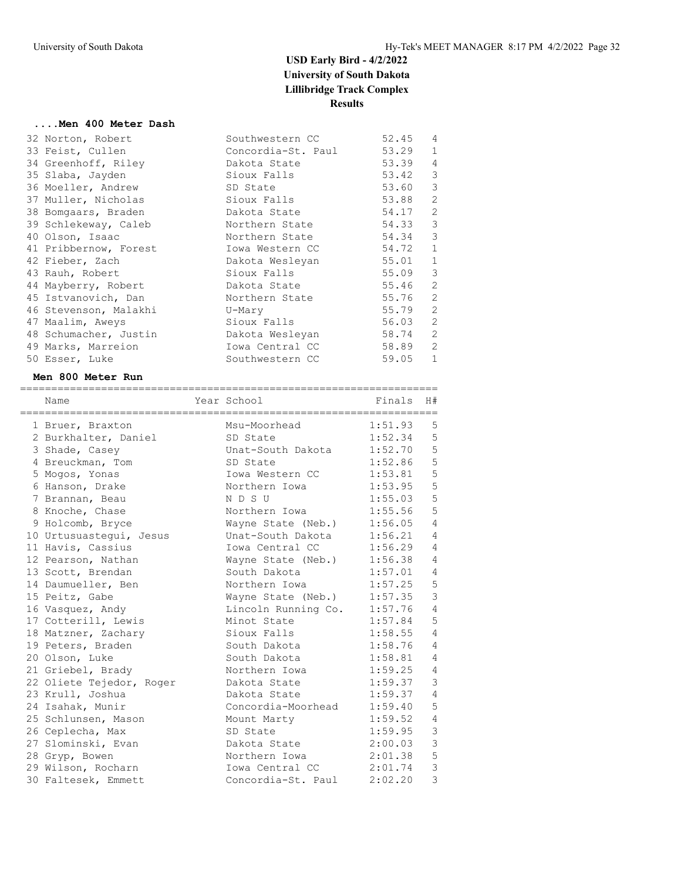# USD Early Bird - 4/2/2022
## University of South Dakota
## Lillibridge Track Complex
## Results

### ....Men 400 Meter Dash

| Place | Name | Year | School | Finals | H# |
|---|---|---|---|---|---|
| 32 | Norton, Robert | | Southwestern CC | 52.45 | 4 |
| 33 | Feist, Cullen | | Concordia-St. Paul | 53.29 | 1 |
| 34 | Greenhoff, Riley | | Dakota State | 53.39 | 4 |
| 35 | Slaba, Jayden | | Sioux Falls | 53.42 | 3 |
| 36 | Moeller, Andrew | | SD State | 53.60 | 3 |
| 37 | Muller, Nicholas | | Sioux Falls | 53.88 | 2 |
| 38 | Bomgaars, Braden | | Dakota State | 54.17 | 2 |
| 39 | Schlekeway, Caleb | | Northern State | 54.33 | 3 |
| 40 | Olson, Isaac | | Northern State | 54.34 | 3 |
| 41 | Pribbernow, Forest | | Iowa Western CC | 54.72 | 1 |
| 42 | Fieber, Zach | | Dakota Wesleyan | 55.01 | 1 |
| 43 | Rauh, Robert | | Sioux Falls | 55.09 | 3 |
| 44 | Mayberry, Robert | | Dakota State | 55.46 | 2 |
| 45 | Istvanovich, Dan | | Northern State | 55.76 | 2 |
| 46 | Stevenson, Malakhi | | U-Mary | 55.79 | 2 |
| 47 | Maalim, Aweys | | Sioux Falls | 56.03 | 2 |
| 48 | Schumacher, Justin | | Dakota Wesleyan | 58.74 | 2 |
| 49 | Marks, Marreion | | Iowa Central CC | 58.89 | 2 |
| 50 | Esser, Luke | | Southwestern CC | 59.05 | 1 |

### Men 800 Meter Run

| Place | Name | Year | School | Finals | H# |
|---|---|---|---|---|---|
| 1 | Bruer, Braxton | | Msu-Moorhead | 1:51.93 | 5 |
| 2 | Burkhalter, Daniel | | SD State | 1:52.34 | 5 |
| 3 | Shade, Casey | | Unat-South Dakota | 1:52.70 | 5 |
| 4 | Breuckman, Tom | | SD State | 1:52.86 | 5 |
| 5 | Mogos, Yonas | | Iowa Western CC | 1:53.81 | 5 |
| 6 | Hanson, Drake | | Northern Iowa | 1:53.95 | 5 |
| 7 | Brannan, Beau | | N D S U | 1:55.03 | 5 |
| 8 | Knoche, Chase | | Northern Iowa | 1:55.56 | 5 |
| 9 | Holcomb, Bryce | | Wayne State (Neb.) | 1:56.05 | 4 |
| 10 | Urtusuastegui, Jesus | | Unat-South Dakota | 1:56.21 | 4 |
| 11 | Havis, Cassius | | Iowa Central CC | 1:56.29 | 4 |
| 12 | Pearson, Nathan | | Wayne State (Neb.) | 1:56.38 | 4 |
| 13 | Scott, Brendan | | South Dakota | 1:57.01 | 4 |
| 14 | Daumueller, Ben | | Northern Iowa | 1:57.25 | 5 |
| 15 | Peitz, Gabe | | Wayne State (Neb.) | 1:57.35 | 3 |
| 16 | Vasquez, Andy | | Lincoln Running Co. | 1:57.76 | 4 |
| 17 | Cotterill, Lewis | | Minot State | 1:57.84 | 5 |
| 18 | Matzner, Zachary | | Sioux Falls | 1:58.55 | 4 |
| 19 | Peters, Braden | | South Dakota | 1:58.76 | 4 |
| 20 | Olson, Luke | | South Dakota | 1:58.81 | 4 |
| 21 | Griebel, Brady | | Northern Iowa | 1:59.25 | 4 |
| 22 | Oliete Tejedor, Roger | | Dakota State | 1:59.37 | 3 |
| 23 | Krull, Joshua | | Dakota State | 1:59.37 | 4 |
| 24 | Isahak, Munir | | Concordia-Moorhead | 1:59.40 | 5 |
| 25 | Schlunsen, Mason | | Mount Marty | 1:59.52 | 4 |
| 26 | Ceplecha, Max | | SD State | 1:59.95 | 3 |
| 27 | Slominski, Evan | | Dakota State | 2:00.03 | 3 |
| 28 | Gryp, Bowen | | Northern Iowa | 2:01.38 | 5 |
| 29 | Wilson, Rocharn | | Iowa Central CC | 2:01.74 | 3 |
| 30 | Faltesek, Emmett | | Concordia-St. Paul | 2:02.20 | 3 |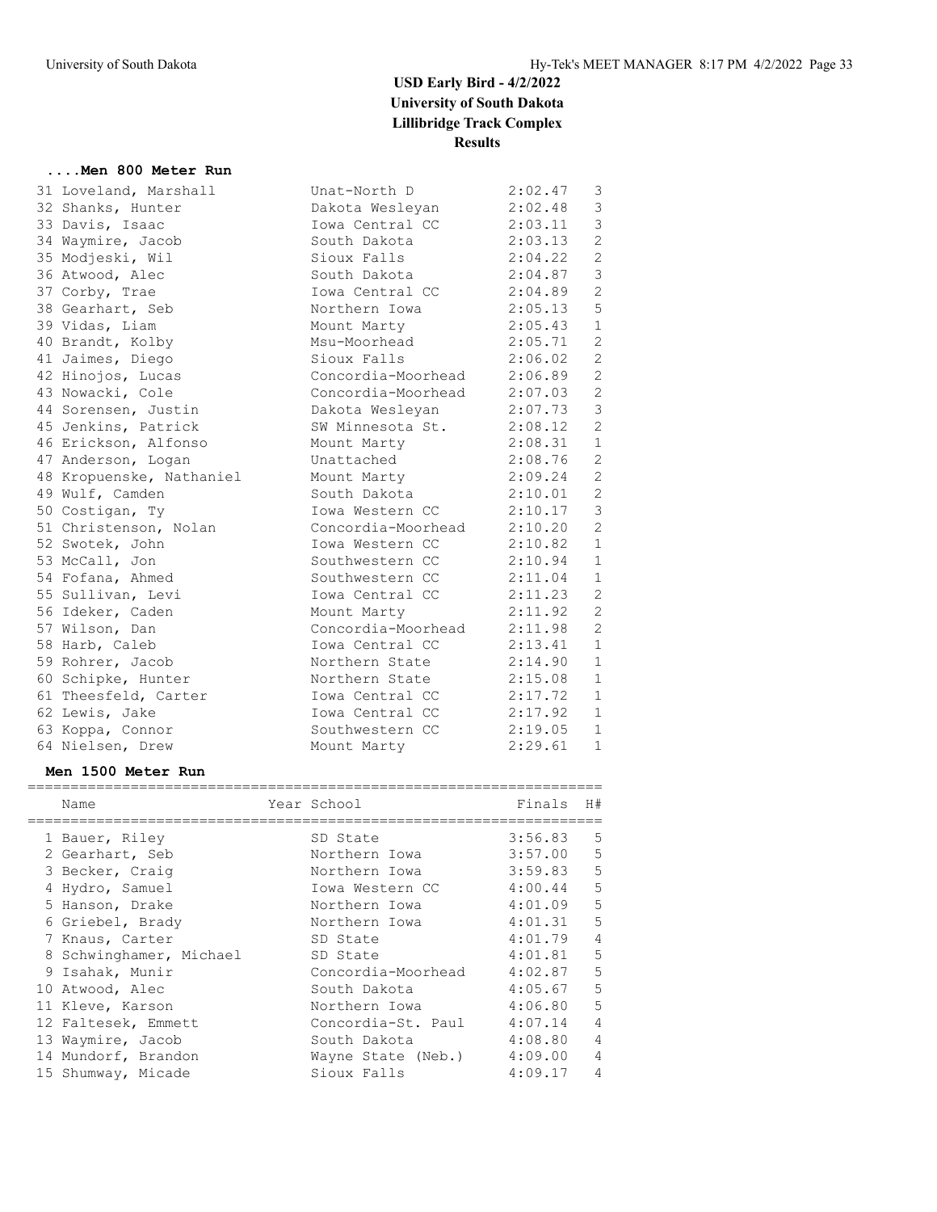# USD Early Bird - 4/2/2022
## University of South Dakota
## Lillibridge Track Complex
## Results

### ....Men 800 Meter Run

| Place | Name | Year | School | Finals | H# |
|---|---|---|---|---|---|
| 31 | Loveland, Marshall | | Unat-North D | 2:02.47 | 3 |
| 32 | Shanks, Hunter | | Dakota Wesleyan | 2:02.48 | 3 |
| 33 | Davis, Isaac | | Iowa Central CC | 2:03.11 | 3 |
| 34 | Waymire, Jacob | | South Dakota | 2:03.13 | 2 |
| 35 | Modjeski, Wil | | Sioux Falls | 2:04.22 | 2 |
| 36 | Atwood, Alec | | South Dakota | 2:04.87 | 3 |
| 37 | Corby, Trae | | Iowa Central CC | 2:04.89 | 2 |
| 38 | Gearhart, Seb | | Northern Iowa | 2:05.13 | 5 |
| 39 | Vidas, Liam | | Mount Marty | 2:05.43 | 1 |
| 40 | Brandt, Kolby | | Msu-Moorhead | 2:05.71 | 2 |
| 41 | Jaimes, Diego | | Sioux Falls | 2:06.02 | 2 |
| 42 | Hinojos, Lucas | | Concordia-Moorhead | 2:06.89 | 2 |
| 43 | Nowacki, Cole | | Concordia-Moorhead | 2:07.03 | 2 |
| 44 | Sorensen, Justin | | Dakota Wesleyan | 2:07.73 | 3 |
| 45 | Jenkins, Patrick | | SW Minnesota St. | 2:08.12 | 2 |
| 46 | Erickson, Alfonso | | Mount Marty | 2:08.31 | 1 |
| 47 | Anderson, Logan | | Unattached | 2:08.76 | 2 |
| 48 | Kropuenske, Nathaniel | | Mount Marty | 2:09.24 | 2 |
| 49 | Wulf, Camden | | South Dakota | 2:10.01 | 2 |
| 50 | Costigan, Ty | | Iowa Western CC | 2:10.17 | 3 |
| 51 | Christenson, Nolan | | Concordia-Moorhead | 2:10.20 | 2 |
| 52 | Swotek, John | | Iowa Western CC | 2:10.82 | 1 |
| 53 | McCall, Jon | | Southwestern CC | 2:10.94 | 1 |
| 54 | Fofana, Ahmed | | Southwestern CC | 2:11.04 | 1 |
| 55 | Sullivan, Levi | | Iowa Central CC | 2:11.23 | 2 |
| 56 | Ideker, Caden | | Mount Marty | 2:11.92 | 2 |
| 57 | Wilson, Dan | | Concordia-Moorhead | 2:11.98 | 2 |
| 58 | Harb, Caleb | | Iowa Central CC | 2:13.41 | 1 |
| 59 | Rohrer, Jacob | | Northern State | 2:14.90 | 1 |
| 60 | Schipke, Hunter | | Northern State | 2:15.08 | 1 |
| 61 | Theesfeld, Carter | | Iowa Central CC | 2:17.72 | 1 |
| 62 | Lewis, Jake | | Iowa Central CC | 2:17.92 | 1 |
| 63 | Koppa, Connor | | Southwestern CC | 2:19.05 | 1 |
| 64 | Nielsen, Drew | | Mount Marty | 2:29.61 | 1 |

### Men 1500 Meter Run

| Place | Name | Year | School | Finals | H# |
|---|---|---|---|---|---|
| 1 | Bauer, Riley | | SD State | 3:56.83 | 5 |
| 2 | Gearhart, Seb | | Northern Iowa | 3:57.00 | 5 |
| 3 | Becker, Craig | | Northern Iowa | 3:59.83 | 5 |
| 4 | Hydro, Samuel | | Iowa Western CC | 4:00.44 | 5 |
| 5 | Hanson, Drake | | Northern Iowa | 4:01.09 | 5 |
| 6 | Griebel, Brady | | Northern Iowa | 4:01.31 | 5 |
| 7 | Knaus, Carter | | SD State | 4:01.79 | 4 |
| 8 | Schwinghamer, Michael | | SD State | 4:01.81 | 5 |
| 9 | Isahak, Munir | | Concordia-Moorhead | 4:02.87 | 5 |
| 10 | Atwood, Alec | | South Dakota | 4:05.67 | 5 |
| 11 | Kleve, Karson | | Northern Iowa | 4:06.80 | 5 |
| 12 | Faltesek, Emmett | | Concordia-St. Paul | 4:07.14 | 4 |
| 13 | Waymire, Jacob | | South Dakota | 4:08.80 | 4 |
| 14 | Mundorf, Brandon | | Wayne State (Neb.) | 4:09.00 | 4 |
| 15 | Shumway, Micade | | Sioux Falls | 4:09.17 | 4 |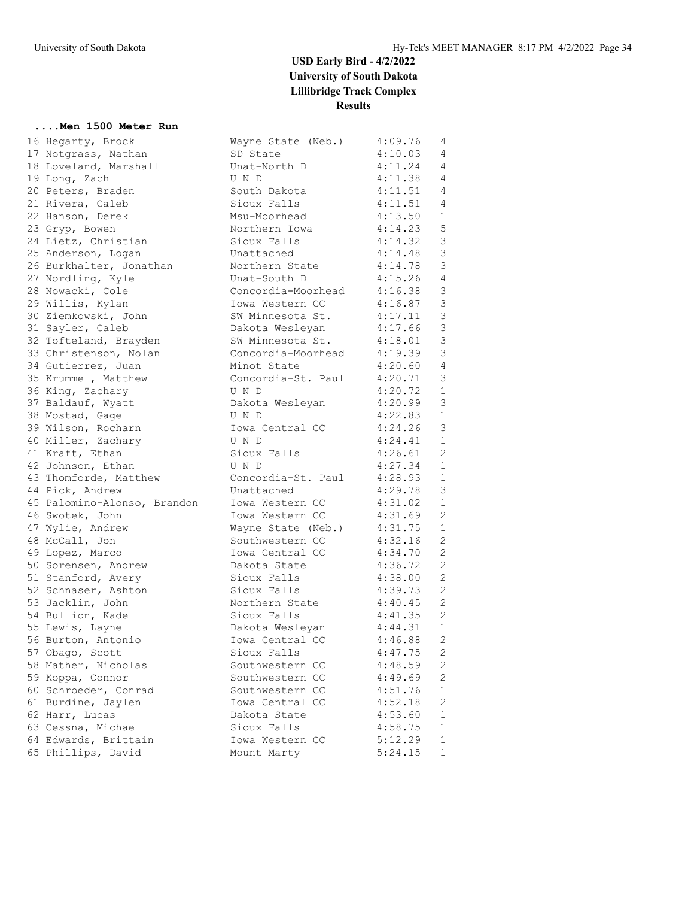# USD Early Bird - 4/2/2022
## University of South Dakota
## Lillibridge Track Complex
## Results

### ....Men 1500 Meter Run

| Place | Name | School | Time | Heat |
|---|---|---|---|---|
| 16 | Hegarty, Brock | Wayne State (Neb.) | 4:09.76 | 4 |
| 17 | Notgrass, Nathan | SD State | 4:10.03 | 4 |
| 18 | Loveland, Marshall | Unat-North D | 4:11.24 | 4 |
| 19 | Long, Zach | U N D | 4:11.38 | 4 |
| 20 | Peters, Braden | South Dakota | 4:11.51 | 4 |
| 21 | Rivera, Caleb | Sioux Falls | 4:11.51 | 4 |
| 22 | Hanson, Derek | Msu-Moorhead | 4:13.50 | 1 |
| 23 | Gryp, Bowen | Northern Iowa | 4:14.23 | 5 |
| 24 | Lietz, Christian | Sioux Falls | 4:14.32 | 3 |
| 25 | Anderson, Logan | Unattached | 4:14.48 | 3 |
| 26 | Burkhalter, Jonathan | Northern State | 4:14.78 | 3 |
| 27 | Nordling, Kyle | Unat-South D | 4:15.26 | 4 |
| 28 | Nowacki, Cole | Concordia-Moorhead | 4:16.38 | 3 |
| 29 | Willis, Kylan | Iowa Western CC | 4:16.87 | 3 |
| 30 | Ziemkowski, John | SW Minnesota St. | 4:17.11 | 3 |
| 31 | Sayler, Caleb | Dakota Wesleyan | 4:17.66 | 3 |
| 32 | Tofteland, Brayden | SW Minnesota St. | 4:18.01 | 3 |
| 33 | Christenson, Nolan | Concordia-Moorhead | 4:19.39 | 3 |
| 34 | Gutierrez, Juan | Minot State | 4:20.60 | 4 |
| 35 | Krummel, Matthew | Concordia-St. Paul | 4:20.71 | 3 |
| 36 | King, Zachary | U N D | 4:20.72 | 1 |
| 37 | Baldauf, Wyatt | Dakota Wesleyan | 4:20.99 | 3 |
| 38 | Mostad, Gage | U N D | 4:22.83 | 1 |
| 39 | Wilson, Rocharn | Iowa Central CC | 4:24.26 | 3 |
| 40 | Miller, Zachary | U N D | 4:24.41 | 1 |
| 41 | Kraft, Ethan | Sioux Falls | 4:26.61 | 2 |
| 42 | Johnson, Ethan | U N D | 4:27.34 | 1 |
| 43 | Thomforde, Matthew | Concordia-St. Paul | 4:28.93 | 1 |
| 44 | Pick, Andrew | Unattached | 4:29.78 | 3 |
| 45 | Palomino-Alonso, Brandon | Iowa Western CC | 4:31.02 | 1 |
| 46 | Swotek, John | Iowa Western CC | 4:31.69 | 2 |
| 47 | Wylie, Andrew | Wayne State (Neb.) | 4:31.75 | 1 |
| 48 | McCall, Jon | Southwestern CC | 4:32.16 | 2 |
| 49 | Lopez, Marco | Iowa Central CC | 4:34.70 | 2 |
| 50 | Sorensen, Andrew | Dakota State | 4:36.72 | 2 |
| 51 | Stanford, Avery | Sioux Falls | 4:38.00 | 2 |
| 52 | Schnaser, Ashton | Sioux Falls | 4:39.73 | 2 |
| 53 | Jacklin, John | Northern State | 4:40.45 | 2 |
| 54 | Bullion, Kade | Sioux Falls | 4:41.35 | 2 |
| 55 | Lewis, Layne | Dakota Wesleyan | 4:44.31 | 1 |
| 56 | Burton, Antonio | Iowa Central CC | 4:46.88 | 2 |
| 57 | Obago, Scott | Sioux Falls | 4:47.75 | 2 |
| 58 | Mather, Nicholas | Southwestern CC | 4:48.59 | 2 |
| 59 | Koppa, Connor | Southwestern CC | 4:49.69 | 2 |
| 60 | Schroeder, Conrad | Southwestern CC | 4:51.76 | 1 |
| 61 | Burdine, Jaylen | Iowa Central CC | 4:52.18 | 2 |
| 62 | Harr, Lucas | Dakota State | 4:53.60 | 1 |
| 63 | Cessna, Michael | Sioux Falls | 4:58.75 | 1 |
| 64 | Edwards, Brittain | Iowa Western CC | 5:12.29 | 1 |
| 65 | Phillips, David | Mount Marty | 5:24.15 | 1 |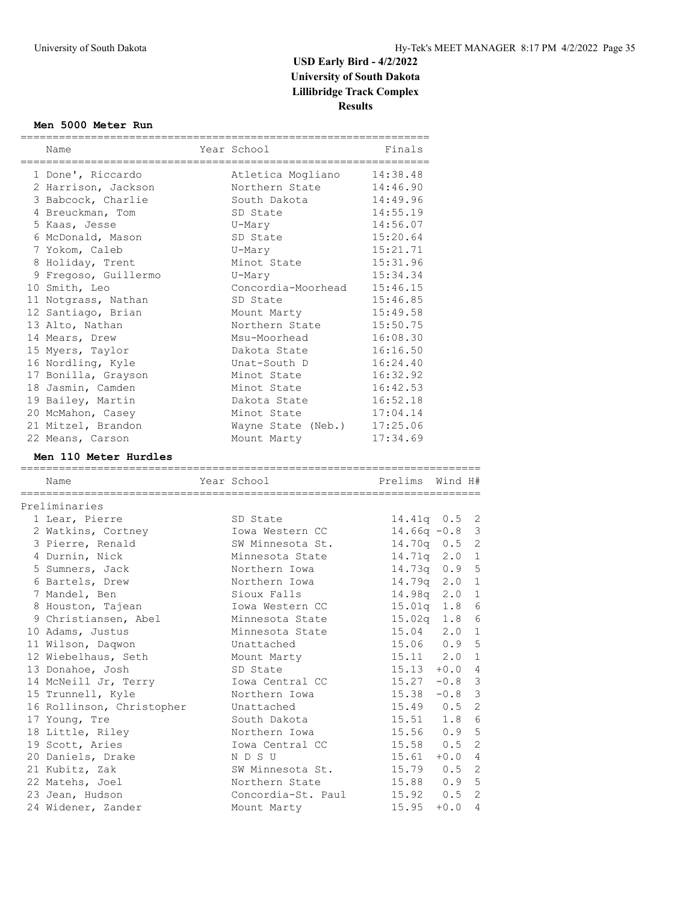# USD Early Bird - 4/2/2022
## University of South Dakota
## Lillibridge Track Complex
## Results

### Men 5000 Meter Run

| | Name | Year | School | Finals |
|---|---|---|---|---|
| 1 | Done', Riccardo | | Atletica Mogliano | 14:38.48 |
| 2 | Harrison, Jackson | | Northern State | 14:46.90 |
| 3 | Babcock, Charlie | | South Dakota | 14:49.96 |
| 4 | Breuckman, Tom | | SD State | 14:55.19 |
| 5 | Kaas, Jesse | | U-Mary | 14:56.07 |
| 6 | McDonald, Mason | | SD State | 15:20.64 |
| 7 | Yokom, Caleb | | U-Mary | 15:21.71 |
| 8 | Holiday, Trent | | Minot State | 15:31.96 |
| 9 | Fregoso, Guillermo | | U-Mary | 15:34.34 |
| 10 | Smith, Leo | | Concordia-Moorhead | 15:46.15 |
| 11 | Notgrass, Nathan | | SD State | 15:46.85 |
| 12 | Santiago, Brian | | Mount Marty | 15:49.58 |
| 13 | Alto, Nathan | | Northern State | 15:50.75 |
| 14 | Mears, Drew | | Msu-Moorhead | 16:08.30 |
| 15 | Myers, Taylor | | Dakota State | 16:16.50 |
| 16 | Nordling, Kyle | | Unat-South D | 16:24.40 |
| 17 | Bonilla, Grayson | | Minot State | 16:32.92 |
| 18 | Jasmin, Camden | | Minot State | 16:42.53 |
| 19 | Bailey, Martin | | Dakota State | 16:52.18 |
| 20 | McMahon, Casey | | Minot State | 17:04.14 |
| 21 | Mitzel, Brandon | | Wayne State (Neb.) | 17:25.06 |
| 22 | Means, Carson | | Mount Marty | 17:34.69 |

### Men 110 Meter Hurdles

| | Name | Year | School | Prelims | Wind | H# |
|---|---|---|---|---|---|---|
| **Preliminaries** | | | | | | |
| 1 | Lear, Pierre | | SD State | 14.41q | 0.5 | 2 |
| 2 | Watkins, Cortney | | Iowa Western CC | 14.66q | -0.8 | 3 |
| 3 | Pierre, Renald | | SW Minnesota St. | 14.70q | 0.5 | 2 |
| 4 | Durnin, Nick | | Minnesota State | 14.71q | 2.0 | 1 |
| 5 | Sumners, Jack | | Northern Iowa | 14.73q | 0.9 | 5 |
| 6 | Bartels, Drew | | Northern Iowa | 14.79q | 2.0 | 1 |
| 7 | Mandel, Ben | | Sioux Falls | 14.98q | 2.0 | 1 |
| 8 | Houston, Tajean | | Iowa Western CC | 15.01q | 1.8 | 6 |
| 9 | Christiansen, Abel | | Minnesota State | 15.02q | 1.8 | 6 |
| 10 | Adams, Justus | | Minnesota State | 15.04 | 2.0 | 1 |
| 11 | Wilson, Daqwon | | Unattached | 15.06 | 0.9 | 5 |
| 12 | Wiebelhaus, Seth | | Mount Marty | 15.11 | 2.0 | 1 |
| 13 | Donahoe, Josh | | SD State | 15.13 | +0.0 | 4 |
| 14 | McNeill Jr, Terry | | Iowa Central CC | 15.27 | -0.8 | 3 |
| 15 | Trunnell, Kyle | | Northern Iowa | 15.38 | -0.8 | 3 |
| 16 | Rollinson, Christopher | | Unattached | 15.49 | 0.5 | 2 |
| 17 | Young, Tre | | South Dakota | 15.51 | 1.8 | 6 |
| 18 | Little, Riley | | Northern Iowa | 15.56 | 0.9 | 5 |
| 19 | Scott, Aries | | Iowa Central CC | 15.58 | 0.5 | 2 |
| 20 | Daniels, Drake | | N D S U | 15.61 | +0.0 | 4 |
| 21 | Kubitz, Zak | | SW Minnesota St. | 15.79 | 0.5 | 2 |
| 22 | Matehs, Joel | | Northern State | 15.88 | 0.9 | 5 |
| 23 | Jean, Hudson | | Concordia-St. Paul | 15.92 | 0.5 | 2 |
| 24 | Widener, Zander | | Mount Marty | 15.95 | +0.0 | 4 |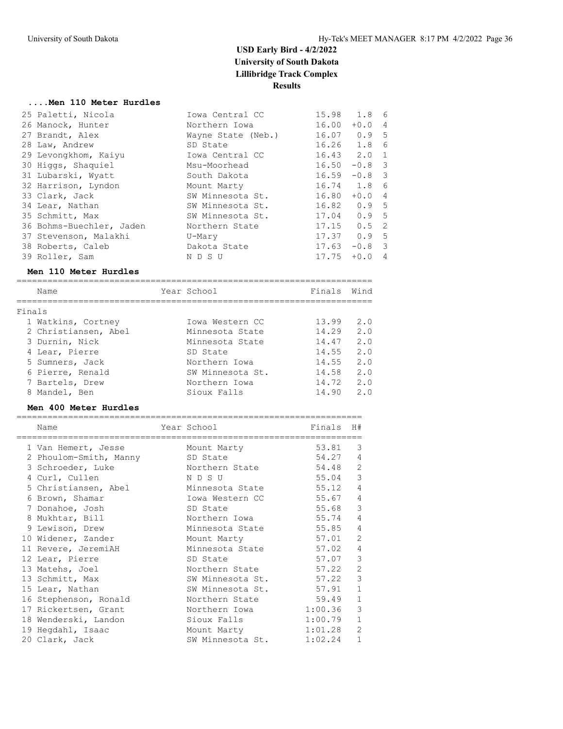# USD Early Bird - 4/2/2022
## University of South Dakota
## Lillibridge Track Complex
## Results

### ....Men 110 Meter Hurdles

| Place | Name | School | Finals | Wind | H# |
|---|---|---|---|---|---|
| 25 | Paletti, Nicola | Iowa Central CC | 15.98 | 1.8 | 6 |
| 26 | Manock, Hunter | Northern Iowa | 16.00 | +0.0 | 4 |
| 27 | Brandt, Alex | Wayne State (Neb.) | 16.07 | 0.9 | 5 |
| 28 | Law, Andrew | SD State | 16.26 | 1.8 | 6 |
| 29 | Levongkhom, Kaiyu | Iowa Central CC | 16.43 | 2.0 | 1 |
| 30 | Higgs, Shaquiel | Msu-Moorhead | 16.50 | -0.8 | 3 |
| 31 | Lubarski, Wyatt | South Dakota | 16.59 | -0.8 | 3 |
| 32 | Harrison, Lyndon | Mount Marty | 16.74 | 1.8 | 6 |
| 33 | Clark, Jack | SW Minnesota St. | 16.80 | +0.0 | 4 |
| 34 | Lear, Nathan | SW Minnesota St. | 16.82 | 0.9 | 5 |
| 35 | Schmitt, Max | SW Minnesota St. | 17.04 | 0.9 | 5 |
| 36 | Bohms-Buechler, Jaden | Northern State | 17.15 | 0.5 | 2 |
| 37 | Stevenson, Malakhi | U-Mary | 17.37 | 0.9 | 5 |
| 38 | Roberts, Caleb | Dakota State | 17.63 | -0.8 | 3 |
| 39 | Roller, Sam | N D S U | 17.75 | +0.0 | 4 |

### Men 110 Meter Hurdles

Finals

| Place | Name | Year | School | Finals | Wind |
|---|---|---|---|---|---|
| 1 | Watkins, Cortney | | Iowa Western CC | 13.99 | 2.0 |
| 2 | Christiansen, Abel | | Minnesota State | 14.29 | 2.0 |
| 3 | Durnin, Nick | | Minnesota State | 14.47 | 2.0 |
| 4 | Lear, Pierre | | SD State | 14.55 | 2.0 |
| 5 | Sumners, Jack | | Northern Iowa | 14.55 | 2.0 |
| 6 | Pierre, Renald | | SW Minnesota St. | 14.58 | 2.0 |
| 7 | Bartels, Drew | | Northern Iowa | 14.72 | 2.0 |
| 8 | Mandel, Ben | | Sioux Falls | 14.90 | 2.0 |

### Men 400 Meter Hurdles

| Place | Name | Year | School | Finals | H# |
|---|---|---|---|---|---|
| 1 | Van Hemert, Jesse | | Mount Marty | 53.81 | 3 |
| 2 | Phoulom-Smith, Manny | | SD State | 54.27 | 4 |
| 3 | Schroeder, Luke | | Northern State | 54.48 | 2 |
| 4 | Curl, Cullen | | N D S U | 55.04 | 3 |
| 5 | Christiansen, Abel | | Minnesota State | 55.12 | 4 |
| 6 | Brown, Shamar | | Iowa Western CC | 55.67 | 4 |
| 7 | Donahoe, Josh | | SD State | 55.68 | 3 |
| 8 | Mukhtar, Bill | | Northern Iowa | 55.74 | 4 |
| 9 | Lewison, Drew | | Minnesota State | 55.85 | 4 |
| 10 | Widener, Zander | | Mount Marty | 57.01 | 2 |
| 11 | Revere, JeremiAH | | Minnesota State | 57.02 | 4 |
| 12 | Lear, Pierre | | SD State | 57.07 | 3 |
| 13 | Matehs, Joel | | Northern State | 57.22 | 2 |
| 13 | Schmitt, Max | | SW Minnesota St. | 57.22 | 3 |
| 15 | Lear, Nathan | | SW Minnesota St. | 57.91 | 1 |
| 16 | Stephenson, Ronald | | Northern State | 59.49 | 1 |
| 17 | Rickertsen, Grant | | Northern Iowa | 1:00.36 | 3 |
| 18 | Wenderski, Landon | | Sioux Falls | 1:00.79 | 1 |
| 19 | Hegdahl, Isaac | | Mount Marty | 1:01.28 | 2 |
| 20 | Clark, Jack | | SW Minnesota St. | 1:02.24 | 1 |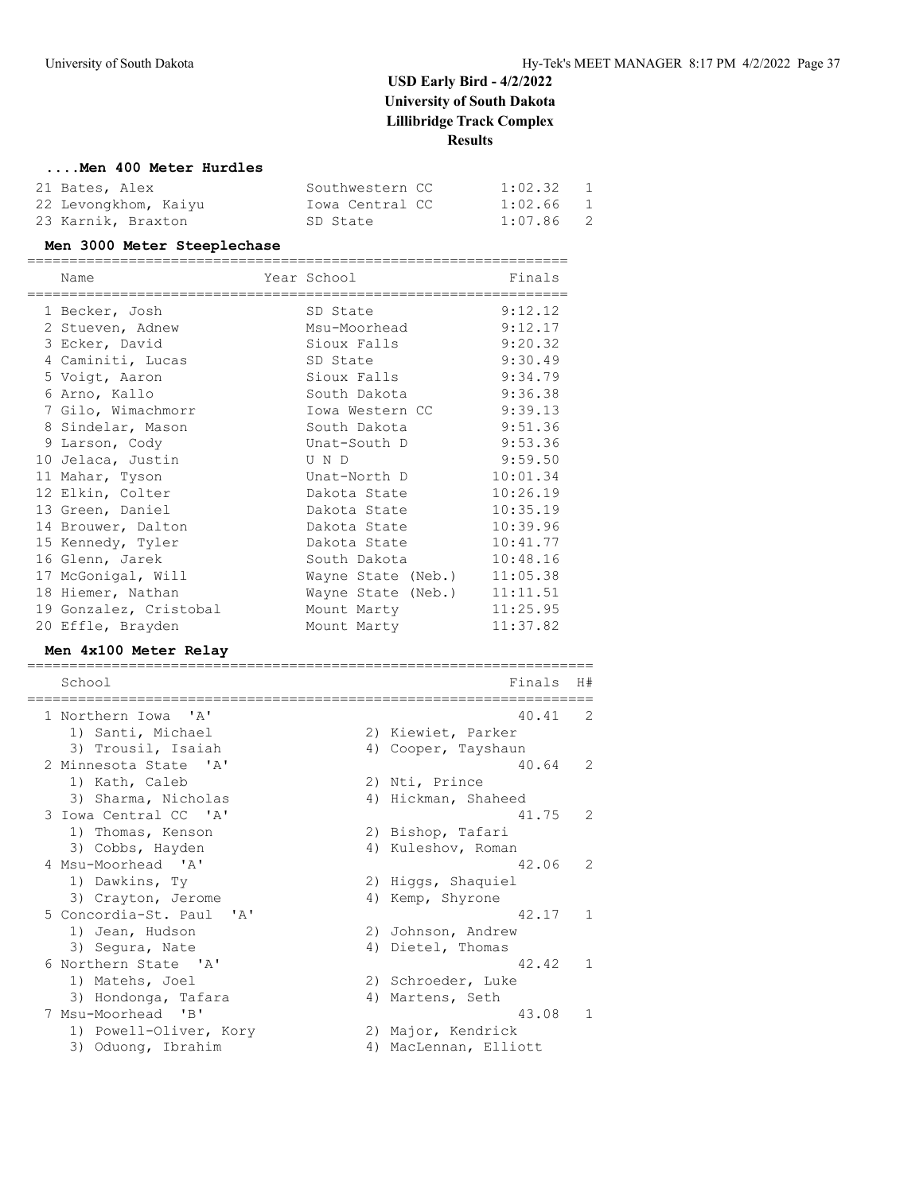# USD Early Bird - 4/2/2022
## University of South Dakota
## Lillibridge Track Complex
## Results

### ....Men 400 Meter Hurdles

| Place | Name | School | Finals | H# |
|---|---|---|---|---|
| 21 | Bates, Alex | Southwestern CC | 1:02.32 | 1 |
| 22 | Levongkhom, Kaiyu | Iowa Central CC | 1:02.66 | 1 |
| 23 | Karnik, Braxton | SD State | 1:07.86 | 2 |

### Men 3000 Meter Steeplechase

| Place | Name | Year | School | Finals |
|---|---|---|---|---|
| 1 | Becker, Josh | | SD State | 9:12.12 |
| 2 | Stueven, Adnew | | Msu-Moorhead | 9:12.17 |
| 3 | Ecker, David | | Sioux Falls | 9:20.32 |
| 4 | Caminiti, Lucas | | SD State | 9:30.49 |
| 5 | Voigt, Aaron | | Sioux Falls | 9:34.79 |
| 6 | Arno, Kallo | | South Dakota | 9:36.38 |
| 7 | Gilo, Wimachmorr | | Iowa Western CC | 9:39.13 |
| 8 | Sindelar, Mason | | South Dakota | 9:51.36 |
| 9 | Larson, Cody | | Unat-South D | 9:53.36 |
| 10 | Jelaca, Justin | | U N D | 9:59.50 |
| 11 | Mahar, Tyson | | Unat-North D | 10:01.34 |
| 12 | Elkin, Colter | | Dakota State | 10:26.19 |
| 13 | Green, Daniel | | Dakota State | 10:35.19 |
| 14 | Brouwer, Dalton | | Dakota State | 10:39.96 |
| 15 | Kennedy, Tyler | | Dakota State | 10:41.77 |
| 16 | Glenn, Jarek | | South Dakota | 10:48.16 |
| 17 | McGonigal, Will | | Wayne State (Neb.) | 11:05.38 |
| 18 | Hiemer, Nathan | | Wayne State (Neb.) | 11:11.51 |
| 19 | Gonzalez, Cristobal | | Mount Marty | 11:25.95 |
| 20 | Effle, Brayden | | Mount Marty | 11:37.82 |

### Men 4x100 Meter Relay

| Place | School | Finals | H# |
|---|---|---|---|
| 1 | Northern Iowa 'A' | 40.41 | 2 |
| | 1) Santi, Michael; 2) Kiewiet, Parker; 3) Trousil, Isaiah; 4) Cooper, Tayshaun | | |
| 2 | Minnesota State 'A' | 40.64 | 2 |
| | 1) Kath, Caleb; 2) Nti, Prince; 3) Sharma, Nicholas; 4) Hickman, Shaheed | | |
| 3 | Iowa Central CC 'A' | 41.75 | 2 |
| | 1) Thomas, Kenson; 2) Bishop, Tafari; 3) Cobbs, Hayden; 4) Kuleshov, Roman | | |
| 4 | Msu-Moorhead 'A' | 42.06 | 2 |
| | 1) Dawkins, Ty; 2) Higgs, Shaquiel; 3) Crayton, Jerome; 4) Kemp, Shyrone | | |
| 5 | Concordia-St. Paul 'A' | 42.17 | 1 |
| | 1) Jean, Hudson; 2) Johnson, Andrew; 3) Segura, Nate; 4) Dietel, Thomas | | |
| 6 | Northern State 'A' | 42.42 | 1 |
| | 1) Matehs, Joel; 2) Schroeder, Luke; 3) Hondonga, Tafara; 4) Martens, Seth | | |
| 7 | Msu-Moorhead 'B' | 43.08 | 1 |
| | 1) Powell-Oliver, Kory; 2) Major, Kendrick; 3) Oduong, Ibrahim; 4) MacLennan, Elliott | | |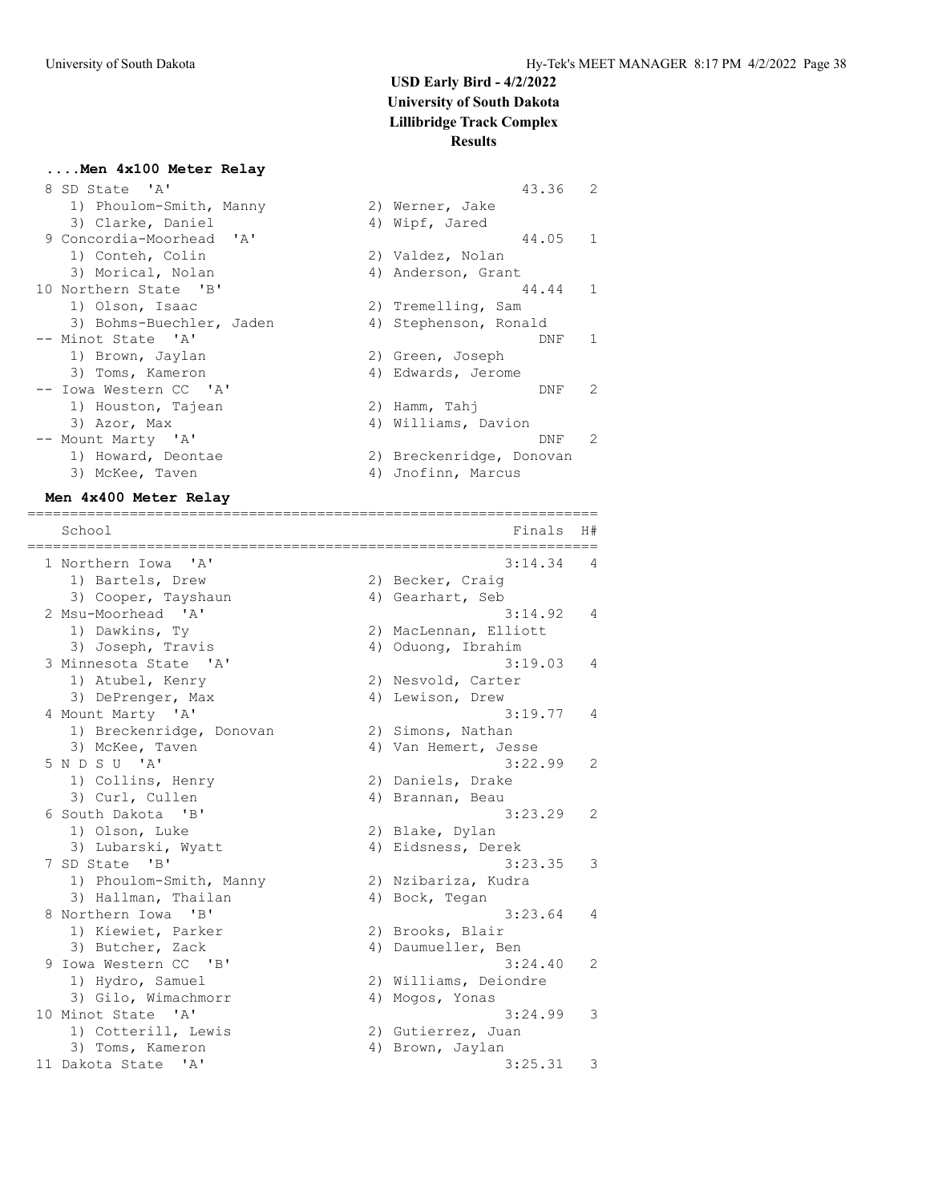# USD Early Bird - 4/2/2022
## University of South Dakota
## Lillibridge Track Complex
## Results

### ....Men 4x100 Meter Relay

| Place | School | Finals | H# |
|---|---|---|---|
| 8 | SD State 'A' | 43.36 | 2 |
| | 1) Phoulom-Smith, Manny 2) Werner, Jake 3) Clarke, Daniel 4) Wipf, Jared | | |
| 9 | Concordia-Moorhead 'A' | 44.05 | 1 |
| | 1) Conteh, Colin 2) Valdez, Nolan 3) Morical, Nolan 4) Anderson, Grant | | |
| 10 | Northern State 'B' | 44.44 | 1 |
| | 1) Olson, Isaac 2) Tremelling, Sam 3) Bohms-Buechler, Jaden 4) Stephenson, Ronald | | |
| -- | Minot State 'A' | DNF | 1 |
| | 1) Brown, Jaylan 2) Green, Joseph 3) Toms, Kameron 4) Edwards, Jerome | | |
| -- | Iowa Western CC 'A' | DNF | 2 |
| | 1) Houston, Tajean 2) Hamm, Tahj 3) Azor, Max 4) Williams, Davion | | |
| -- | Mount Marty 'A' | DNF | 2 |
| | 1) Howard, Deontae 2) Breckenridge, Donovan 3) McKee, Taven 4) Jnofinn, Marcus | | |

### Men 4x400 Meter Relay

| Place | School | Finals | H# |
|---|---|---|---|
| 1 | Northern Iowa 'A' | 3:14.34 | 4 |
| | 1) Bartels, Drew 2) Becker, Craig 3) Cooper, Tayshaun 4) Gearhart, Seb | | |
| 2 | Msu-Moorhead 'A' | 3:14.92 | 4 |
| | 1) Dawkins, Ty 2) MacLennan, Elliott 3) Joseph, Travis 4) Oduong, Ibrahim | | |
| 3 | Minnesota State 'A' | 3:19.03 | 4 |
| | 1) Atubel, Kenry 2) Nesvold, Carter 3) DePrenger, Max 4) Lewison, Drew | | |
| 4 | Mount Marty 'A' | 3:19.77 | 4 |
| | 1) Breckenridge, Donovan 2) Simons, Nathan 3) McKee, Taven 4) Van Hemert, Jesse | | |
| 5 | N D S U 'A' | 3:22.99 | 2 |
| | 1) Collins, Henry 2) Daniels, Drake 3) Curl, Cullen 4) Brannan, Beau | | |
| 6 | South Dakota 'B' | 3:23.29 | 2 |
| | 1) Olson, Luke 2) Blake, Dylan 3) Lubarski, Wyatt 4) Eidsness, Derek | | |
| 7 | SD State 'B' | 3:23.35 | 3 |
| | 1) Phoulom-Smith, Manny 2) Nzibariza, Kudra 3) Hallman, Thailan 4) Bock, Tegan | | |
| 8 | Northern Iowa 'B' | 3:23.64 | 4 |
| | 1) Kiewiet, Parker 2) Brooks, Blair 3) Butcher, Zack 4) Daumueller, Ben | | |
| 9 | Iowa Western CC 'B' | 3:24.40 | 2 |
| | 1) Hydro, Samuel 2) Williams, Deiondre 3) Gilo, Wimachmorr 4) Mogos, Yonas | | |
| 10 | Minot State 'A' | 3:24.99 | 3 |
| | 1) Cotterill, Lewis 2) Gutierrez, Juan 3) Toms, Kameron 4) Brown, Jaylan | | |
| 11 | Dakota State 'A' | 3:25.31 | 3 |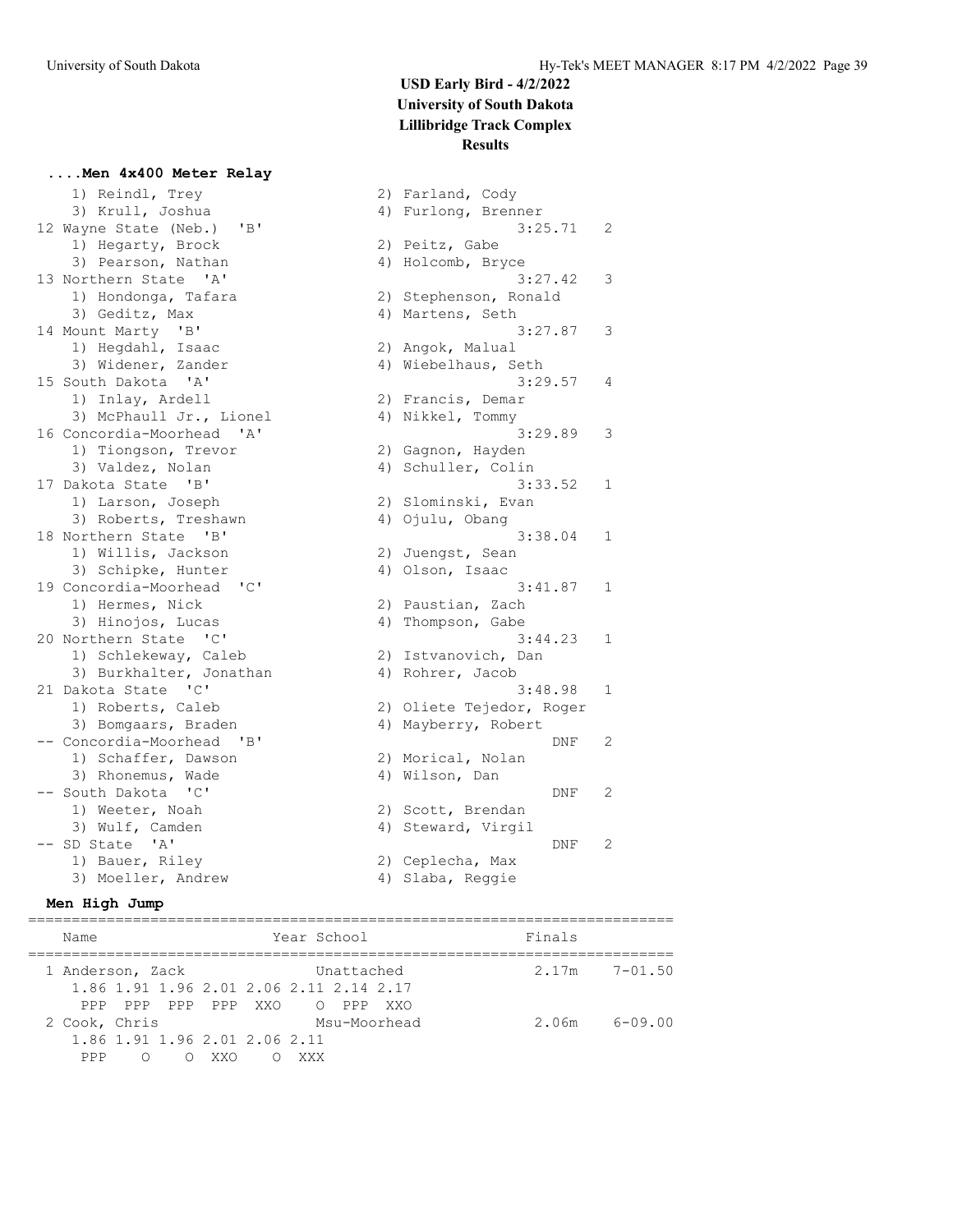USD Early Bird - 4/2/2022
University of South Dakota
Lillibridge Track Complex
Results

**....Men 4x400 Meter Relay**

```
    1) Reindl, Trey                   2) Farland, Cody
    3) Krull, Joshua                  4) Furlong, Brenner
 12 Wayne State (Neb.)  'B'                          3:25.71   2
    1) Hegarty, Brock                 2) Peitz, Gabe
    3) Pearson, Nathan                4) Holcomb, Bryce
 13 Northern State  'A'                              3:27.42   3
    1) Hondonga, Tafara               2) Stephenson, Ronald
    3) Geditz, Max                    4) Martens, Seth
 14 Mount Marty  'B'                                 3:27.87   3
    1) Hegdahl, Isaac                 2) Angok, Malual
    3) Widener, Zander                4) Wiebelhaus, Seth
 15 South Dakota  'A'                                3:29.57   4
    1) Inlay, Ardell                  2) Francis, Demar
    3) McPhaull Jr., Lionel           4) Nikkel, Tommy
 16 Concordia-Moorhead  'A'                          3:29.89   3
    1) Tiongson, Trevor               2) Gagnon, Hayden
    3) Valdez, Nolan                  4) Schuller, Colin
 17 Dakota State  'B'                                3:33.52   1
    1) Larson, Joseph                 2) Slominski, Evan
    3) Roberts, Treshawn              4) Ojulu, Obang
 18 Northern State  'B'                              3:38.04   1
    1) Willis, Jackson                2) Juengst, Sean
    3) Schipke, Hunter                4) Olson, Isaac
 19 Concordia-Moorhead  'C'                          3:41.87   1
    1) Hermes, Nick                   2) Paustian, Zach
    3) Hinojos, Lucas                 4) Thompson, Gabe
 20 Northern State  'C'                              3:44.23   1
    1) Schlekeway, Caleb              2) Istvanovich, Dan
    3) Burkhalter, Jonathan           4) Rohrer, Jacob
 21 Dakota State  'C'                                3:48.98   1
    1) Roberts, Caleb                 2) Oliete Tejedor, Roger
    3) Bomgaars, Braden               4) Mayberry, Robert
 -- Concordia-Moorhead  'B'                              DNF   2
    1) Schaffer, Dawson               2) Morical, Nolan
    3) Rhonemus, Wade                 4) Wilson, Dan
 -- South Dakota  'C'                                    DNF   2
    1) Weeter, Noah                   2) Scott, Brendan
    3) Wulf, Camden                   4) Steward, Virgil
 -- SD State  'A'                                        DNF   2
    1) Bauer, Riley                   2) Ceplecha, Max
    3) Moeller, Andrew                4) Slaba, Reggie
```

**Men High Jump**

```
=========================================================================
    Name                    Year School                  Finals          
=========================================================================
  1 Anderson, Zack               Unattached             2.17m    7-01.50 
     1.86 1.91 1.96 2.01 2.06 2.11 2.14 2.17
      PPP  PPP  PPP  PPP  XXO    O  PPP  XXO
  2 Cook, Chris                  Msu-Moorhead           2.06m    6-09.00 
     1.86 1.91 1.96 2.01 2.06 2.11
      PPP    O    O  XXO    O  XXX
```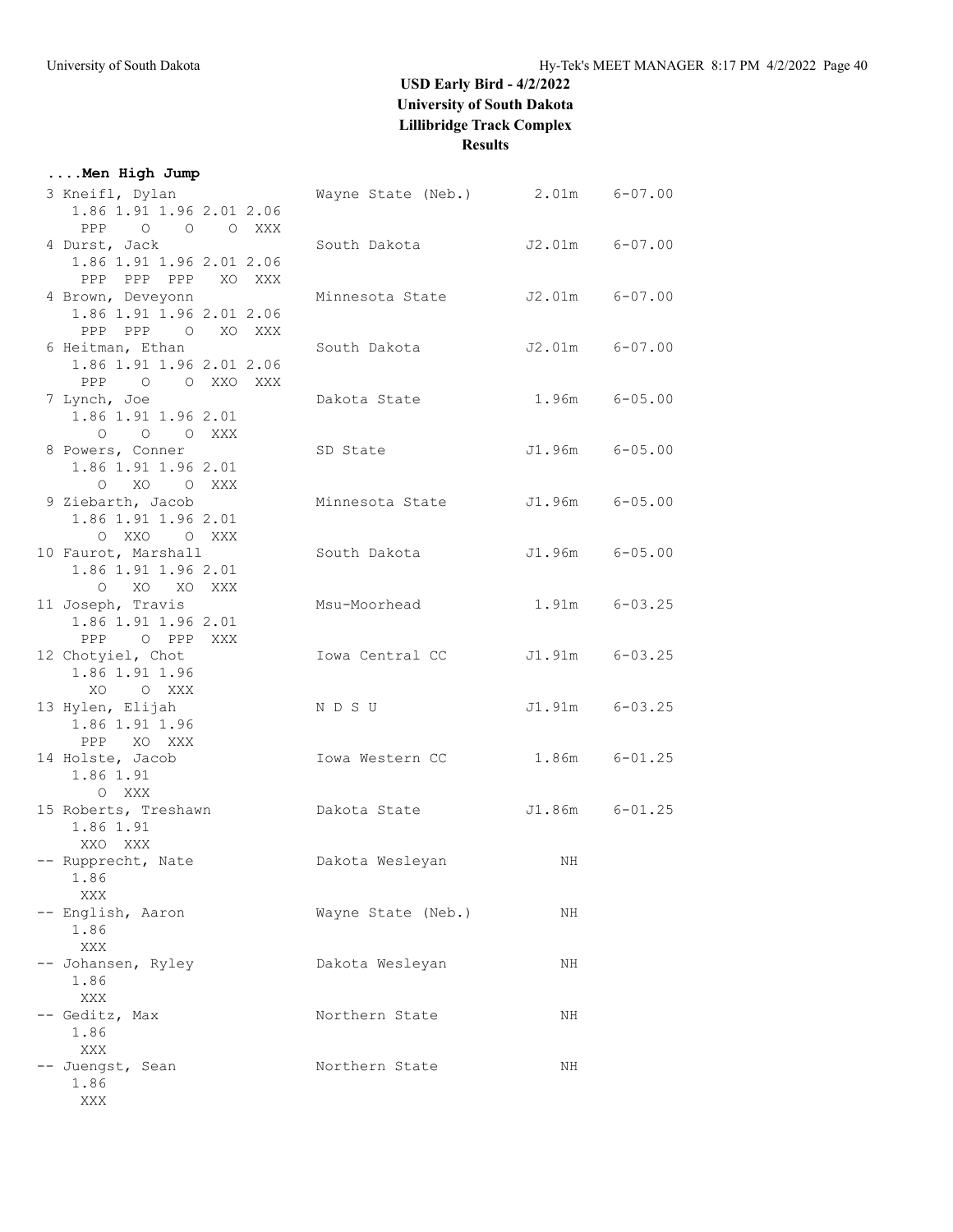## USD Early Bird - 4/2/2022
## University of South Dakota
## Lillibridge Track Complex
## Results

**....Men High Jump**

```
  3 Kneifl, Dylan              Wayne State (Neb.)        2.01m    6-07.00
     1.86 1.91 1.96 2.01 2.06
      PPP    O    O    O XXX
  4 Durst, Jack                South Dakota             J2.01m    6-07.00
     1.86 1.91 1.96 2.01 2.06
      PPP  PPP  PPP   XO XXX
  4 Brown, Deveyonn            Minnesota State          J2.01m    6-07.00
     1.86 1.91 1.96 2.01 2.06
      PPP  PPP    O   XO XXX
  6 Heitman, Ethan             South Dakota             J2.01m    6-07.00
     1.86 1.91 1.96 2.01 2.06
      PPP    O    O  XXO XXX
  7 Lynch, Joe                 Dakota State              1.96m    6-05.00
     1.86 1.91 1.96 2.01
        O    O    O  XXX
  8 Powers, Conner             SD State                 J1.96m    6-05.00
     1.86 1.91 1.96 2.01
        O   XO    O  XXX
  9 Ziebarth, Jacob            Minnesota State          J1.96m    6-05.00
     1.86 1.91 1.96 2.01
        O  XXO    O  XXX
 10 Faurot, Marshall           South Dakota             J1.96m    6-05.00
     1.86 1.91 1.96 2.01
        O   XO   XO  XXX
 11 Joseph, Travis             Msu-Moorhead              1.91m    6-03.25
     1.86 1.91 1.96 2.01
      PPP    O  PPP  XXX
 12 Chotyiel, Chot             Iowa Central CC          J1.91m    6-03.25
     1.86 1.91 1.96
       XO    O  XXX
 13 Hylen, Elijah              N D S U                  J1.91m    6-03.25
     1.86 1.91 1.96
      PPP   XO  XXX
 14 Holste, Jacob              Iowa Western CC           1.86m    6-01.25
     1.86 1.91
        O  XXX
 15 Roberts, Treshawn          Dakota State             J1.86m    6-01.25
     1.86 1.91
      XXO  XXX
 -- Rupprecht, Nate            Dakota Wesleyan              NH
     1.86
      XXX
 -- English, Aaron             Wayne State (Neb.)           NH
     1.86
      XXX
 -- Johansen, Ryley            Dakota Wesleyan              NH
     1.86
      XXX
 -- Geditz, Max                Northern State               NH
     1.86
      XXX
 -- Juengst, Sean              Northern State               NH
     1.86
      XXX
```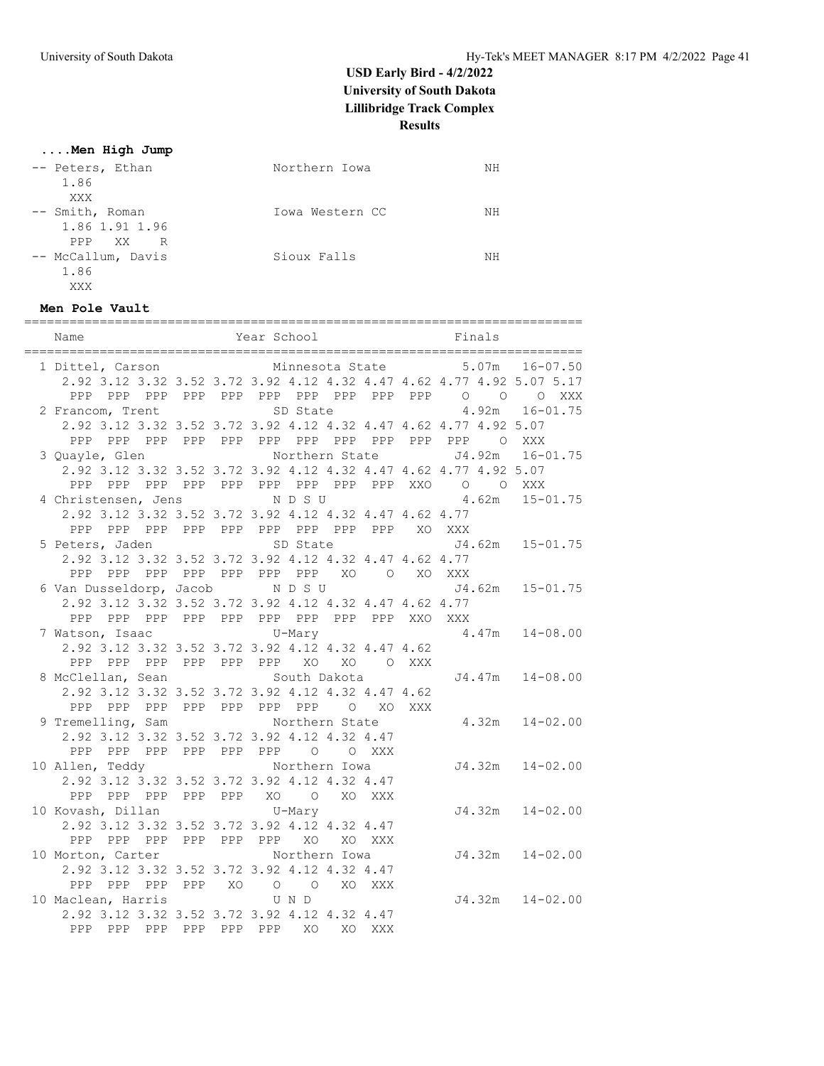# USD Early Bird - 4/2/2022
## University of South Dakota
## Lillibridge Track Complex
## Results

### ....Men High Jump

```
-- Peters, Ethan                 Northern Iowa                NH
   1.86
    XXX
-- Smith, Roman                  Iowa Western CC              NH
   1.86 1.91 1.96
    PPP   XX    R
-- McCallum, Davis               Sioux Falls                  NH
   1.86
    XXX
```

### Men Pole Vault

```
==========================================================================
  Name                    Year School                  Finals
==========================================================================
  1 Dittel, Carson             Minnesota State         5.07m   16-07.50
     2.92 3.12 3.32 3.52 3.72 3.92 4.12 4.32 4.47 4.62 4.77 4.92 5.07 5.17
      PPP  PPP  PPP  PPP  PPP  PPP  PPP  PPP  PPP  PPP    O    O    O  XXX
  2 Francom, Trent             SD State                4.92m   16-01.75
     2.92 3.12 3.32 3.52 3.72 3.92 4.12 4.32 4.47 4.62 4.77 4.92 5.07
      PPP  PPP  PPP  PPP  PPP  PPP  PPP  PPP  PPP  PPP  PPP    O  XXX
  3 Quayle, Glen               Northern State         J4.92m   16-01.75
     2.92 3.12 3.32 3.52 3.72 3.92 4.12 4.32 4.47 4.62 4.77 4.92 5.07
      PPP  PPP  PPP  PPP  PPP  PPP  PPP  PPP  PPP  XXO    O    O  XXX
  4 Christensen, Jens          N D S U                 4.62m   15-01.75
     2.92 3.12 3.32 3.52 3.72 3.92 4.12 4.32 4.47 4.62 4.77
      PPP  PPP  PPP  PPP  PPP  PPP  PPP  PPP  PPP   XO  XXX
  5 Peters, Jaden              SD State               J4.62m   15-01.75
     2.92 3.12 3.32 3.52 3.72 3.92 4.12 4.32 4.47 4.62 4.77
      PPP  PPP  PPP  PPP  PPP  PPP  PPP   XO    O   XO  XXX
  6 Van Dusseldorp, Jacob      N D S U                J4.62m   15-01.75
     2.92 3.12 3.32 3.52 3.72 3.92 4.12 4.32 4.47 4.62 4.77
      PPP  PPP  PPP  PPP  PPP  PPP  PPP  PPP  PPP  XXO  XXX
  7 Watson, Isaac              U-Mary                  4.47m   14-08.00
     2.92 3.12 3.32 3.52 3.72 3.92 4.12 4.32 4.47 4.62
      PPP  PPP  PPP  PPP  PPP  PPP   XO   XO    O  XXX
  8 McClellan, Sean            South Dakota           J4.47m   14-08.00
     2.92 3.12 3.32 3.52 3.72 3.92 4.12 4.32 4.47 4.62
      PPP  PPP  PPP  PPP  PPP  PPP  PPP    O   XO  XXX
  9 Tremelling, Sam            Northern State          4.32m   14-02.00
     2.92 3.12 3.32 3.52 3.72 3.92 4.12 4.32 4.47
      PPP  PPP  PPP  PPP  PPP  PPP    O    O  XXX
 10 Allen, Teddy               Northern Iowa          J4.32m   14-02.00
     2.92 3.12 3.32 3.52 3.72 3.92 4.12 4.32 4.47
      PPP  PPP  PPP  PPP  PPP   XO    O   XO  XXX
 10 Kovash, Dillan             U-Mary                 J4.32m   14-02.00
     2.92 3.12 3.32 3.52 3.72 3.92 4.12 4.32 4.47
      PPP  PPP  PPP  PPP  PPP  PPP   XO   XO  XXX
 10 Morton, Carter             Northern Iowa          J4.32m   14-02.00
     2.92 3.12 3.32 3.52 3.72 3.92 4.12 4.32 4.47
      PPP  PPP  PPP  PPP   XO    O    O   XO  XXX
 10 Maclean, Harris            U N D                  J4.32m   14-02.00
     2.92 3.12 3.32 3.52 3.72 3.92 4.12 4.32 4.47
      PPP  PPP  PPP  PPP  PPP  PPP   XO   XO  XXX
```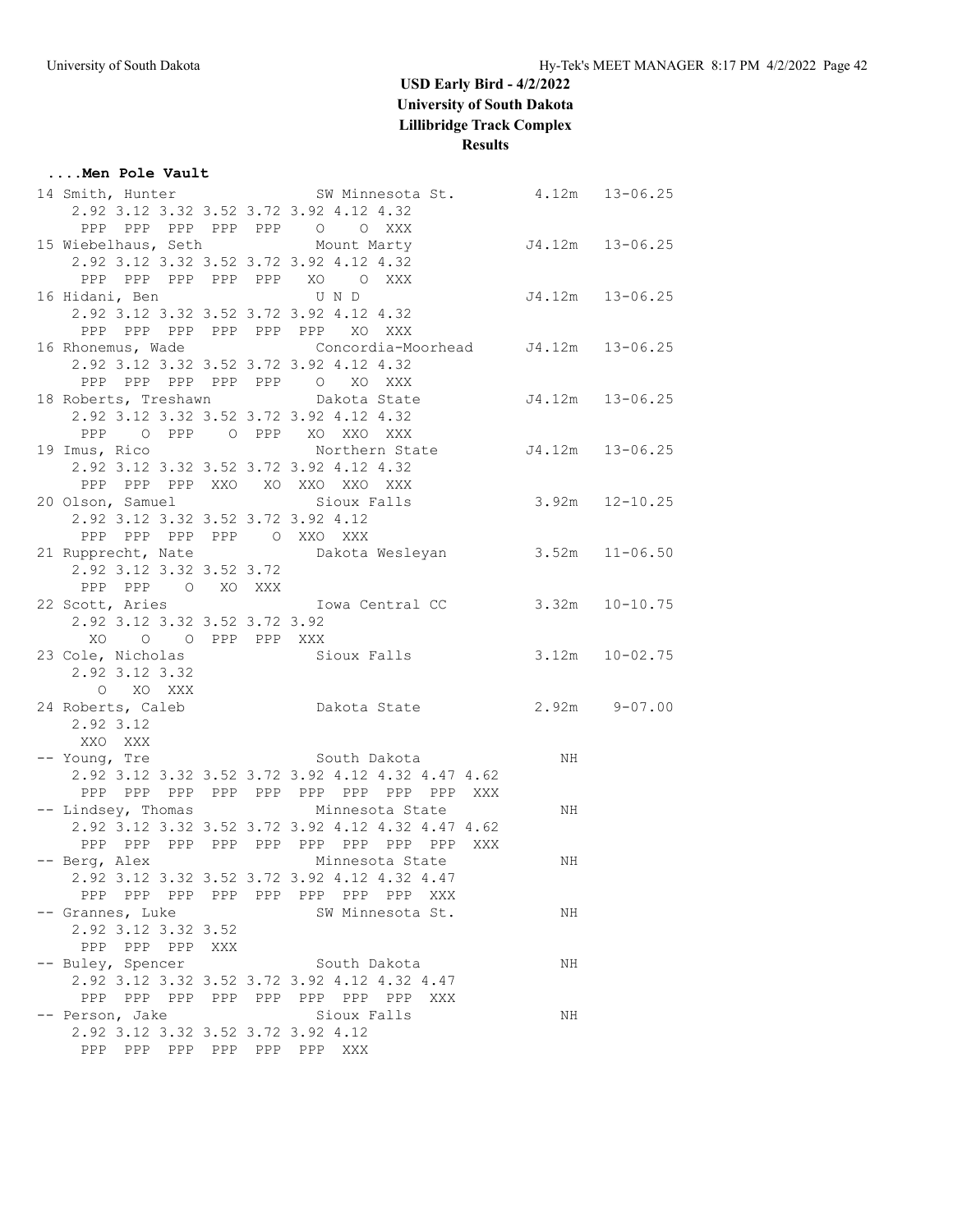# USD Early Bird - 4/2/2022
## University of South Dakota
## Lillibridge Track Complex
## Results

### ....Men Pole Vault

```
 14 Smith, Hunter              SW Minnesota St.          4.12m   13-06.25
    2.92 3.12 3.32 3.52 3.72 3.92 4.12 4.32
     PPP  PPP  PPP  PPP  PPP    O    O  XXX
 15 Wiebelhaus, Seth           Mount Marty              J4.12m   13-06.25
    2.92 3.12 3.32 3.52 3.72 3.92 4.12 4.32
     PPP  PPP  PPP  PPP  PPP   XO    O  XXX
 16 Hidani, Ben                U N D                    J4.12m   13-06.25
    2.92 3.12 3.32 3.52 3.72 3.92 4.12 4.32
     PPP  PPP  PPP  PPP  PPP  PPP   XO  XXX
 16 Rhonemus, Wade             Concordia-Moorhead       J4.12m   13-06.25
    2.92 3.12 3.32 3.52 3.72 3.92 4.12 4.32
     PPP  PPP  PPP  PPP  PPP    O   XO  XXX
 18 Roberts, Treshawn          Dakota State             J4.12m   13-06.25
    2.92 3.12 3.32 3.52 3.72 3.92 4.12 4.32
     PPP    O  PPP    O  PPP   XO  XXO  XXX
 19 Imus, Rico                 Northern State           J4.12m   13-06.25
    2.92 3.12 3.32 3.52 3.72 3.92 4.12 4.32
     PPP  PPP  PPP  XXO   XO  XXO  XXO  XXX
 20 Olson, Samuel              Sioux Falls               3.92m   12-10.25
    2.92 3.12 3.32 3.52 3.72 3.92 4.12
     PPP  PPP  PPP  PPP    O  XXO  XXX
 21 Rupprecht, Nate            Dakota Wesleyan           3.52m   11-06.50
    2.92 3.12 3.32 3.52 3.72
     PPP  PPP    O   XO  XXX
 22 Scott, Aries               Iowa Central CC           3.32m   10-10.75
    2.92 3.12 3.32 3.52 3.72 3.92
      XO    O    O  PPP  PPP  XXX
 23 Cole, Nicholas             Sioux Falls               3.12m   10-02.75
    2.92 3.12 3.32
       O   XO  XXX
 24 Roberts, Caleb             Dakota State              2.92m    9-07.00
    2.92 3.12
     XXO  XXX
 -- Young, Tre                 South Dakota                 NH
    2.92 3.12 3.32 3.52 3.72 3.92 4.12 4.32 4.47 4.62
     PPP  PPP  PPP  PPP  PPP  PPP  PPP  PPP  PPP  XXX
 -- Lindsey, Thomas            Minnesota State              NH
    2.92 3.12 3.32 3.52 3.72 3.92 4.12 4.32 4.47 4.62
     PPP  PPP  PPP  PPP  PPP  PPP  PPP  PPP  PPP  XXX
 -- Berg, Alex                 Minnesota State              NH
    2.92 3.12 3.32 3.52 3.72 3.92 4.12 4.32 4.47
     PPP  PPP  PPP  PPP  PPP  PPP  PPP  PPP  XXX
 -- Grannes, Luke              SW Minnesota St.             NH
    2.92 3.12 3.32 3.52
     PPP  PPP  PPP  XXX
 -- Buley, Spencer             South Dakota                 NH
    2.92 3.12 3.32 3.52 3.72 3.92 4.12 4.32 4.47
     PPP  PPP  PPP  PPP  PPP  PPP  PPP  PPP  XXX
 -- Person, Jake               Sioux Falls                  NH
    2.92 3.12 3.32 3.52 3.72 3.92 4.12
     PPP  PPP  PPP  PPP  PPP  PPP  XXX
```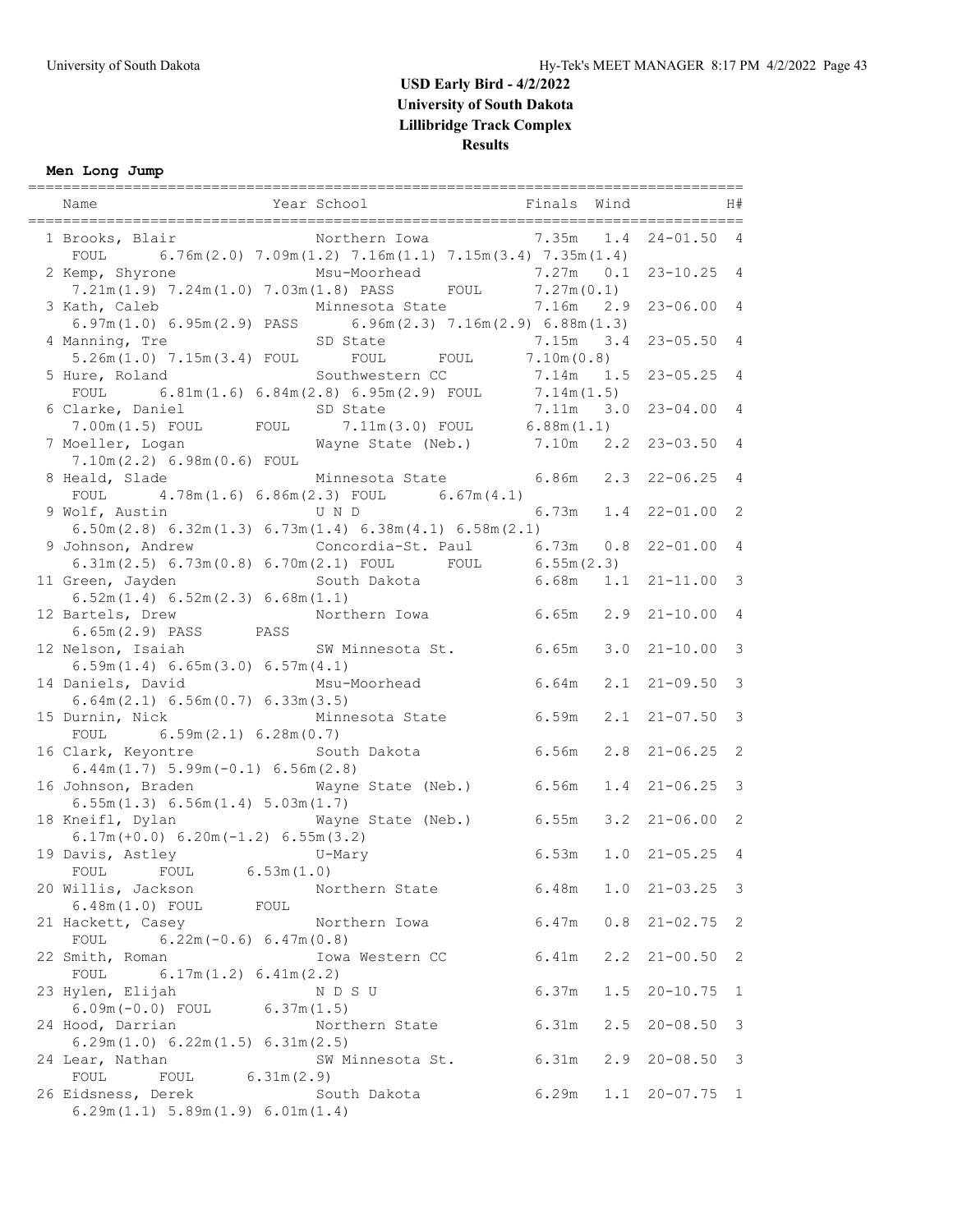# USD Early Bird - 4/2/2022
## University of South Dakota
## Lillibridge Track Complex
## Results

**Men Long Jump**

| Place | Name | Year | School | Finals | Wind | | H# |
|---|---|---|---|---|---|---|---|
| 1 | Brooks, Blair | | Northern Iowa | 7.35m | 1.4 | 24-01.50 | 4 |
| | FOUL 6.76m(2.0) 7.09m(1.2) 7.16m(1.1) 7.15m(3.4) 7.35m(1.4) | | | | | | |
| 2 | Kemp, Shyrone | | Msu-Moorhead | 7.27m | 0.1 | 23-10.25 | 4 |
| | 7.21m(1.9) 7.24m(1.0) 7.03m(1.8) PASS FOUL 7.27m(0.1) | | | | | | |
| 3 | Kath, Caleb | | Minnesota State | 7.16m | 2.9 | 23-06.00 | 4 |
| | 6.97m(1.0) 6.95m(2.9) PASS 6.96m(2.3) 7.16m(2.9) 6.88m(1.3) | | | | | | |
| 4 | Manning, Tre | | SD State | 7.15m | 3.4 | 23-05.50 | 4 |
| | 5.26m(1.0) 7.15m(3.4) FOUL FOUL FOUL 7.10m(0.8) | | | | | | |
| 5 | Hure, Roland | | Southwestern CC | 7.14m | 1.5 | 23-05.25 | 4 |
| | FOUL 6.81m(1.6) 6.84m(2.8) 6.95m(2.9) FOUL 7.14m(1.5) | | | | | | |
| 6 | Clarke, Daniel | | SD State | 7.11m | 3.0 | 23-04.00 | 4 |
| | 7.00m(1.5) FOUL FOUL 7.11m(3.0) FOUL 6.88m(1.1) | | | | | | |
| 7 | Moeller, Logan | | Wayne State (Neb.) | 7.10m | 2.2 | 23-03.50 | 4 |
| | 7.10m(2.2) 6.98m(0.6) FOUL | | | | | | |
| 8 | Heald, Slade | | Minnesota State | 6.86m | 2.3 | 22-06.25 | 4 |
| | FOUL 4.78m(1.6) 6.86m(2.3) FOUL 6.67m(4.1) | | | | | | |
| 9 | Wolf, Austin | | U N D | 6.73m | 1.4 | 22-01.00 | 2 |
| | 6.50m(2.8) 6.32m(1.3) 6.73m(1.4) 6.38m(4.1) 6.58m(2.1) | | | | | | |
| 9 | Johnson, Andrew | | Concordia-St. Paul | 6.73m | 0.8 | 22-01.00 | 4 |
| | 6.31m(2.5) 6.73m(0.8) 6.70m(2.1) FOUL FOUL 6.55m(2.3) | | | | | | |
| 11 | Green, Jayden | | South Dakota | 6.68m | 1.1 | 21-11.00 | 3 |
| | 6.52m(1.4) 6.52m(2.3) 6.68m(1.1) | | | | | | |
| 12 | Bartels, Drew | | Northern Iowa | 6.65m | 2.9 | 21-10.00 | 4 |
| | 6.65m(2.9) PASS PASS | | | | | | |
| 12 | Nelson, Isaiah | | SW Minnesota St. | 6.65m | 3.0 | 21-10.00 | 3 |
| | 6.59m(1.4) 6.65m(3.0) 6.57m(4.1) | | | | | | |
| 14 | Daniels, David | | Msu-Moorhead | 6.64m | 2.1 | 21-09.50 | 3 |
| | 6.64m(2.1) 6.56m(0.7) 6.33m(3.5) | | | | | | |
| 15 | Durnin, Nick | | Minnesota State | 6.59m | 2.1 | 21-07.50 | 3 |
| | FOUL 6.59m(2.1) 6.28m(0.7) | | | | | | |
| 16 | Clark, Keyontre | | South Dakota | 6.56m | 2.8 | 21-06.25 | 2 |
| | 6.44m(1.7) 5.99m(-0.1) 6.56m(2.8) | | | | | | |
| 16 | Johnson, Braden | | Wayne State (Neb.) | 6.56m | 1.4 | 21-06.25 | 3 |
| | 6.55m(1.3) 6.56m(1.4) 5.03m(1.7) | | | | | | |
| 18 | Kneifl, Dylan | | Wayne State (Neb.) | 6.55m | 3.2 | 21-06.00 | 2 |
| | 6.17m(+0.0) 6.20m(-1.2) 6.55m(3.2) | | | | | | |
| 19 | Davis, Astley | | U-Mary | 6.53m | 1.0 | 21-05.25 | 4 |
| | FOUL FOUL 6.53m(1.0) | | | | | | |
| 20 | Willis, Jackson | | Northern State | 6.48m | 1.0 | 21-03.25 | 3 |
| | 6.48m(1.0) FOUL FOUL | | | | | | |
| 21 | Hackett, Casey | | Northern Iowa | 6.47m | 0.8 | 21-02.75 | 2 |
| | FOUL 6.22m(-0.6) 6.47m(0.8) | | | | | | |
| 22 | Smith, Roman | | Iowa Western CC | 6.41m | 2.2 | 21-00.50 | 2 |
| | FOUL 6.17m(1.2) 6.41m(2.2) | | | | | | |
| 23 | Hylen, Elijah | | N D S U | 6.37m | 1.5 | 20-10.75 | 1 |
| | 6.09m(-0.0) FOUL 6.37m(1.5) | | | | | | |
| 24 | Hood, Darrian | | Northern State | 6.31m | 2.5 | 20-08.50 | 3 |
| | 6.29m(1.0) 6.22m(1.5) 6.31m(2.5) | | | | | | |
| 24 | Lear, Nathan | | SW Minnesota St. | 6.31m | 2.9 | 20-08.50 | 3 |
| | FOUL FOUL 6.31m(2.9) | | | | | | |
| 26 | Eidsness, Derek | | South Dakota | 6.29m | 1.1 | 20-07.75 | 1 |
| | 6.29m(1.1) 5.89m(1.9) 6.01m(1.4) | | | | | | |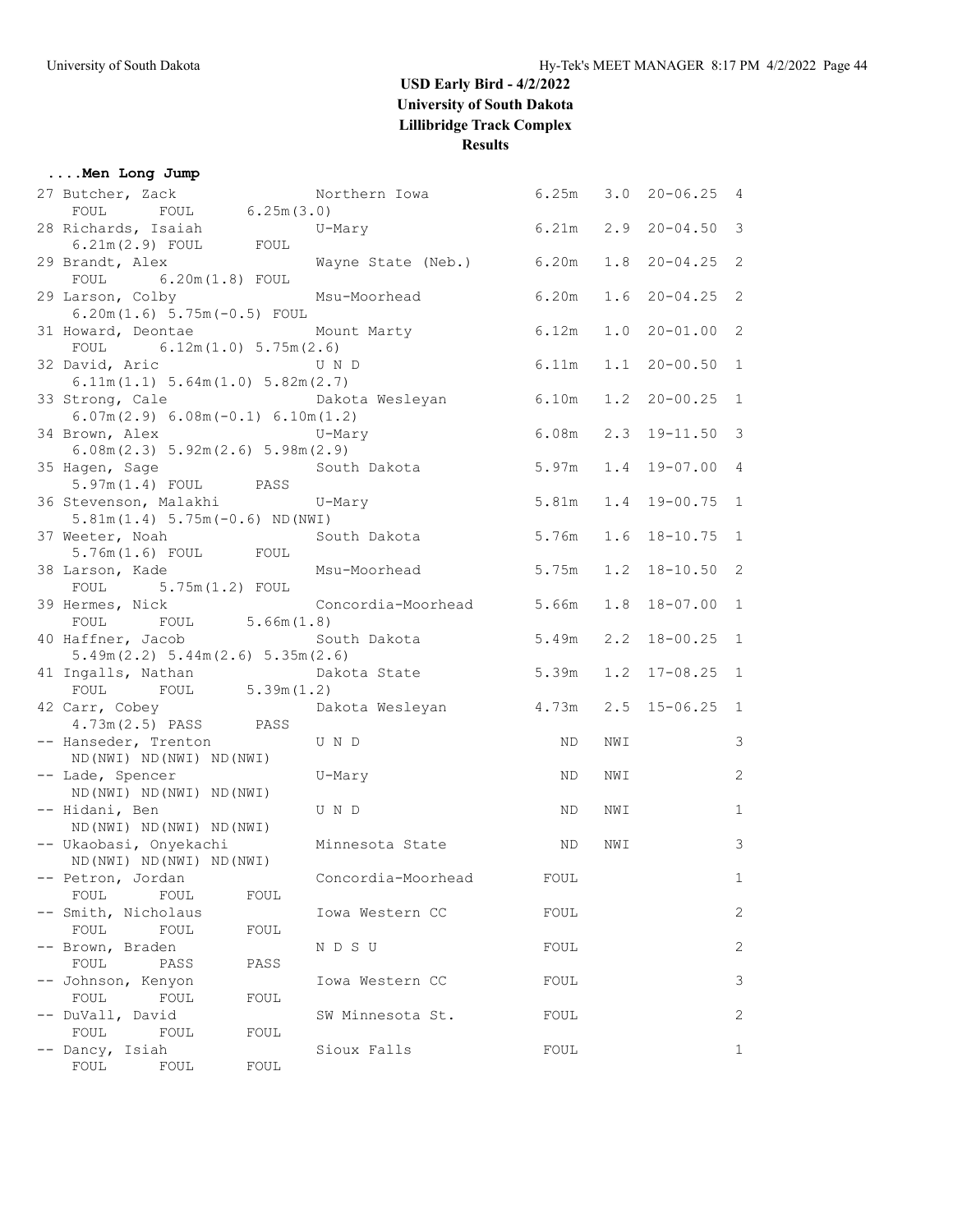# USD Early Bird - 4/2/2022
## University of South Dakota
## Lillibridge Track Complex
## Results

### ....Men Long Jump

| Place | Name | School | Mark | Wind | English | Flight |
|---|---|---|---|---|---|---|
| 27 | Butcher, Zack | Northern Iowa | 6.25m | 3.0 | 20-06.25 | 4 |
| | FOUL FOUL 6.25m(3.0) | | | | | |
| 28 | Richards, Isaiah | U-Mary | 6.21m | 2.9 | 20-04.50 | 3 |
| | 6.21m(2.9) FOUL FOUL | | | | | |
| 29 | Brandt, Alex | Wayne State (Neb.) | 6.20m | 1.8 | 20-04.25 | 2 |
| | FOUL 6.20m(1.8) FOUL | | | | | |
| 29 | Larson, Colby | Msu-Moorhead | 6.20m | 1.6 | 20-04.25 | 2 |
| | 6.20m(1.6) 5.75m(-0.5) FOUL | | | | | |
| 31 | Howard, Deontae | Mount Marty | 6.12m | 1.0 | 20-01.00 | 2 |
| | FOUL 6.12m(1.0) 5.75m(2.6) | | | | | |
| 32 | David, Aric | U N D | 6.11m | 1.1 | 20-00.50 | 1 |
| | 6.11m(1.1) 5.64m(1.0) 5.82m(2.7) | | | | | |
| 33 | Strong, Cale | Dakota Wesleyan | 6.10m | 1.2 | 20-00.25 | 1 |
| | 6.07m(2.9) 6.08m(-0.1) 6.10m(1.2) | | | | | |
| 34 | Brown, Alex | U-Mary | 6.08m | 2.3 | 19-11.50 | 3 |
| | 6.08m(2.3) 5.92m(2.6) 5.98m(2.9) | | | | | |
| 35 | Hagen, Sage | South Dakota | 5.97m | 1.4 | 19-07.00 | 4 |
| | 5.97m(1.4) FOUL PASS | | | | | |
| 36 | Stevenson, Malakhi | U-Mary | 5.81m | 1.4 | 19-00.75 | 1 |
| | 5.81m(1.4) 5.75m(-0.6) ND(NWI) | | | | | |
| 37 | Weeter, Noah | South Dakota | 5.76m | 1.6 | 18-10.75 | 1 |
| | 5.76m(1.6) FOUL FOUL | | | | | |
| 38 | Larson, Kade | Msu-Moorhead | 5.75m | 1.2 | 18-10.50 | 2 |
| | FOUL 5.75m(1.2) FOUL | | | | | |
| 39 | Hermes, Nick | Concordia-Moorhead | 5.66m | 1.8 | 18-07.00 | 1 |
| | FOUL FOUL 5.66m(1.8) | | | | | |
| 40 | Haffner, Jacob | South Dakota | 5.49m | 2.2 | 18-00.25 | 1 |
| | 5.49m(2.2) 5.44m(2.6) 5.35m(2.6) | | | | | |
| 41 | Ingalls, Nathan | Dakota State | 5.39m | 1.2 | 17-08.25 | 1 |
| | FOUL FOUL 5.39m(1.2) | | | | | |
| 42 | Carr, Cobey | Dakota Wesleyan | 4.73m | 2.5 | 15-06.25 | 1 |
| | 4.73m(2.5) PASS PASS | | | | | |
| -- | Hanseder, Trenton | U N D | ND | NWI | | 3 |
| | ND(NWI) ND(NWI) ND(NWI) | | | | | |
| -- | Lade, Spencer | U-Mary | ND | NWI | | 2 |
| | ND(NWI) ND(NWI) ND(NWI) | | | | | |
| -- | Hidani, Ben | U N D | ND | NWI | | 1 |
| | ND(NWI) ND(NWI) ND(NWI) | | | | | |
| -- | Ukaobasi, Onyekachi | Minnesota State | ND | NWI | | 3 |
| | ND(NWI) ND(NWI) ND(NWI) | | | | | |
| -- | Petron, Jordan | Concordia-Moorhead | FOUL | | | 1 |
| | FOUL FOUL FOUL | | | | | |
| -- | Smith, Nicholaus | Iowa Western CC | FOUL | | | 2 |
| | FOUL FOUL FOUL | | | | | |
| -- | Brown, Braden | N D S U | FOUL | | | 2 |
| | FOUL PASS PASS | | | | | |
| -- | Johnson, Kenyon | Iowa Western CC | FOUL | | | 3 |
| | FOUL FOUL FOUL | | | | | |
| -- | DuVall, David | SW Minnesota St. | FOUL | | | 2 |
| | FOUL FOUL FOUL | | | | | |
| -- | Dancy, Isiah | Sioux Falls | FOUL | | | 1 |
| | FOUL FOUL FOUL | | | | | |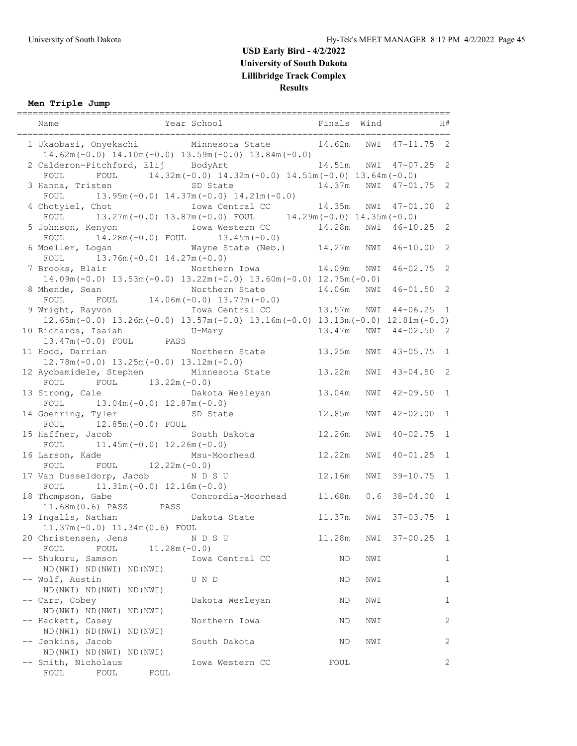# USD Early Bird - 4/2/2022
## University of South Dakota
## Lillibridge Track Complex
## Results

### Men Triple Jump

| Name | Year School | Finals | Wind | | H# |
|---|---|---|---|---|---|
| 1 Ukaobasi, Onyekachi | Minnesota State | 14.62m | NWI | 47-11.75 | 2 |
| 14.62m(-0.0) 14.10m(-0.0) 13.59m(-0.0) 13.84m(-0.0) | | | | | |
| 2 Calderon-Pitchford, Elij | BodyArt | 14.51m | NWI | 47-07.25 | 2 |
| FOUL FOUL 14.32m(-0.0) 14.32m(-0.0) 14.51m(-0.0) 13.64m(-0.0) | | | | | |
| 3 Hanna, Tristen | SD State | 14.37m | NWI | 47-01.75 | 2 |
| FOUL 13.95m(-0.0) 14.37m(-0.0) 14.21m(-0.0) | | | | | |
| 4 Chotyiel, Chot | Iowa Central CC | 14.35m | NWI | 47-01.00 | 2 |
| FOUL 13.27m(-0.0) 13.87m(-0.0) FOUL 14.29m(-0.0) 14.35m(-0.0) | | | | | |
| 5 Johnson, Kenyon | Iowa Western CC | 14.28m | NWI | 46-10.25 | 2 |
| FOUL 14.28m(-0.0) FOUL 13.45m(-0.0) | | | | | |
| 6 Moeller, Logan | Wayne State (Neb.) | 14.27m | NWI | 46-10.00 | 2 |
| FOUL 13.76m(-0.0) 14.27m(-0.0) | | | | | |
| 7 Brooks, Blair | Northern Iowa | 14.09m | NWI | 46-02.75 | 2 |
| 14.09m(-0.0) 13.53m(-0.0) 13.22m(-0.0) 13.60m(-0.0) 12.75m(-0.0) | | | | | |
| 8 Mhende, Sean | Northern State | 14.06m | NWI | 46-01.50 | 2 |
| FOUL FOUL 14.06m(-0.0) 13.77m(-0.0) | | | | | |
| 9 Wright, Rayvon | Iowa Central CC | 13.57m | NWI | 44-06.25 | 1 |
| 12.65m(-0.0) 13.26m(-0.0) 13.57m(-0.0) 13.16m(-0.0) 13.13m(-0.0) 12.81m(-0.0) | | | | | |
| 10 Richards, Isaiah | U-Mary | 13.47m | NWI | 44-02.50 | 2 |
| 13.47m(-0.0) FOUL PASS | | | | | |
| 11 Hood, Darrian | Northern State | 13.25m | NWI | 43-05.75 | 1 |
| 12.78m(-0.0) 13.25m(-0.0) 13.12m(-0.0) | | | | | |
| 12 Ayobamidele, Stephen | Minnesota State | 13.22m | NWI | 43-04.50 | 2 |
| FOUL FOUL 13.22m(-0.0) | | | | | |
| 13 Strong, Cale | Dakota Wesleyan | 13.04m | NWI | 42-09.50 | 1 |
| FOUL 13.04m(-0.0) 12.87m(-0.0) | | | | | |
| 14 Goehring, Tyler | SD State | 12.85m | NWI | 42-02.00 | 1 |
| FOUL 12.85m(-0.0) FOUL | | | | | |
| 15 Haffner, Jacob | South Dakota | 12.26m | NWI | 40-02.75 | 1 |
| FOUL 11.45m(-0.0) 12.26m(-0.0) | | | | | |
| 16 Larson, Kade | Msu-Moorhead | 12.22m | NWI | 40-01.25 | 1 |
| FOUL FOUL 12.22m(-0.0) | | | | | |
| 17 Van Dusseldorp, Jacob | N D S U | 12.16m | NWI | 39-10.75 | 1 |
| FOUL 11.31m(-0.0) 12.16m(-0.0) | | | | | |
| 18 Thompson, Gabe | Concordia-Moorhead | 11.68m | 0.6 | 38-04.00 | 1 |
| 11.68m(0.6) PASS PASS | | | | | |
| 19 Ingalls, Nathan | Dakota State | 11.37m | NWI | 37-03.75 | 1 |
| 11.37m(-0.0) 11.34m(0.6) FOUL | | | | | |
| 20 Christensen, Jens | N D S U | 11.28m | NWI | 37-00.25 | 1 |
| FOUL FOUL 11.28m(-0.0) | | | | | |
| -- Shukuru, Samson | Iowa Central CC | ND | NWI | | 1 |
| ND(NWI) ND(NWI) ND(NWI) | | | | | |
| -- Wolf, Austin | U N D | ND | NWI | | 1 |
| ND(NWI) ND(NWI) ND(NWI) | | | | | |
| -- Carr, Cobey | Dakota Wesleyan | ND | NWI | | 1 |
| ND(NWI) ND(NWI) ND(NWI) | | | | | |
| -- Hackett, Casey | Northern Iowa | ND | NWI | | 2 |
| ND(NWI) ND(NWI) ND(NWI) | | | | | |
| -- Jenkins, Jacob | South Dakota | ND | NWI | | 2 |
| ND(NWI) ND(NWI) ND(NWI) | | | | | |
| -- Smith, Nicholaus | Iowa Western CC | FOUL | | | 2 |
| FOUL FOUL FOUL | | | | | |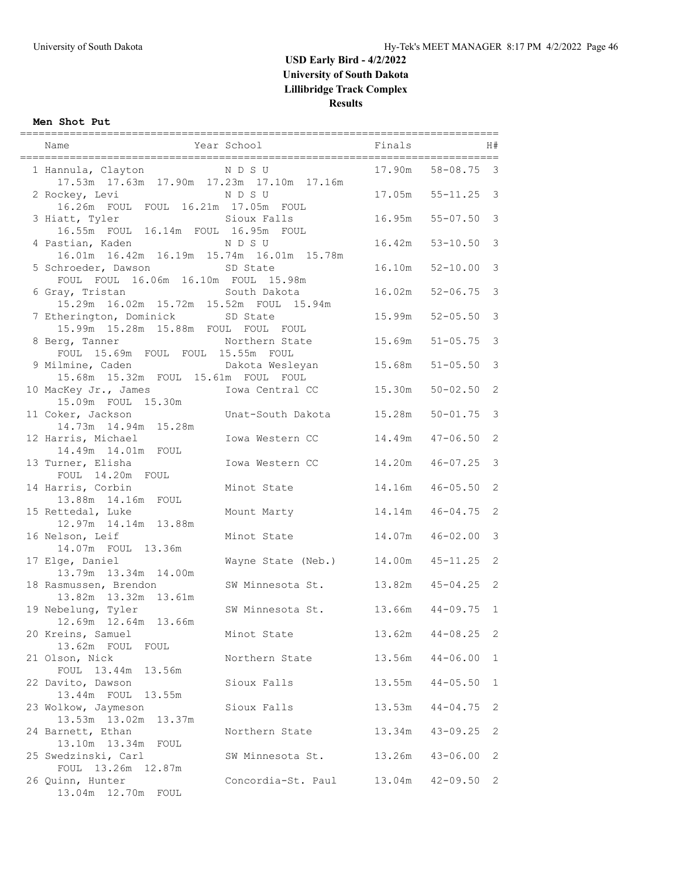# USD Early Bird - 4/2/2022
## University of South Dakota
## Lillibridge Track Complex
## Results

### Men Shot Put

| Name | Year | School | Finals | | H# |
|---|---|---|---|---|---|
| 1 Hannula, Clayton | | N D S U | 17.90m | 58-08.75 | 3 |
| 17.53m 17.63m 17.90m 17.23m 17.10m 17.16m | | | | | |
| 2 Rockey, Levi | | N D S U | 17.05m | 55-11.25 | 3 |
| 16.26m FOUL FOUL 16.21m 17.05m FOUL | | | | | |
| 3 Hiatt, Tyler | | Sioux Falls | 16.95m | 55-07.50 | 3 |
| 16.55m FOUL 16.14m FOUL 16.95m FOUL | | | | | |
| 4 Pastian, Kaden | | N D S U | 16.42m | 53-10.50 | 3 |
| 16.01m 16.42m 16.19m 15.74m 16.01m 15.78m | | | | | |
| 5 Schroeder, Dawson | | SD State | 16.10m | 52-10.00 | 3 |
| FOUL FOUL 16.06m 16.10m FOUL 15.98m | | | | | |
| 6 Gray, Tristan | | South Dakota | 16.02m | 52-06.75 | 3 |
| 15.29m 16.02m 15.72m 15.52m FOUL 15.94m | | | | | |
| 7 Etherington, Dominick | | SD State | 15.99m | 52-05.50 | 3 |
| 15.99m 15.28m 15.88m FOUL FOUL FOUL | | | | | |
| 8 Berg, Tanner | | Northern State | 15.69m | 51-05.75 | 3 |
| FOUL 15.69m FOUL FOUL 15.55m FOUL | | | | | |
| 9 Milmine, Caden | | Dakota Wesleyan | 15.68m | 51-05.50 | 3 |
| 15.68m 15.32m FOUL 15.61m FOUL FOUL | | | | | |
| 10 MacKey Jr., James | | Iowa Central CC | 15.30m | 50-02.50 | 2 |
| 15.09m FOUL 15.30m | | | | | |
| 11 Coker, Jackson | | Unat-South Dakota | 15.28m | 50-01.75 | 3 |
| 14.73m 14.94m 15.28m | | | | | |
| 12 Harris, Michael | | Iowa Western CC | 14.49m | 47-06.50 | 2 |
| 14.49m 14.01m FOUL | | | | | |
| 13 Turner, Elisha | | Iowa Western CC | 14.20m | 46-07.25 | 3 |
| FOUL 14.20m FOUL | | | | | |
| 14 Harris, Corbin | | Minot State | 14.16m | 46-05.50 | 2 |
| 13.88m 14.16m FOUL | | | | | |
| 15 Rettedal, Luke | | Mount Marty | 14.14m | 46-04.75 | 2 |
| 12.97m 14.14m 13.88m | | | | | |
| 16 Nelson, Leif | | Minot State | 14.07m | 46-02.00 | 3 |
| 14.07m FOUL 13.36m | | | | | |
| 17 Elge, Daniel | | Wayne State (Neb.) | 14.00m | 45-11.25 | 2 |
| 13.79m 13.34m 14.00m | | | | | |
| 18 Rasmussen, Brendon | | SW Minnesota St. | 13.82m | 45-04.25 | 2 |
| 13.82m 13.32m 13.61m | | | | | |
| 19 Nebelung, Tyler | | SW Minnesota St. | 13.66m | 44-09.75 | 1 |
| 12.69m 12.64m 13.66m | | | | | |
| 20 Kreins, Samuel | | Minot State | 13.62m | 44-08.25 | 2 |
| 13.62m FOUL FOUL | | | | | |
| 21 Olson, Nick | | Northern State | 13.56m | 44-06.00 | 1 |
| FOUL 13.44m 13.56m | | | | | |
| 22 Davito, Dawson | | Sioux Falls | 13.55m | 44-05.50 | 1 |
| 13.44m FOUL 13.55m | | | | | |
| 23 Wolkow, Jaymeson | | Sioux Falls | 13.53m | 44-04.75 | 2 |
| 13.53m 13.02m 13.37m | | | | | |
| 24 Barnett, Ethan | | Northern State | 13.34m | 43-09.25 | 2 |
| 13.10m 13.34m FOUL | | | | | |
| 25 Swedzinski, Carl | | SW Minnesota St. | 13.26m | 43-06.00 | 2 |
| FOUL 13.26m 12.87m | | | | | |
| 26 Quinn, Hunter | | Concordia-St. Paul | 13.04m | 42-09.50 | 2 |
| 13.04m 12.70m FOUL | | | | | |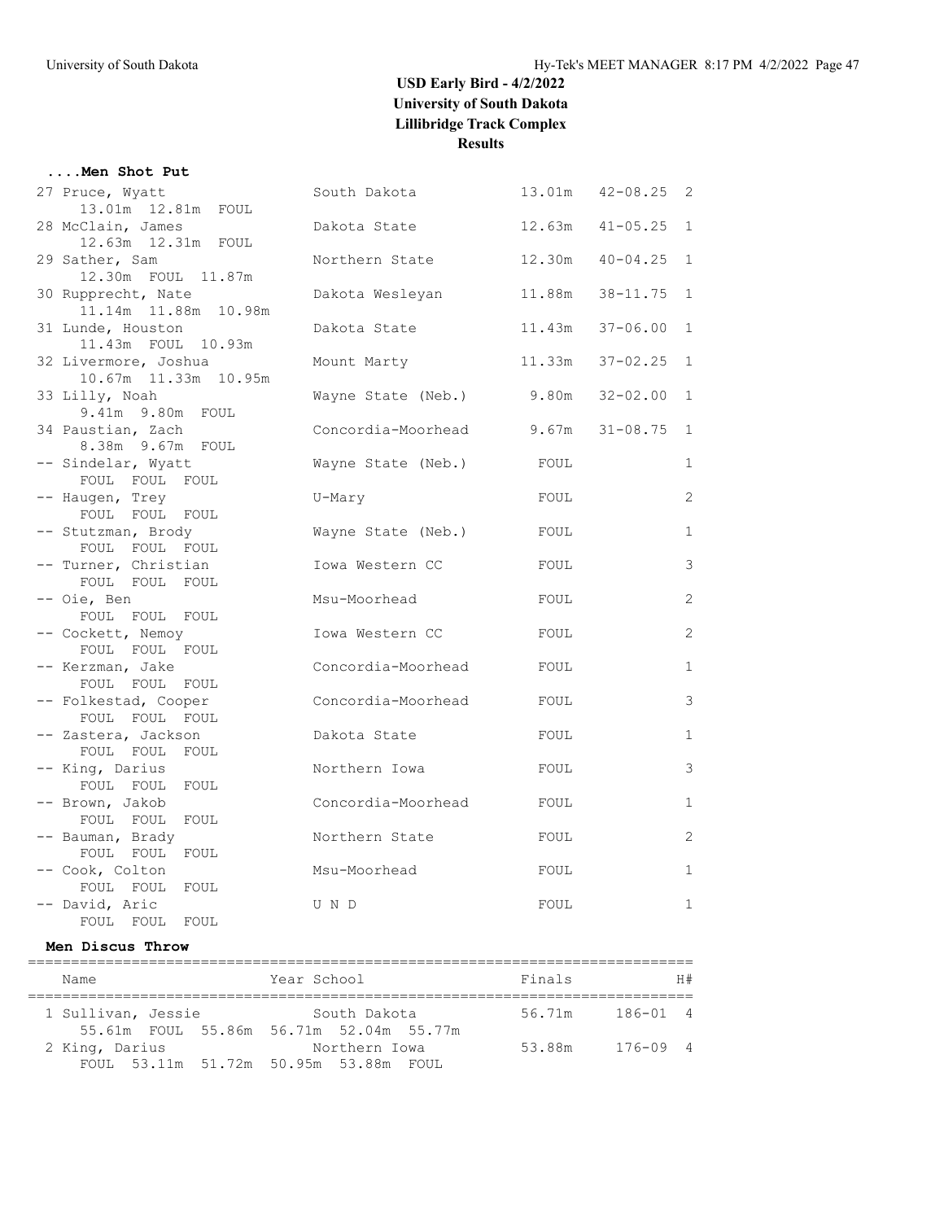# USD Early Bird - 4/2/2022
## University of South Dakota
## Lillibridge Track Complex
## Results

### ....Men Shot Put

| Place | Name | School | Finals | | H# |
|---|---|---|---|---|---|
| 27 | Pruce, Wyatt | South Dakota | 13.01m | 42-08.25 | 2 |
| | 13.01m 12.81m FOUL | | | | |
| 28 | McClain, James | Dakota State | 12.63m | 41-05.25 | 1 |
| | 12.63m 12.31m FOUL | | | | |
| 29 | Sather, Sam | Northern State | 12.30m | 40-04.25 | 1 |
| | 12.30m FOUL 11.87m | | | | |
| 30 | Rupprecht, Nate | Dakota Wesleyan | 11.88m | 38-11.75 | 1 |
| | 11.14m 11.88m 10.98m | | | | |
| 31 | Lunde, Houston | Dakota State | 11.43m | 37-06.00 | 1 |
| | 11.43m FOUL 10.93m | | | | |
| 32 | Livermore, Joshua | Mount Marty | 11.33m | 37-02.25 | 1 |
| | 10.67m 11.33m 10.95m | | | | |
| 33 | Lilly, Noah | Wayne State (Neb.) | 9.80m | 32-02.00 | 1 |
| | 9.41m 9.80m FOUL | | | | |
| 34 | Paustian, Zach | Concordia-Moorhead | 9.67m | 31-08.75 | 1 |
| | 8.38m 9.67m FOUL | | | | |
| -- | Sindelar, Wyatt | Wayne State (Neb.) | FOUL | | 1 |
| | FOUL FOUL FOUL | | | | |
| -- | Haugen, Trey | U-Mary | FOUL | | 2 |
| | FOUL FOUL FOUL | | | | |
| -- | Stutzman, Brody | Wayne State (Neb.) | FOUL | | 1 |
| | FOUL FOUL FOUL | | | | |
| -- | Turner, Christian | Iowa Western CC | FOUL | | 3 |
| | FOUL FOUL FOUL | | | | |
| -- | Oie, Ben | Msu-Moorhead | FOUL | | 2 |
| | FOUL FOUL FOUL | | | | |
| -- | Cockett, Nemoy | Iowa Western CC | FOUL | | 2 |
| | FOUL FOUL FOUL | | | | |
| -- | Kerzman, Jake | Concordia-Moorhead | FOUL | | 1 |
| | FOUL FOUL FOUL | | | | |
| -- | Folkestad, Cooper | Concordia-Moorhead | FOUL | | 3 |
| | FOUL FOUL FOUL | | | | |
| -- | Zastera, Jackson | Dakota State | FOUL | | 1 |
| | FOUL FOUL FOUL | | | | |
| -- | King, Darius | Northern Iowa | FOUL | | 3 |
| | FOUL FOUL FOUL | | | | |
| -- | Brown, Jakob | Concordia-Moorhead | FOUL | | 1 |
| | FOUL FOUL FOUL | | | | |
| -- | Bauman, Brady | Northern State | FOUL | | 2 |
| | FOUL FOUL FOUL | | | | |
| -- | Cook, Colton | Msu-Moorhead | FOUL | | 1 |
| | FOUL FOUL FOUL | | | | |
| -- | David, Aric | U N D | FOUL | | 1 |
| | FOUL FOUL FOUL | | | | |

### Men Discus Throw

| Place | Name | Year School | Finals | | H# |
|---|---|---|---|---|---|
| 1 | Sullivan, Jessie | South Dakota | 56.71m | 186-01 | 4 |
| | 55.61m FOUL 55.86m 56.71m 52.04m 55.77m | | | | |
| 2 | King, Darius | Northern Iowa | 53.88m | 176-09 | 4 |
| | FOUL 53.11m 51.72m 50.95m 53.88m FOUL | | | | |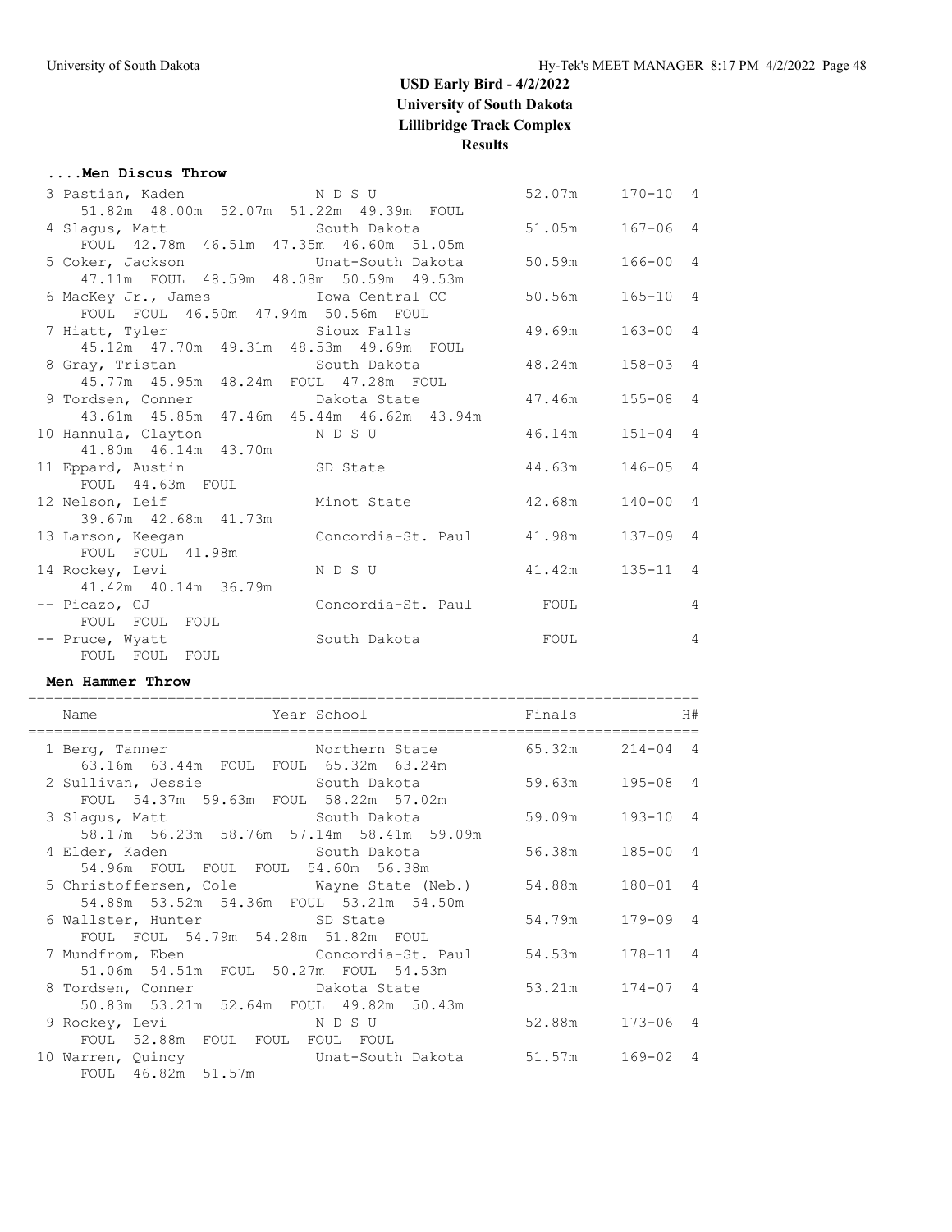# USD Early Bird - 4/2/2022

## University of South Dakota

## Lillibridge Track Complex

## Results

### ....Men Discus Throw

| Place | Name | School | Finals | | H# |
|---|---|---|---|---|---|
| 3 | Pastian, Kaden | N D S U | 52.07m | 170-10 | 4 |
| | 51.82m 48.00m 52.07m 51.22m 49.39m FOUL | | | | |
| 4 | Slagus, Matt | South Dakota | 51.05m | 167-06 | 4 |
| | FOUL 42.78m 46.51m 47.35m 46.60m 51.05m | | | | |
| 5 | Coker, Jackson | Unat-South Dakota | 50.59m | 166-00 | 4 |
| | 47.11m FOUL 48.59m 48.08m 50.59m 49.53m | | | | |
| 6 | MacKey Jr., James | Iowa Central CC | 50.56m | 165-10 | 4 |
| | FOUL FOUL 46.50m 47.94m 50.56m FOUL | | | | |
| 7 | Hiatt, Tyler | Sioux Falls | 49.69m | 163-00 | 4 |
| | 45.12m 47.70m 49.31m 48.53m 49.69m FOUL | | | | |
| 8 | Gray, Tristan | South Dakota | 48.24m | 158-03 | 4 |
| | 45.77m 45.95m 48.24m FOUL 47.28m FOUL | | | | |
| 9 | Tordsen, Conner | Dakota State | 47.46m | 155-08 | 4 |
| | 43.61m 45.85m 47.46m 45.44m 46.62m 43.94m | | | | |
| 10 | Hannula, Clayton | N D S U | 46.14m | 151-04 | 4 |
| | 41.80m 46.14m 43.70m | | | | |
| 11 | Eppard, Austin | SD State | 44.63m | 146-05 | 4 |
| | FOUL 44.63m FOUL | | | | |
| 12 | Nelson, Leif | Minot State | 42.68m | 140-00 | 4 |
| | 39.67m 42.68m 41.73m | | | | |
| 13 | Larson, Keegan | Concordia-St. Paul | 41.98m | 137-09 | 4 |
| | FOUL FOUL 41.98m | | | | |
| 14 | Rockey, Levi | N D S U | 41.42m | 135-11 | 4 |
| | 41.42m 40.14m 36.79m | | | | |
| -- | Picazo, CJ | Concordia-St. Paul | FOUL | | 4 |
| | FOUL FOUL FOUL | | | | |
| -- | Pruce, Wyatt | South Dakota | FOUL | | 4 |
| | FOUL FOUL FOUL | | | | |

### Men Hammer Throw

| Place | Name | Year School | Finals | | H# |
|---|---|---|---|---|---|
| 1 | Berg, Tanner | Northern State | 65.32m | 214-04 | 4 |
| | 63.16m 63.44m FOUL FOUL 65.32m 63.24m | | | | |
| 2 | Sullivan, Jessie | South Dakota | 59.63m | 195-08 | 4 |
| | FOUL 54.37m 59.63m FOUL 58.22m 57.02m | | | | |
| 3 | Slagus, Matt | South Dakota | 59.09m | 193-10 | 4 |
| | 58.17m 56.23m 58.76m 57.14m 58.41m 59.09m | | | | |
| 4 | Elder, Kaden | South Dakota | 56.38m | 185-00 | 4 |
| | 54.96m FOUL FOUL FOUL 54.60m 56.38m | | | | |
| 5 | Christoffersen, Cole | Wayne State (Neb.) | 54.88m | 180-01 | 4 |
| | 54.88m 53.52m 54.36m FOUL 53.21m 54.50m | | | | |
| 6 | Wallster, Hunter | SD State | 54.79m | 179-09 | 4 |
| | FOUL FOUL 54.79m 54.28m 51.82m FOUL | | | | |
| 7 | Mundfrom, Eben | Concordia-St. Paul | 54.53m | 178-11 | 4 |
| | 51.06m 54.51m FOUL 50.27m FOUL 54.53m | | | | |
| 8 | Tordsen, Conner | Dakota State | 53.21m | 174-07 | 4 |
| | 50.83m 53.21m 52.64m FOUL 49.82m 50.43m | | | | |
| 9 | Rockey, Levi | N D S U | 52.88m | 173-06 | 4 |
| | FOUL 52.88m FOUL FOUL FOUL FOUL | | | | |
| 10 | Warren, Quincy | Unat-South Dakota | 51.57m | 169-02 | 4 |
| | FOUL 46.82m 51.57m | | | | |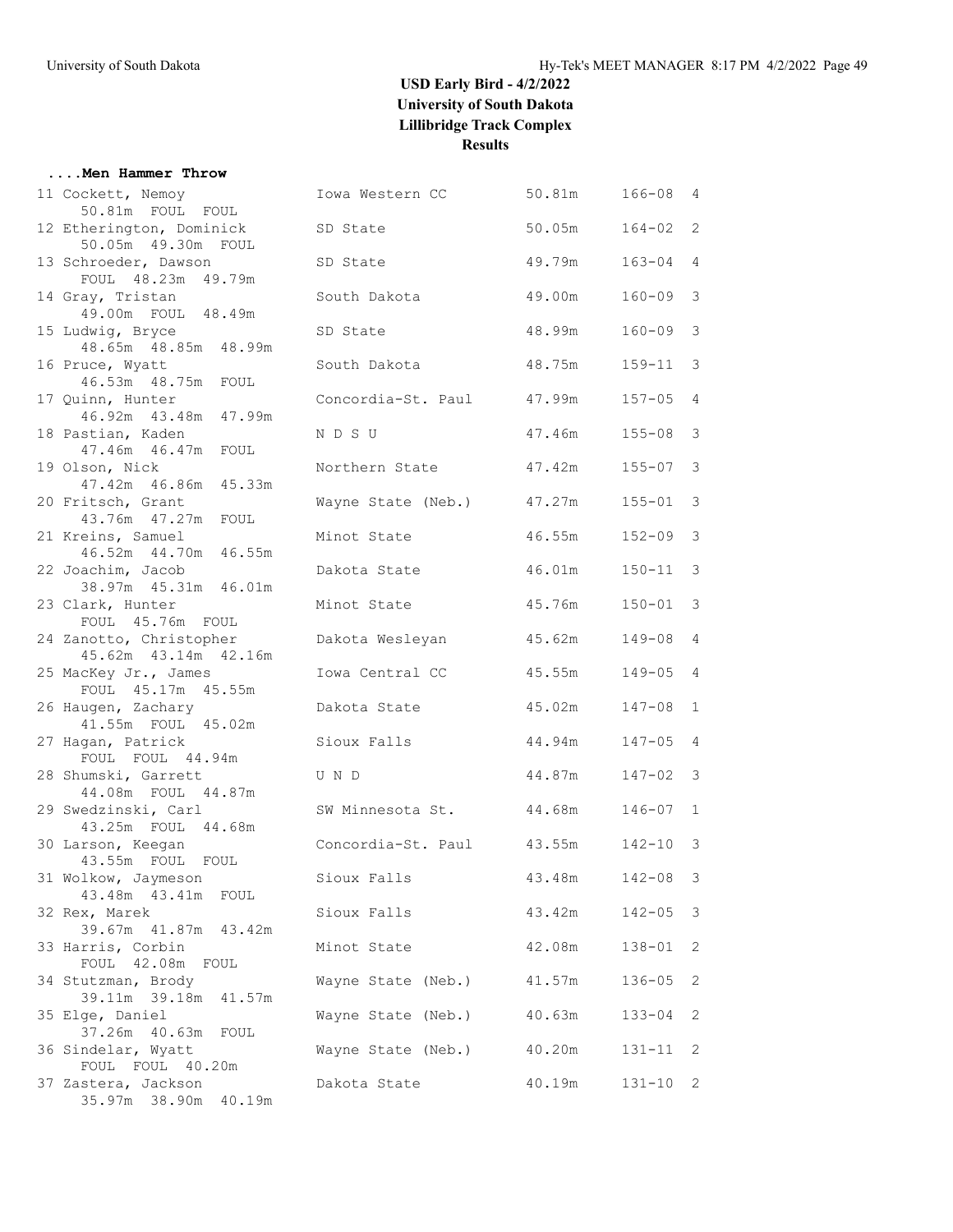## USD Early Bird - 4/2/2022
## University of South Dakota
## Lillibridge Track Complex
## Results

### ....Men Hammer Throw

| Place | Name | School | Mark | Imperial | Flight |
|---|---|---|---|---|---|
| 11 | Cockett, Nemoy | Iowa Western CC | 50.81m | 166-08 | 4 |
| | 50.81m FOUL FOUL | | | | |
| 12 | Etherington, Dominick | SD State | 50.05m | 164-02 | 2 |
| | 50.05m 49.30m FOUL | | | | |
| 13 | Schroeder, Dawson | SD State | 49.79m | 163-04 | 4 |
| | FOUL 48.23m 49.79m | | | | |
| 14 | Gray, Tristan | South Dakota | 49.00m | 160-09 | 3 |
| | 49.00m FOUL 48.49m | | | | |
| 15 | Ludwig, Bryce | SD State | 48.99m | 160-09 | 3 |
| | 48.65m 48.85m 48.99m | | | | |
| 16 | Pruce, Wyatt | South Dakota | 48.75m | 159-11 | 3 |
| | 46.53m 48.75m FOUL | | | | |
| 17 | Quinn, Hunter | Concordia-St. Paul | 47.99m | 157-05 | 4 |
| | 46.92m 43.48m 47.99m | | | | |
| 18 | Pastian, Kaden | N D S U | 47.46m | 155-08 | 3 |
| | 47.46m 46.47m FOUL | | | | |
| 19 | Olson, Nick | Northern State | 47.42m | 155-07 | 3 |
| | 47.42m 46.86m 45.33m | | | | |
| 20 | Fritsch, Grant | Wayne State (Neb.) | 47.27m | 155-01 | 3 |
| | 43.76m 47.27m FOUL | | | | |
| 21 | Kreins, Samuel | Minot State | 46.55m | 152-09 | 3 |
| | 46.52m 44.70m 46.55m | | | | |
| 22 | Joachim, Jacob | Dakota State | 46.01m | 150-11 | 3 |
| | 38.97m 45.31m 46.01m | | | | |
| 23 | Clark, Hunter | Minot State | 45.76m | 150-01 | 3 |
| | FOUL 45.76m FOUL | | | | |
| 24 | Zanotto, Christopher | Dakota Wesleyan | 45.62m | 149-08 | 4 |
| | 45.62m 43.14m 42.16m | | | | |
| 25 | MacKey Jr., James | Iowa Central CC | 45.55m | 149-05 | 4 |
| | FOUL 45.17m 45.55m | | | | |
| 26 | Haugen, Zachary | Dakota State | 45.02m | 147-08 | 1 |
| | 41.55m FOUL 45.02m | | | | |
| 27 | Hagan, Patrick | Sioux Falls | 44.94m | 147-05 | 4 |
| | FOUL FOUL 44.94m | | | | |
| 28 | Shumski, Garrett | U N D | 44.87m | 147-02 | 3 |
| | 44.08m FOUL 44.87m | | | | |
| 29 | Swedzinski, Carl | SW Minnesota St. | 44.68m | 146-07 | 1 |
| | 43.25m FOUL 44.68m | | | | |
| 30 | Larson, Keegan | Concordia-St. Paul | 43.55m | 142-10 | 3 |
| | 43.55m FOUL FOUL | | | | |
| 31 | Wolkow, Jaymeson | Sioux Falls | 43.48m | 142-08 | 3 |
| | 43.48m 43.41m FOUL | | | | |
| 32 | Rex, Marek | Sioux Falls | 43.42m | 142-05 | 3 |
| | 39.67m 41.87m 43.42m | | | | |
| 33 | Harris, Corbin | Minot State | 42.08m | 138-01 | 2 |
| | FOUL 42.08m FOUL | | | | |
| 34 | Stutzman, Brody | Wayne State (Neb.) | 41.57m | 136-05 | 2 |
| | 39.11m 39.18m 41.57m | | | | |
| 35 | Elge, Daniel | Wayne State (Neb.) | 40.63m | 133-04 | 2 |
| | 37.26m 40.63m FOUL | | | | |
| 36 | Sindelar, Wyatt | Wayne State (Neb.) | 40.20m | 131-11 | 2 |
| | FOUL FOUL 40.20m | | | | |
| 37 | Zastera, Jackson | Dakota State | 40.19m | 131-10 | 2 |
| | 35.97m 38.90m 40.19m | | | | |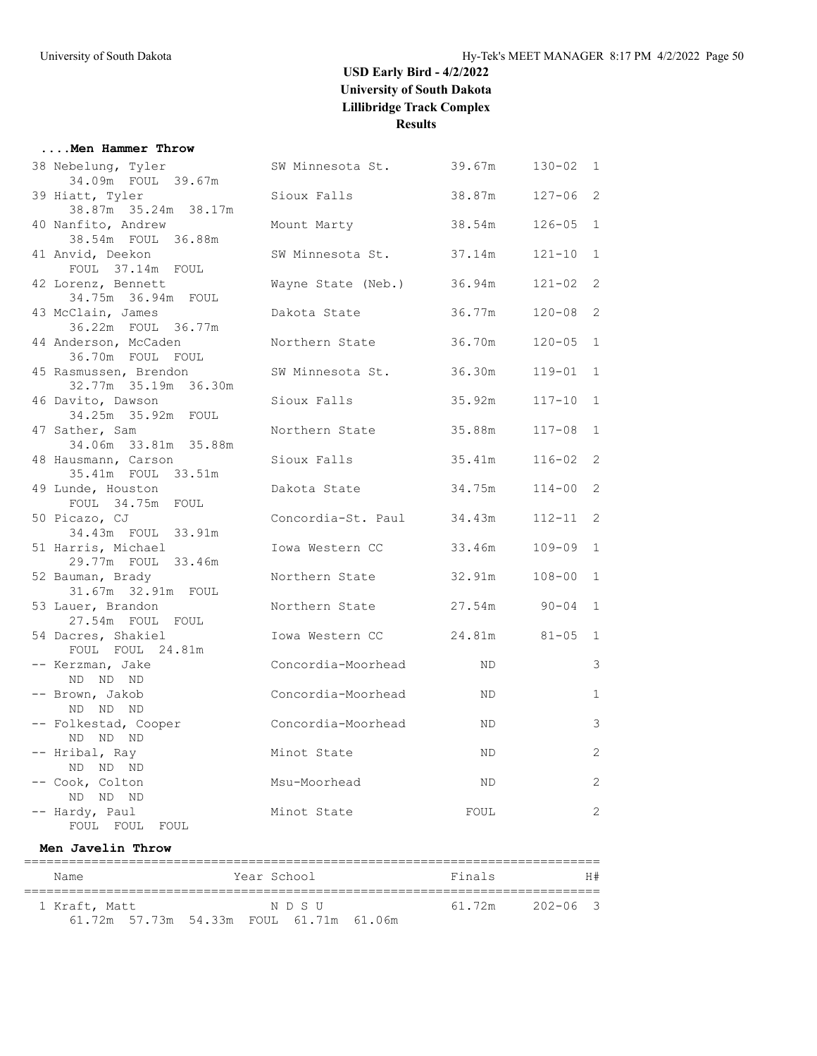# USD Early Bird - 4/2/2022
## University of South Dakota
## Lillibridge Track Complex
## Results

### ....Men Hammer Throw

| Place | Name | School | Finals | | H# |
|---|---|---|---|---|---|
| 38 | Nebelung, Tyler | SW Minnesota St. | 39.67m | 130-02 | 1 |
| | 34.09m FOUL 39.67m | | | | |
| 39 | Hiatt, Tyler | Sioux Falls | 38.87m | 127-06 | 2 |
| | 38.87m 35.24m 38.17m | | | | |
| 40 | Nanfito, Andrew | Mount Marty | 38.54m | 126-05 | 1 |
| | 38.54m FOUL 36.88m | | | | |
| 41 | Anvid, Deekon | SW Minnesota St. | 37.14m | 121-10 | 1 |
| | FOUL 37.14m FOUL | | | | |
| 42 | Lorenz, Bennett | Wayne State (Neb.) | 36.94m | 121-02 | 2 |
| | 34.75m 36.94m FOUL | | | | |
| 43 | McClain, James | Dakota State | 36.77m | 120-08 | 2 |
| | 36.22m FOUL 36.77m | | | | |
| 44 | Anderson, McCaden | Northern State | 36.70m | 120-05 | 1 |
| | 36.70m FOUL FOUL | | | | |
| 45 | Rasmussen, Brendon | SW Minnesota St. | 36.30m | 119-01 | 1 |
| | 32.77m 35.19m 36.30m | | | | |
| 46 | Davito, Dawson | Sioux Falls | 35.92m | 117-10 | 1 |
| | 34.25m 35.92m FOUL | | | | |
| 47 | Sather, Sam | Northern State | 35.88m | 117-08 | 1 |
| | 34.06m 33.81m 35.88m | | | | |
| 48 | Hausmann, Carson | Sioux Falls | 35.41m | 116-02 | 2 |
| | 35.41m FOUL 33.51m | | | | |
| 49 | Lunde, Houston | Dakota State | 34.75m | 114-00 | 2 |
| | FOUL 34.75m FOUL | | | | |
| 50 | Picazo, CJ | Concordia-St. Paul | 34.43m | 112-11 | 2 |
| | 34.43m FOUL 33.91m | | | | |
| 51 | Harris, Michael | Iowa Western CC | 33.46m | 109-09 | 1 |
| | 29.77m FOUL 33.46m | | | | |
| 52 | Bauman, Brady | Northern State | 32.91m | 108-00 | 1 |
| | 31.67m 32.91m FOUL | | | | |
| 53 | Lauer, Brandon | Northern State | 27.54m | 90-04 | 1 |
| | 27.54m FOUL FOUL | | | | |
| 54 | Dacres, Shakiel | Iowa Western CC | 24.81m | 81-05 | 1 |
| | FOUL FOUL 24.81m | | | | |
| -- | Kerzman, Jake | Concordia-Moorhead | ND | | 3 |
| | ND ND ND | | | | |
| -- | Brown, Jakob | Concordia-Moorhead | ND | | 1 |
| | ND ND ND | | | | |
| -- | Folkestad, Cooper | Concordia-Moorhead | ND | | 3 |
| | ND ND ND | | | | |
| -- | Hribal, Ray | Minot State | ND | | 2 |
| | ND ND ND | | | | |
| -- | Cook, Colton | Msu-Moorhead | ND | | 2 |
| | ND ND ND | | | | |
| -- | Hardy, Paul | Minot State | FOUL | | 2 |
| | FOUL FOUL FOUL | | | | |

### Men Javelin Throw

| Place | Name | Year | School | Finals | | H# |
|---|---|---|---|---|---|---|
| 1 | Kraft, Matt | | N D S U | 61.72m | 202-06 | 3 |
| | 61.72m 57.73m 54.33m FOUL 61.71m 61.06m | | | | | |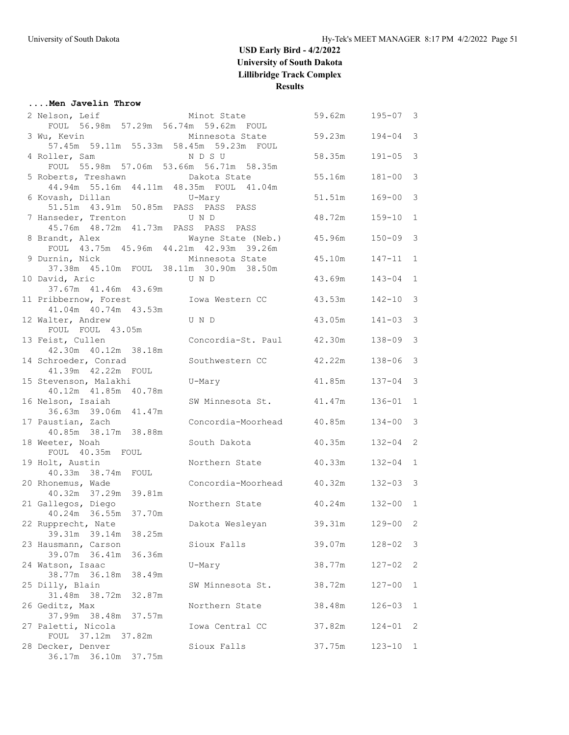# USD Early Bird - 4/2/2022
## University of South Dakota
## Lillibridge Track Complex
## Results

### ....Men Javelin Throw

```
  2 Nelson, Leif               Minot State              59.62m    195-07  3 
      FOUL  56.98m  57.29m  56.74m  59.62m  FOUL
  3 Wu, Kevin                  Minnesota State          59.23m    194-04  3 
      57.45m  59.11m  55.33m  58.45m  59.23m  FOUL
  4 Roller, Sam                N D S U                  58.35m    191-05  3 
      FOUL  55.98m  57.06m  53.66m  56.71m  58.35m
  5 Roberts, Treshawn          Dakota State             55.16m    181-00  3 
      44.94m  55.16m  44.11m  48.35m  FOUL  41.04m
  6 Kovash, Dillan             U-Mary                   51.51m    169-00  3 
      51.51m  43.91m  50.85m  PASS  PASS  PASS
  7 Hanseder, Trenton          U N D                    48.72m    159-10  1 
      45.76m  48.72m  41.73m  PASS  PASS  PASS
  8 Brandt, Alex               Wayne State (Neb.)       45.96m    150-09  3 
      FOUL  43.75m  45.96m  44.21m  42.93m  39.26m
  9 Durnin, Nick               Minnesota State          45.10m    147-11  1 
      37.38m  45.10m  FOUL  38.11m  30.90m  38.50m
 10 David, Aric                U N D                    43.69m    143-04  1 
      37.67m  41.46m  43.69m
 11 Pribbernow, Forest         Iowa Western CC          43.53m    142-10  3 
      41.04m  40.74m  43.53m
 12 Walter, Andrew             U N D                    43.05m    141-03  3 
      FOUL  FOUL  43.05m
 13 Feist, Cullen              Concordia-St. Paul       42.30m    138-09  3 
      42.30m  40.12m  38.18m
 14 Schroeder, Conrad          Southwestern CC          42.22m    138-06  3 
      41.39m  42.22m  FOUL
 15 Stevenson, Malakhi         U-Mary                   41.85m    137-04  3 
      40.12m  41.85m  40.78m
 16 Nelson, Isaiah             SW Minnesota St.         41.47m    136-01  1 
      36.63m  39.06m  41.47m
 17 Paustian, Zach             Concordia-Moorhead       40.85m    134-00  3 
      40.85m  38.17m  38.88m
 18 Weeter, Noah               South Dakota             40.35m    132-04  2 
      FOUL  40.35m  FOUL
 19 Holt, Austin               Northern State           40.33m    132-04  1 
      40.33m  38.74m  FOUL
 20 Rhonemus, Wade             Concordia-Moorhead       40.32m    132-03  3 
      40.32m  37.29m  39.81m
 21 Gallegos, Diego            Northern State           40.24m    132-00  1 
      40.24m  36.55m  37.70m
 22 Rupprecht, Nate            Dakota Wesleyan          39.31m    129-00  2 
      39.31m  39.14m  38.25m
 23 Hausmann, Carson           Sioux Falls              39.07m    128-02  3 
      39.07m  36.41m  36.36m
 24 Watson, Isaac              U-Mary                   38.77m    127-02  2 
      38.77m  36.18m  38.49m
 25 Dilly, Blain               SW Minnesota St.         38.72m    127-00  1 
      31.48m  38.72m  32.87m
 26 Geditz, Max                Northern State           38.48m    126-03  1 
      37.99m  38.48m  37.57m
 27 Paletti, Nicola            Iowa Central CC          37.82m    124-01  2 
      FOUL  37.12m  37.82m
 28 Decker, Denver             Sioux Falls              37.75m    123-10  1 
      36.17m  36.10m  37.75m
```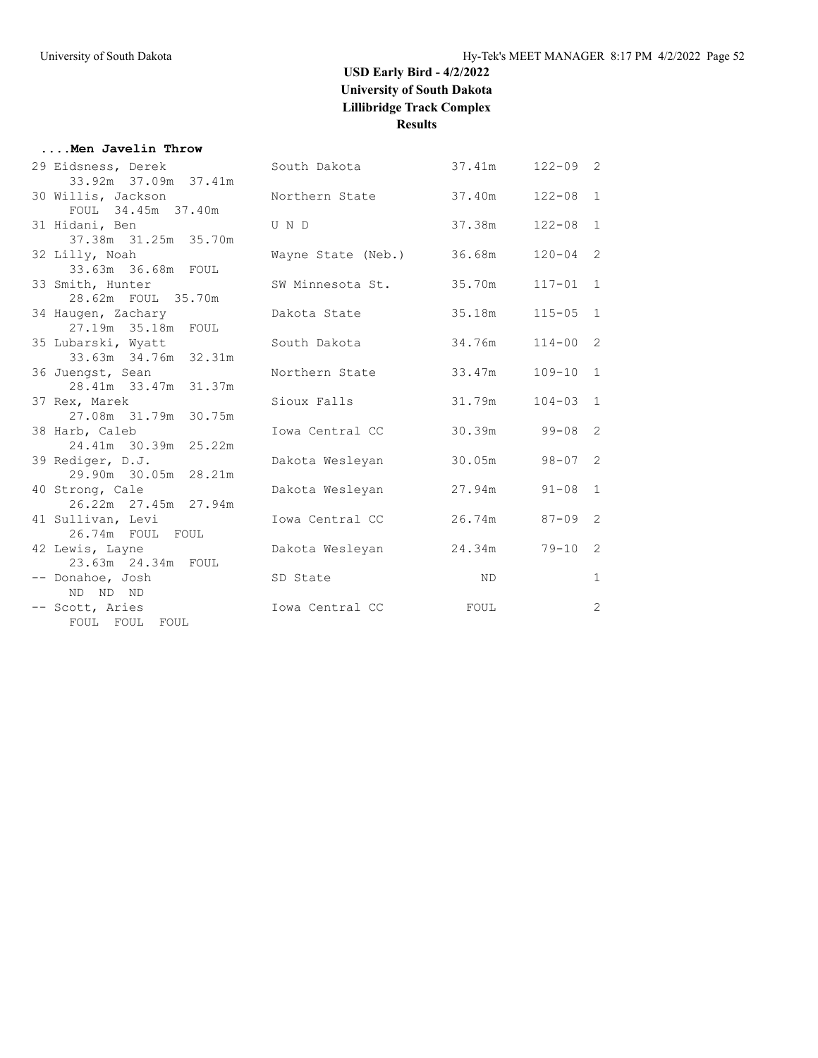## USD Early Bird - 4/2/2022
## University of South Dakota
## Lillibridge Track Complex
## Results

**....Men Javelin Throw**

| | | | | | |
|---|---|---|---|---|---|
| 29 | Eidsness, Derek | South Dakota | 37.41m | 122-09 | 2 |
| | 33.92m 37.09m 37.41m | | | | |
| 30 | Willis, Jackson | Northern State | 37.40m | 122-08 | 1 |
| | FOUL 34.45m 37.40m | | | | |
| 31 | Hidani, Ben | U N D | 37.38m | 122-08 | 1 |
| | 37.38m 31.25m 35.70m | | | | |
| 32 | Lilly, Noah | Wayne State (Neb.) | 36.68m | 120-04 | 2 |
| | 33.63m 36.68m FOUL | | | | |
| 33 | Smith, Hunter | SW Minnesota St. | 35.70m | 117-01 | 1 |
| | 28.62m FOUL 35.70m | | | | |
| 34 | Haugen, Zachary | Dakota State | 35.18m | 115-05 | 1 |
| | 27.19m 35.18m FOUL | | | | |
| 35 | Lubarski, Wyatt | South Dakota | 34.76m | 114-00 | 2 |
| | 33.63m 34.76m 32.31m | | | | |
| 36 | Juengst, Sean | Northern State | 33.47m | 109-10 | 1 |
| | 28.41m 33.47m 31.37m | | | | |
| 37 | Rex, Marek | Sioux Falls | 31.79m | 104-03 | 1 |
| | 27.08m 31.79m 30.75m | | | | |
| 38 | Harb, Caleb | Iowa Central CC | 30.39m | 99-08 | 2 |
| | 24.41m 30.39m 25.22m | | | | |
| 39 | Rediger, D.J. | Dakota Wesleyan | 30.05m | 98-07 | 2 |
| | 29.90m 30.05m 28.21m | | | | |
| 40 | Strong, Cale | Dakota Wesleyan | 27.94m | 91-08 | 1 |
| | 26.22m 27.45m 27.94m | | | | |
| 41 | Sullivan, Levi | Iowa Central CC | 26.74m | 87-09 | 2 |
| | 26.74m FOUL FOUL | | | | |
| 42 | Lewis, Layne | Dakota Wesleyan | 24.34m | 79-10 | 2 |
| | 23.63m 24.34m FOUL | | | | |
| -- | Donahoe, Josh | SD State | ND | | 1 |
| | ND ND ND | | | | |
| -- | Scott, Aries | Iowa Central CC | FOUL | | 2 |
| | FOUL FOUL FOUL | | | | |